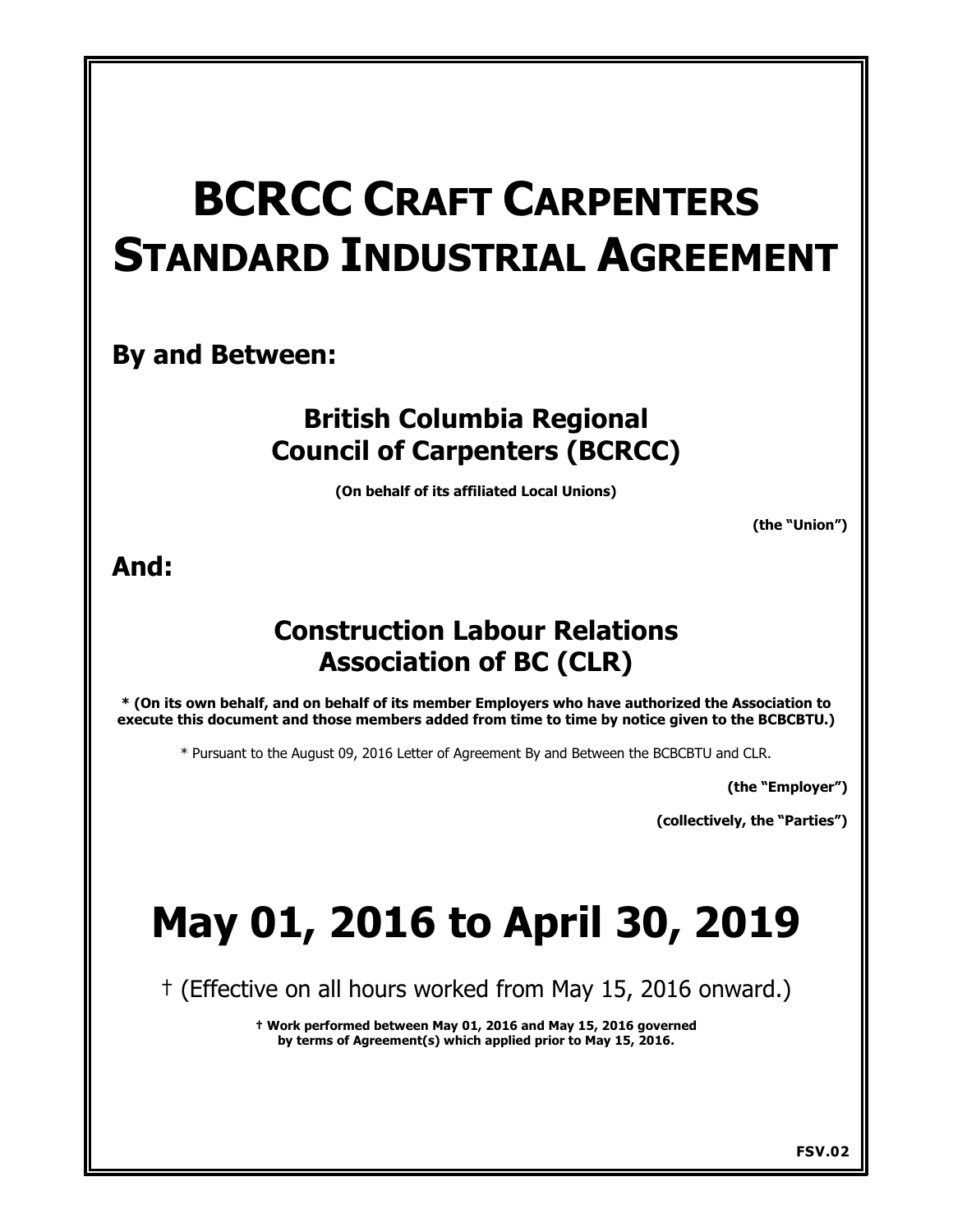# BCRCC CRAFT CARPENTERS STANDARD INDUSTRIAL AGREEMENT

**By and Between:**

**British Columbia Regional Council of Carpenters (BCRCC)**

**(On behalf of its affiliated Local Unions)**

**(the "Union")**

**And:**

**Construction Labour Relations Association of BC (CLR)**

**\* (On its own behalf, and on behalf of its member Employers who have authorized the Association to execute this document and those members added from time to time by notice given to the BCBCBTU.)**

\* Pursuant to the August 09, 2016 Letter of Agreement By and Between the BCBCBTU and CLR.

**(the "Employer")**

**(collectively, the "Parties")**

# May 01, 2016 to April 30, 2019

† (Effective on all hours worked from May 15, 2016 onward.)

**† Work performed between May 01, 2016 and May 15, 2016 governed by terms of Agreement(s) which applied prior to May 15, 2016.**

**FSV.02**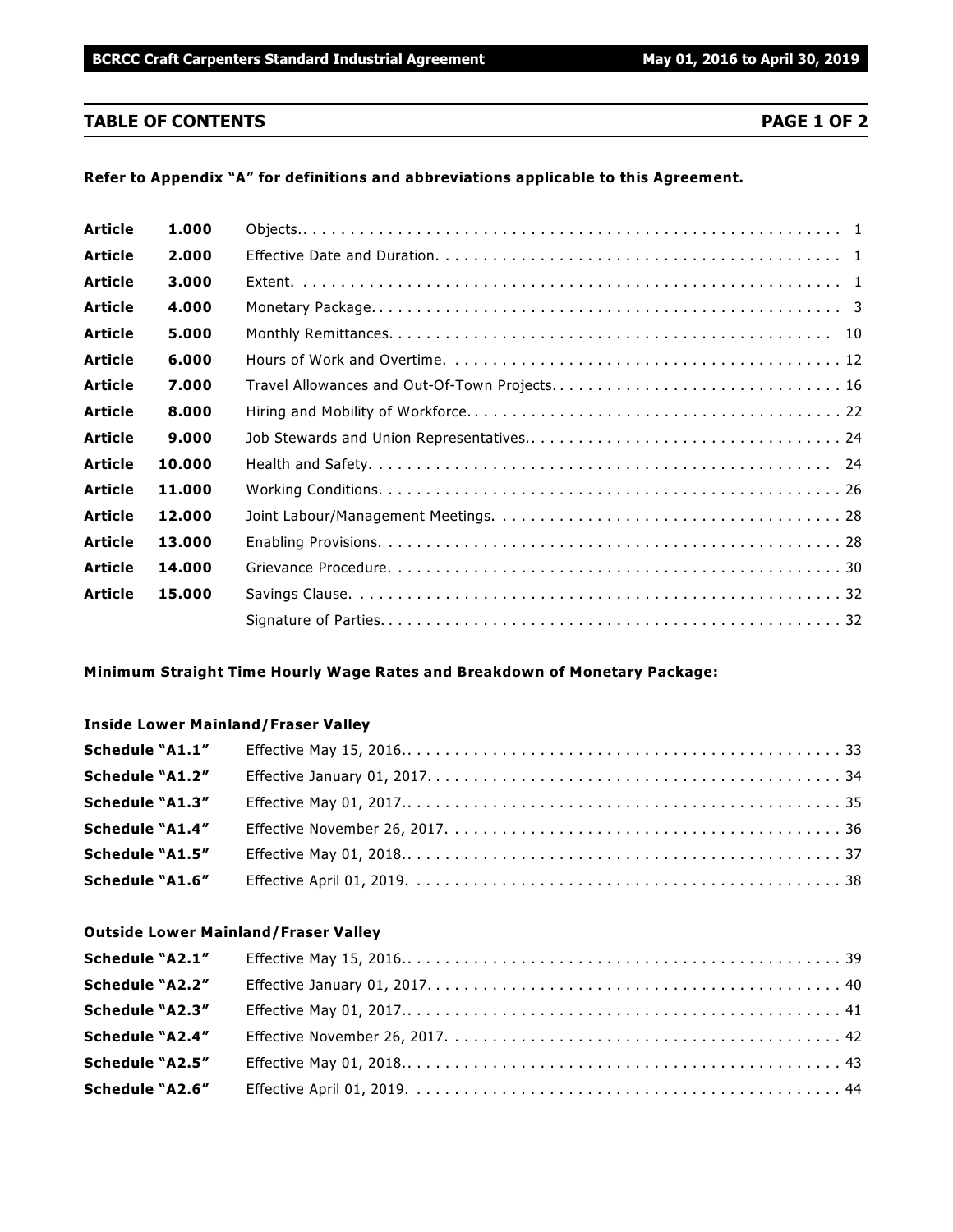## TABLE OF CONTENTS

**Refer to Appendix "A" for definitions and abbreviations applicable to this Agreement.**

| | | | |
|---|---|---|---|
| **Article** | **1.000** | Objects | 1 |
| **Article** | **2.000** | Effective Date and Duration | 1 |
| **Article** | **3.000** | Extent | 1 |
| **Article** | **4.000** | Monetary Package | 3 |
| **Article** | **5.000** | Monthly Remittances | 10 |
| **Article** | **6.000** | Hours of Work and Overtime | 12 |
| **Article** | **7.000** | Travel Allowances and Out-Of-Town Projects | 16 |
| **Article** | **8.000** | Hiring and Mobility of Workforce | 22 |
| **Article** | **9.000** | Job Stewards and Union Representatives | 24 |
| **Article** | **10.000** | Health and Safety | 24 |
| **Article** | **11.000** | Working Conditions | 26 |
| **Article** | **12.000** | Joint Labour/Management Meetings | 28 |
| **Article** | **13.000** | Enabling Provisions | 28 |
| **Article** | **14.000** | Grievance Procedure | 30 |
| **Article** | **15.000** | Savings Clause | 32 |
| | | Signature of Parties | 32 |

**Minimum Straight Time Hourly Wage Rates and Breakdown of Monetary Package:**

**Inside Lower Mainland/Fraser Valley**

| | | |
|---|---|---|
| **Schedule "A1.1"** | Effective May 15, 2016 | 33 |
| **Schedule "A1.2"** | Effective January 01, 2017 | 34 |
| **Schedule "A1.3"** | Effective May 01, 2017 | 35 |
| **Schedule "A1.4"** | Effective November 26, 2017 | 36 |
| **Schedule "A1.5"** | Effective May 01, 2018 | 37 |
| **Schedule "A1.6"** | Effective April 01, 2019 | 38 |

**Outside Lower Mainland/Fraser Valley**

| | | |
|---|---|---|
| **Schedule "A2.1"** | Effective May 15, 2016 | 39 |
| **Schedule "A2.2"** | Effective January 01, 2017 | 40 |
| **Schedule "A2.3"** | Effective May 01, 2017 | 41 |
| **Schedule "A2.4"** | Effective November 26, 2017 | 42 |
| **Schedule "A2.5"** | Effective May 01, 2018 | 43 |
| **Schedule "A2.6"** | Effective April 01, 2019 | 44 |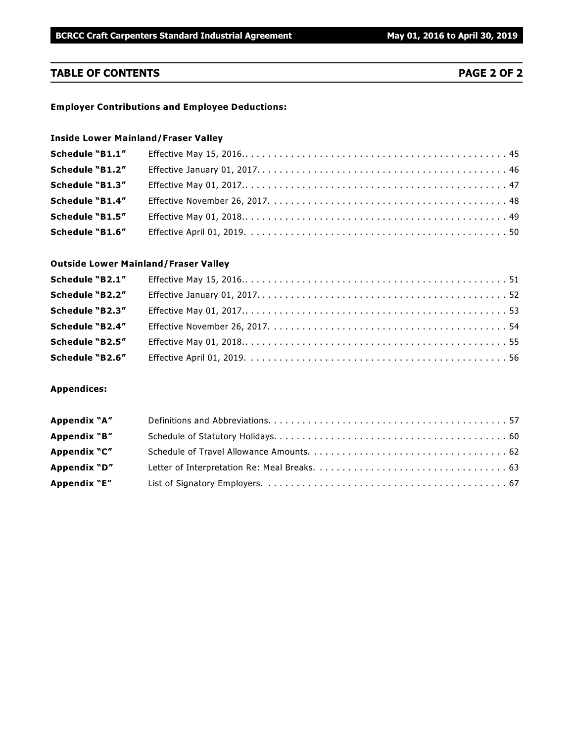## TABLE OF CONTENTS

**PAGE 2 OF 2**

**Employer Contributions and Employee Deductions:**

**Inside Lower Mainland/Fraser Valley**

| | | |
|---|---|---|
| **Schedule "B1.1"** | Effective May 15, 2016. | 45 |
| **Schedule "B1.2"** | Effective January 01, 2017. | 46 |
| **Schedule "B1.3"** | Effective May 01, 2017. | 47 |
| **Schedule "B1.4"** | Effective November 26, 2017. | 48 |
| **Schedule "B1.5"** | Effective May 01, 2018. | 49 |
| **Schedule "B1.6"** | Effective April 01, 2019. | 50 |

**Outside Lower Mainland/Fraser Valley**

| | | |
|---|---|---|
| **Schedule "B2.1"** | Effective May 15, 2016. | 51 |
| **Schedule "B2.2"** | Effective January 01, 2017. | 52 |
| **Schedule "B2.3"** | Effective May 01, 2017. | 53 |
| **Schedule "B2.4"** | Effective November 26, 2017. | 54 |
| **Schedule "B2.5"** | Effective May 01, 2018. | 55 |
| **Schedule "B2.6"** | Effective April 01, 2019. | 56 |

**Appendices:**

| | | |
|---|---|---|
| **Appendix "A"** | Definitions and Abbreviations. | 57 |
| **Appendix "B"** | Schedule of Statutory Holidays. | 60 |
| **Appendix "C"** | Schedule of Travel Allowance Amounts. | 62 |
| **Appendix "D"** | Letter of Interpretation Re: Meal Breaks. | 63 |
| **Appendix "E"** | List of Signatory Employers. | 67 |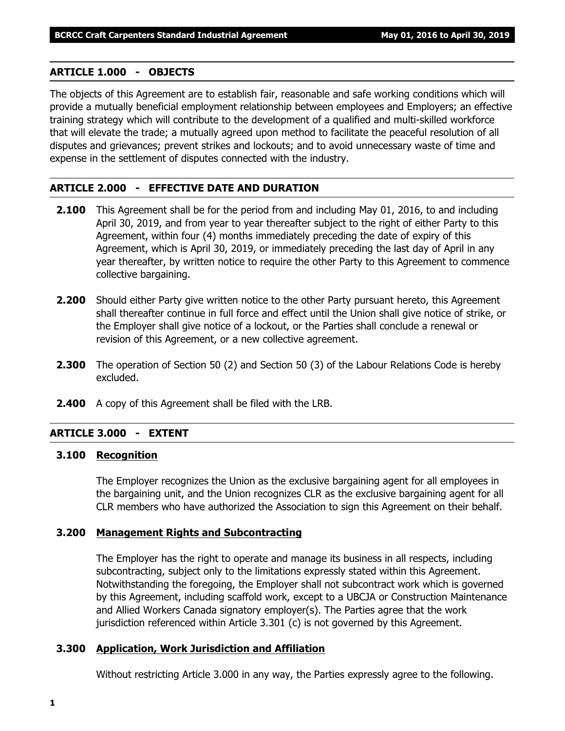## ARTICLE 1.000 - OBJECTS

The objects of this Agreement are to establish fair, reasonable and safe working conditions which will provide a mutually beneficial employment relationship between employees and Employers; an effective training strategy which will contribute to the development of a qualified and multi-skilled workforce that will elevate the trade; a mutually agreed upon method to facilitate the peaceful resolution of all disputes and grievances; prevent strikes and lockouts; and to avoid unnecessary waste of time and expense in the settlement of disputes connected with the industry.

## ARTICLE 2.000 - EFFECTIVE DATE AND DURATION

**2.100** This Agreement shall be for the period from and including May 01, 2016, to and including April 30, 2019, and from year to year thereafter subject to the right of either Party to this Agreement, within four (4) months immediately preceding the date of expiry of this Agreement, which is April 30, 2019, or immediately preceding the last day of April in any year thereafter, by written notice to require the other Party to this Agreement to commence collective bargaining.

**2.200** Should either Party give written notice to the other Party pursuant hereto, this Agreement shall thereafter continue in full force and effect until the Union shall give notice of strike, or the Employer shall give notice of a lockout, or the Parties shall conclude a renewal or revision of this Agreement, or a new collective agreement.

**2.300** The operation of Section 50 (2) and Section 50 (3) of the Labour Relations Code is hereby excluded.

**2.400** A copy of this Agreement shall be filed with the LRB.

## ARTICLE 3.000 - EXTENT

### 3.100 Recognition

The Employer recognizes the Union as the exclusive bargaining agent for all employees in the bargaining unit, and the Union recognizes CLR as the exclusive bargaining agent for all CLR members who have authorized the Association to sign this Agreement on their behalf.

### 3.200 Management Rights and Subcontracting

The Employer has the right to operate and manage its business in all respects, including subcontracting, subject only to the limitations expressly stated within this Agreement. Notwithstanding the foregoing, the Employer shall not subcontract work which is governed by this Agreement, including scaffold work, except to a UBCJA or Construction Maintenance and Allied Workers Canada signatory employer(s). The Parties agree that the work jurisdiction referenced within Article 3.301 (c) is not governed by this Agreement.

### 3.300 Application, Work Jurisdiction and Affiliation

Without restricting Article 3.000 in any way, the Parties expressly agree to the following.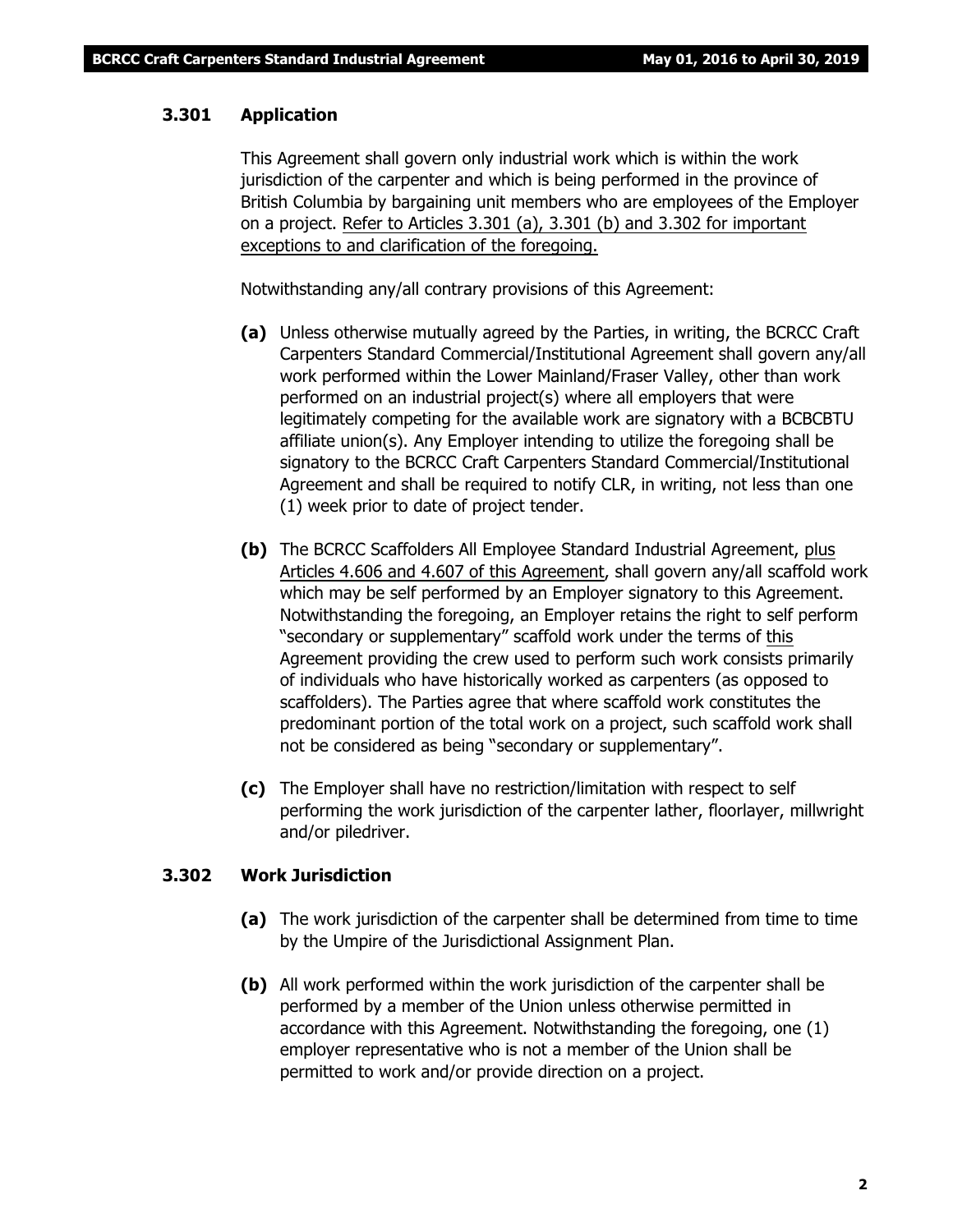### 3.301 Application

This Agreement shall govern only industrial work which is within the work jurisdiction of the carpenter and which is being performed in the province of British Columbia by bargaining unit members who are employees of the Employer on a project. <u>Refer to Articles 3.301 (a), 3.301 (b) and 3.302 for important exceptions to and clarification of the foregoing.</u>

Notwithstanding any/all contrary provisions of this Agreement:

**(a)** Unless otherwise mutually agreed by the Parties, in writing, the BCRCC Craft Carpenters Standard Commercial/Institutional Agreement shall govern any/all work performed within the Lower Mainland/Fraser Valley, other than work performed on an industrial project(s) where all employers that were legitimately competing for the available work are signatory with a BCBCBTU affiliate union(s). Any Employer intending to utilize the foregoing shall be signatory to the BCRCC Craft Carpenters Standard Commercial/Institutional Agreement and shall be required to notify CLR, in writing, not less than one (1) week prior to date of project tender.

**(b)** The BCRCC Scaffolders All Employee Standard Industrial Agreement, <u>plus Articles 4.606 and 4.607 of this Agreement</u>, shall govern any/all scaffold work which may be self performed by an Employer signatory to this Agreement. Notwithstanding the foregoing, an Employer retains the right to self perform "secondary or supplementary" scaffold work under the terms of <u>this</u> Agreement providing the crew used to perform such work consists primarily of individuals who have historically worked as carpenters (as opposed to scaffolders). The Parties agree that where scaffold work constitutes the predominant portion of the total work on a project, such scaffold work shall not be considered as being "secondary or supplementary".

**(c)** The Employer shall have no restriction/limitation with respect to self performing the work jurisdiction of the carpenter lather, floorlayer, millwright and/or piledriver.

### 3.302 Work Jurisdiction

**(a)** The work jurisdiction of the carpenter shall be determined from time to time by the Umpire of the Jurisdictional Assignment Plan.

**(b)** All work performed within the work jurisdiction of the carpenter shall be performed by a member of the Union unless otherwise permitted in accordance with this Agreement. Notwithstanding the foregoing, one (1) employer representative who is not a member of the Union shall be permitted to work and/or provide direction on a project.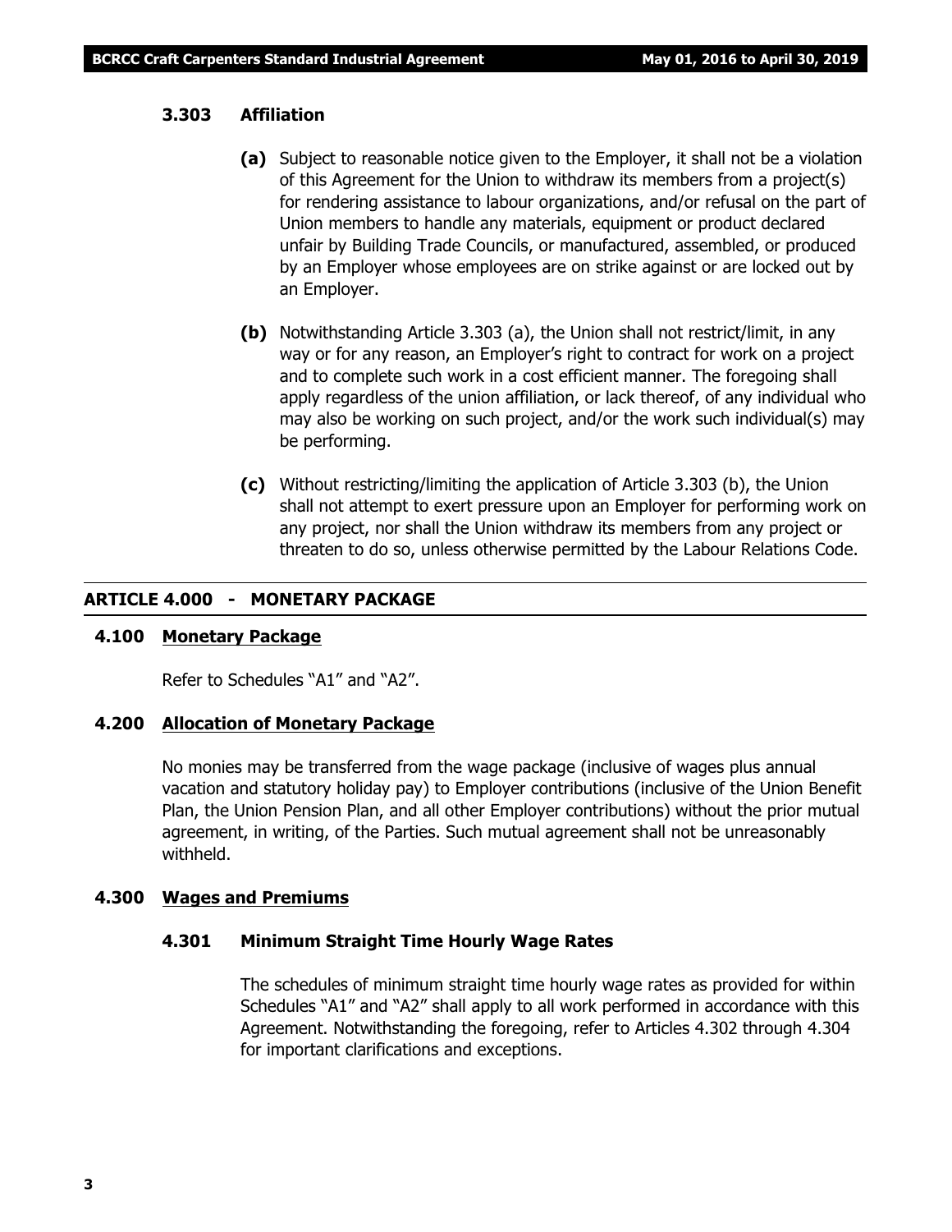#### 3.303 Affiliation

**(a)** Subject to reasonable notice given to the Employer, it shall not be a violation of this Agreement for the Union to withdraw its members from a project(s) for rendering assistance to labour organizations, and/or refusal on the part of Union members to handle any materials, equipment or product declared unfair by Building Trade Councils, or manufactured, assembled, or produced by an Employer whose employees are on strike against or are locked out by an Employer.

**(b)** Notwithstanding Article 3.303 (a), the Union shall not restrict/limit, in any way or for any reason, an Employer's right to contract for work on a project and to complete such work in a cost efficient manner. The foregoing shall apply regardless of the union affiliation, or lack thereof, of any individual who may also be working on such project, and/or the work such individual(s) may be performing.

**(c)** Without restricting/limiting the application of Article 3.303 (b), the Union shall not attempt to exert pressure upon an Employer for performing work on any project, nor shall the Union withdraw its members from any project or threaten to do so, unless otherwise permitted by the Labour Relations Code.

## ARTICLE 4.000 - MONETARY PACKAGE

### 4.100 Monetary Package

Refer to Schedules "A1" and "A2".

### 4.200 Allocation of Monetary Package

No monies may be transferred from the wage package (inclusive of wages plus annual vacation and statutory holiday pay) to Employer contributions (inclusive of the Union Benefit Plan, the Union Pension Plan, and all other Employer contributions) without the prior mutual agreement, in writing, of the Parties. Such mutual agreement shall not be unreasonably withheld.

### 4.300 Wages and Premiums

#### 4.301 Minimum Straight Time Hourly Wage Rates

The schedules of minimum straight time hourly wage rates as provided for within Schedules "A1" and "A2" shall apply to all work performed in accordance with this Agreement. Notwithstanding the foregoing, refer to Articles 4.302 through 4.304 for important clarifications and exceptions.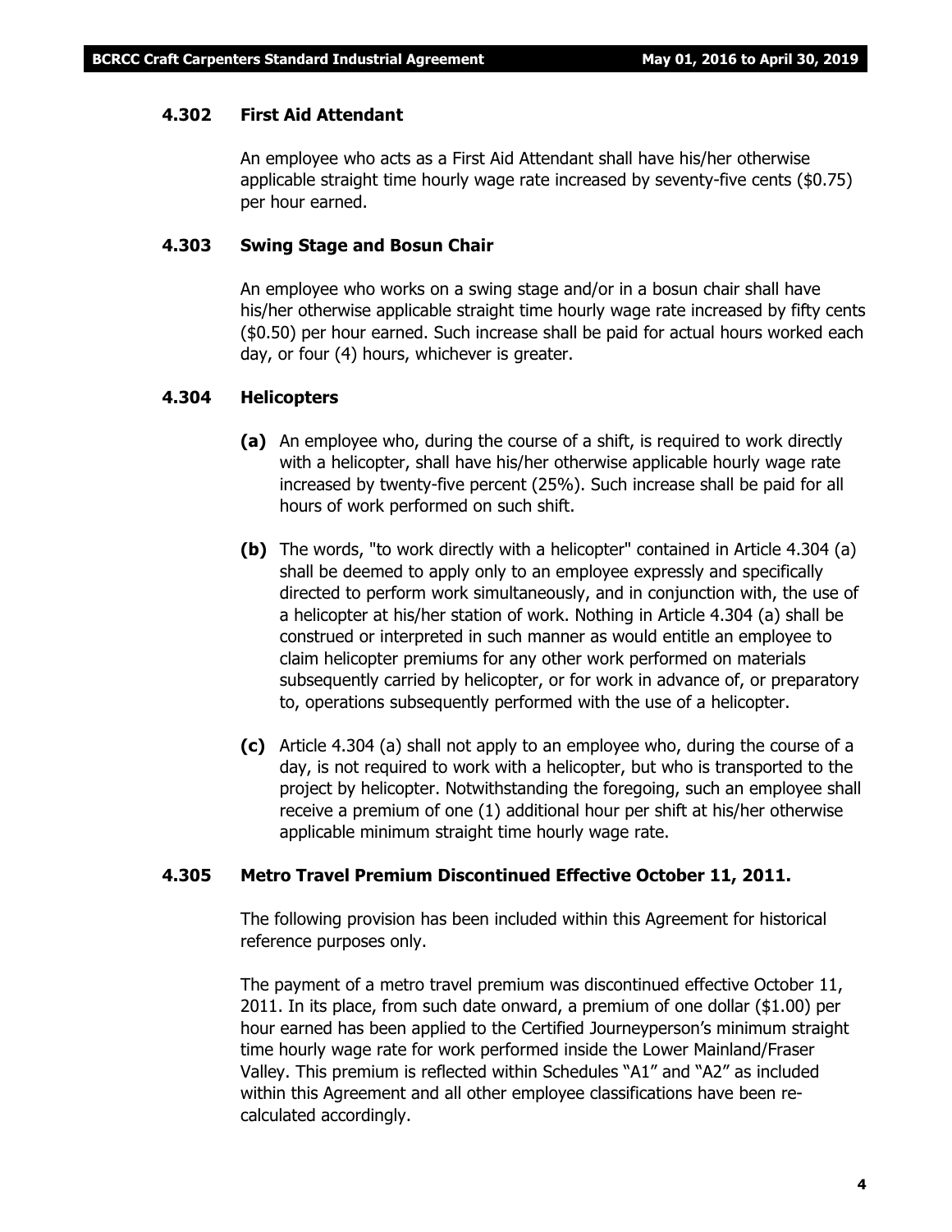### 4.302 First Aid Attendant

An employee who acts as a First Aid Attendant shall have his/her otherwise applicable straight time hourly wage rate increased by seventy-five cents ($0.75) per hour earned.

### 4.303 Swing Stage and Bosun Chair

An employee who works on a swing stage and/or in a bosun chair shall have his/her otherwise applicable straight time hourly wage rate increased by fifty cents ($0.50) per hour earned. Such increase shall be paid for actual hours worked each day, or four (4) hours, whichever is greater.

### 4.304 Helicopters

**(a)** An employee who, during the course of a shift, is required to work directly with a helicopter, shall have his/her otherwise applicable hourly wage rate increased by twenty-five percent (25%). Such increase shall be paid for all hours of work performed on such shift.

**(b)** The words, "to work directly with a helicopter" contained in Article 4.304 (a) shall be deemed to apply only to an employee expressly and specifically directed to perform work simultaneously, and in conjunction with, the use of a helicopter at his/her station of work. Nothing in Article 4.304 (a) shall be construed or interpreted in such manner as would entitle an employee to claim helicopter premiums for any other work performed on materials subsequently carried by helicopter, or for work in advance of, or preparatory to, operations subsequently performed with the use of a helicopter.

**(c)** Article 4.304 (a) shall not apply to an employee who, during the course of a day, is not required to work with a helicopter, but who is transported to the project by helicopter. Notwithstanding the foregoing, such an employee shall receive a premium of one (1) additional hour per shift at his/her otherwise applicable minimum straight time hourly wage rate.

### 4.305 Metro Travel Premium Discontinued Effective October 11, 2011.

The following provision has been included within this Agreement for historical reference purposes only.

The payment of a metro travel premium was discontinued effective October 11, 2011. In its place, from such date onward, a premium of one dollar ($1.00) per hour earned has been applied to the Certified Journeyperson's minimum straight time hourly wage rate for work performed inside the Lower Mainland/Fraser Valley. This premium is reflected within Schedules "A1" and "A2" as included within this Agreement and all other employee classifications have been re-calculated accordingly.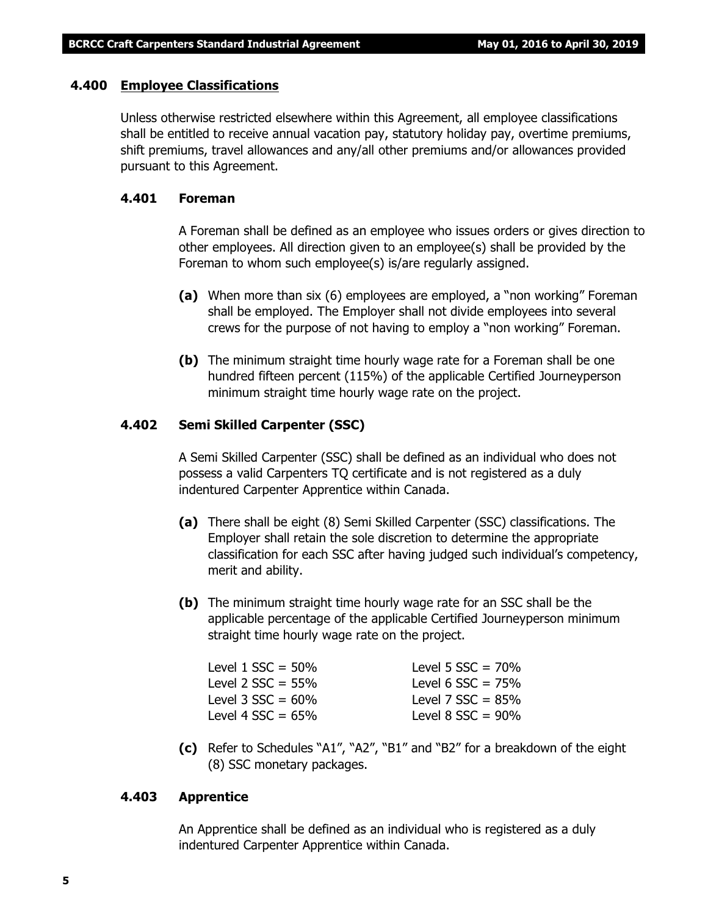## 4.400 Employee Classifications

Unless otherwise restricted elsewhere within this Agreement, all employee classifications shall be entitled to receive annual vacation pay, statutory holiday pay, overtime premiums, shift premiums, travel allowances and any/all other premiums and/or allowances provided pursuant to this Agreement.

### 4.401 Foreman

A Foreman shall be defined as an employee who issues orders or gives direction to other employees. All direction given to an employee(s) shall be provided by the Foreman to whom such employee(s) is/are regularly assigned.

**(a)** When more than six (6) employees are employed, a "non working" Foreman shall be employed. The Employer shall not divide employees into several crews for the purpose of not having to employ a "non working" Foreman.

**(b)** The minimum straight time hourly wage rate for a Foreman shall be one hundred fifteen percent (115%) of the applicable Certified Journeyperson minimum straight time hourly wage rate on the project.

### 4.402 Semi Skilled Carpenter (SSC)

A Semi Skilled Carpenter (SSC) shall be defined as an individual who does not possess a valid Carpenters TQ certificate and is not registered as a duly indentured Carpenter Apprentice within Canada.

**(a)** There shall be eight (8) Semi Skilled Carpenter (SSC) classifications. The Employer shall retain the sole discretion to determine the appropriate classification for each SSC after having judged such individual's competency, merit and ability.

**(b)** The minimum straight time hourly wage rate for an SSC shall be the applicable percentage of the applicable Certified Journeyperson minimum straight time hourly wage rate on the project.

| | |
|---|---|
| Level 1 SSC = 50% | Level 5 SSC = 70% |
| Level 2 SSC = 55% | Level 6 SSC = 75% |
| Level 3 SSC = 60% | Level 7 SSC = 85% |
| Level 4 SSC = 65% | Level 8 SSC = 90% |

**(c)** Refer to Schedules "A1", "A2", "B1" and "B2" for a breakdown of the eight (8) SSC monetary packages.

### 4.403 Apprentice

An Apprentice shall be defined as an individual who is registered as a duly indentured Carpenter Apprentice within Canada.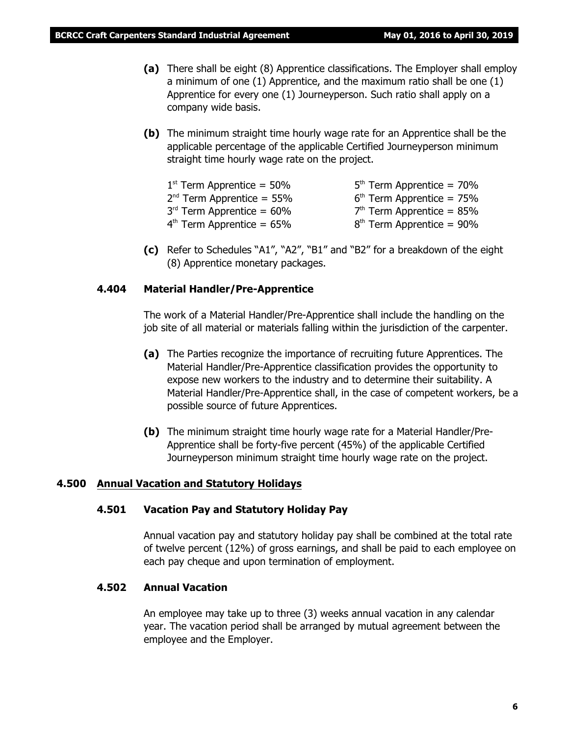**(a)** There shall be eight (8) Apprentice classifications. The Employer shall employ a minimum of one (1) Apprentice, and the maximum ratio shall be one (1) Apprentice for every one (1) Journeyperson. Such ratio shall apply on a company wide basis.

**(b)** The minimum straight time hourly wage rate for an Apprentice shall be the applicable percentage of the applicable Certified Journeyperson minimum straight time hourly wage rate on the project.

1st Term Apprentice = 50%
2nd Term Apprentice = 55%
3rd Term Apprentice = 60%
4th Term Apprentice = 65%
5th Term Apprentice = 70%
6th Term Apprentice = 75%
7th Term Apprentice = 85%
8th Term Apprentice = 90%

**(c)** Refer to Schedules "A1", "A2", "B1" and "B2" for a breakdown of the eight (8) Apprentice monetary packages.

#### 4.404 Material Handler/Pre-Apprentice

The work of a Material Handler/Pre-Apprentice shall include the handling on the job site of all material or materials falling within the jurisdiction of the carpenter.

**(a)** The Parties recognize the importance of recruiting future Apprentices. The Material Handler/Pre-Apprentice classification provides the opportunity to expose new workers to the industry and to determine their suitability. A Material Handler/Pre-Apprentice shall, in the case of competent workers, be a possible source of future Apprentices.

**(b)** The minimum straight time hourly wage rate for a Material Handler/Pre-Apprentice shall be forty-five percent (45%) of the applicable Certified Journeyperson minimum straight time hourly wage rate on the project.

### 4.500 Annual Vacation and Statutory Holidays

#### 4.501 Vacation Pay and Statutory Holiday Pay

Annual vacation pay and statutory holiday pay shall be combined at the total rate of twelve percent (12%) of gross earnings, and shall be paid to each employee on each pay cheque and upon termination of employment.

#### 4.502 Annual Vacation

An employee may take up to three (3) weeks annual vacation in any calendar year. The vacation period shall be arranged by mutual agreement between the employee and the Employer.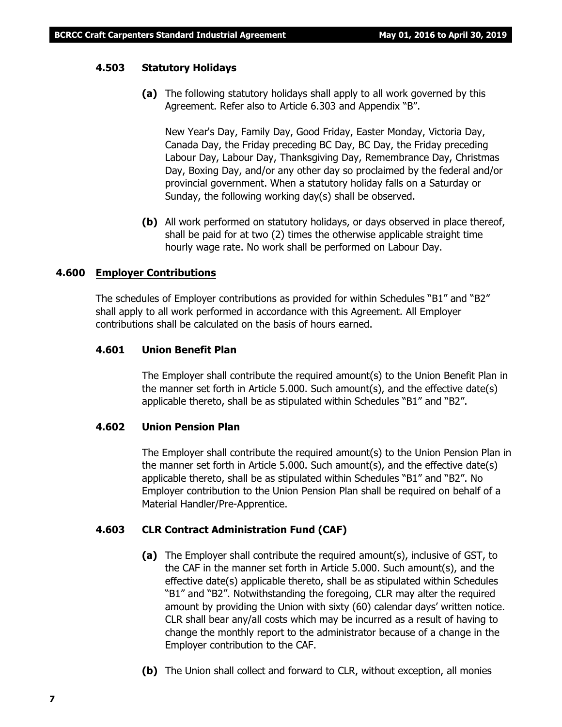### 4.503 Statutory Holidays

**(a)** The following statutory holidays shall apply to all work governed by this Agreement. Refer also to Article 6.303 and Appendix "B".

New Year's Day, Family Day, Good Friday, Easter Monday, Victoria Day, Canada Day, the Friday preceding BC Day, BC Day, the Friday preceding Labour Day, Labour Day, Thanksgiving Day, Remembrance Day, Christmas Day, Boxing Day, and/or any other day so proclaimed by the federal and/or provincial government. When a statutory holiday falls on a Saturday or Sunday, the following working day(s) shall be observed.

**(b)** All work performed on statutory holidays, or days observed in place thereof, shall be paid for at two (2) times the otherwise applicable straight time hourly wage rate. No work shall be performed on Labour Day.

## 4.600 Employer Contributions

The schedules of Employer contributions as provided for within Schedules "B1" and "B2" shall apply to all work performed in accordance with this Agreement. All Employer contributions shall be calculated on the basis of hours earned.

### 4.601 Union Benefit Plan

The Employer shall contribute the required amount(s) to the Union Benefit Plan in the manner set forth in Article 5.000. Such amount(s), and the effective date(s) applicable thereto, shall be as stipulated within Schedules "B1" and "B2".

### 4.602 Union Pension Plan

The Employer shall contribute the required amount(s) to the Union Pension Plan in the manner set forth in Article 5.000. Such amount(s), and the effective date(s) applicable thereto, shall be as stipulated within Schedules "B1" and "B2". No Employer contribution to the Union Pension Plan shall be required on behalf of a Material Handler/Pre-Apprentice.

### 4.603 CLR Contract Administration Fund (CAF)

**(a)** The Employer shall contribute the required amount(s), inclusive of GST, to the CAF in the manner set forth in Article 5.000. Such amount(s), and the effective date(s) applicable thereto, shall be as stipulated within Schedules "B1" and "B2". Notwithstanding the foregoing, CLR may alter the required amount by providing the Union with sixty (60) calendar days' written notice. CLR shall bear any/all costs which may be incurred as a result of having to change the monthly report to the administrator because of a change in the Employer contribution to the CAF.

**(b)** The Union shall collect and forward to CLR, without exception, all monies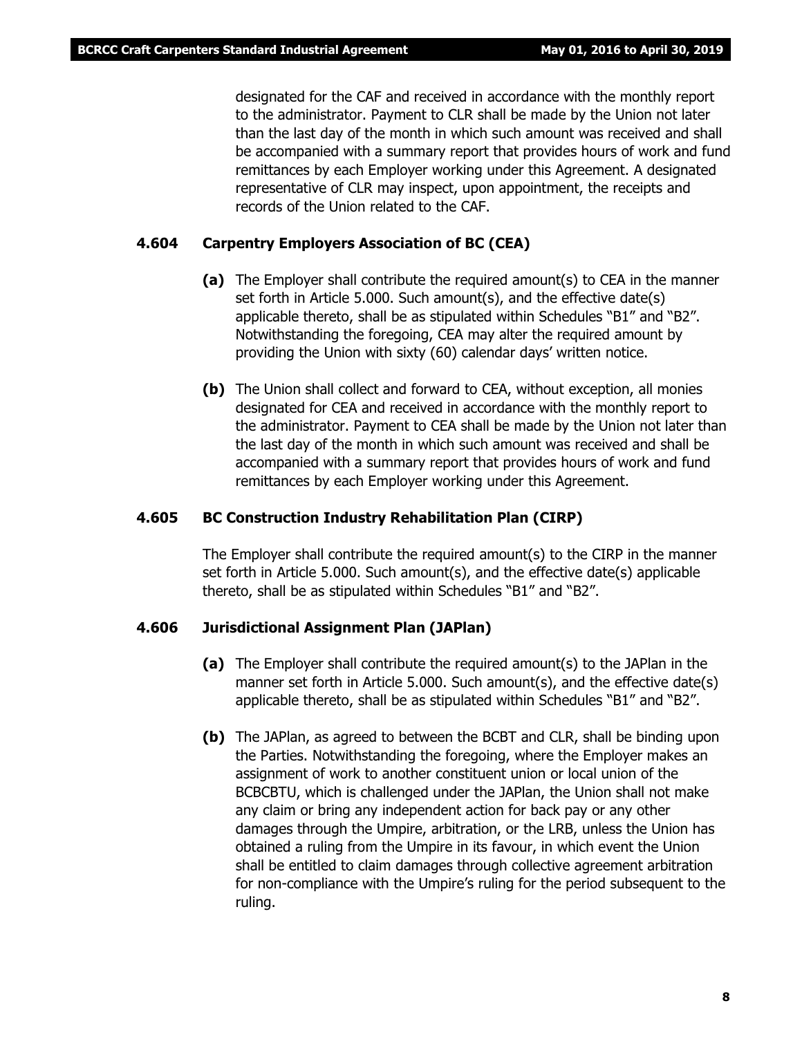designated for the CAF and received in accordance with the monthly report to the administrator. Payment to CLR shall be made by the Union not later than the last day of the month in which such amount was received and shall be accompanied with a summary report that provides hours of work and fund remittances by each Employer working under this Agreement. A designated representative of CLR may inspect, upon appointment, the receipts and records of the Union related to the CAF.

### 4.604 Carpentry Employers Association of BC (CEA)

**(a)** The Employer shall contribute the required amount(s) to CEA in the manner set forth in Article 5.000. Such amount(s), and the effective date(s) applicable thereto, shall be as stipulated within Schedules "B1" and "B2". Notwithstanding the foregoing, CEA may alter the required amount by providing the Union with sixty (60) calendar days' written notice.

**(b)** The Union shall collect and forward to CEA, without exception, all monies designated for CEA and received in accordance with the monthly report to the administrator. Payment to CEA shall be made by the Union not later than the last day of the month in which such amount was received and shall be accompanied with a summary report that provides hours of work and fund remittances by each Employer working under this Agreement.

### 4.605 BC Construction Industry Rehabilitation Plan (CIRP)

The Employer shall contribute the required amount(s) to the CIRP in the manner set forth in Article 5.000. Such amount(s), and the effective date(s) applicable thereto, shall be as stipulated within Schedules "B1" and "B2".

### 4.606 Jurisdictional Assignment Plan (JAPlan)

**(a)** The Employer shall contribute the required amount(s) to the JAPlan in the manner set forth in Article 5.000. Such amount(s), and the effective date(s) applicable thereto, shall be as stipulated within Schedules "B1" and "B2".

**(b)** The JAPlan, as agreed to between the BCBT and CLR, shall be binding upon the Parties. Notwithstanding the foregoing, where the Employer makes an assignment of work to another constituent union or local union of the BCBCBTU, which is challenged under the JAPlan, the Union shall not make any claim or bring any independent action for back pay or any other damages through the Umpire, arbitration, or the LRB, unless the Union has obtained a ruling from the Umpire in its favour, in which event the Union shall be entitled to claim damages through collective agreement arbitration for non-compliance with the Umpire's ruling for the period subsequent to the ruling.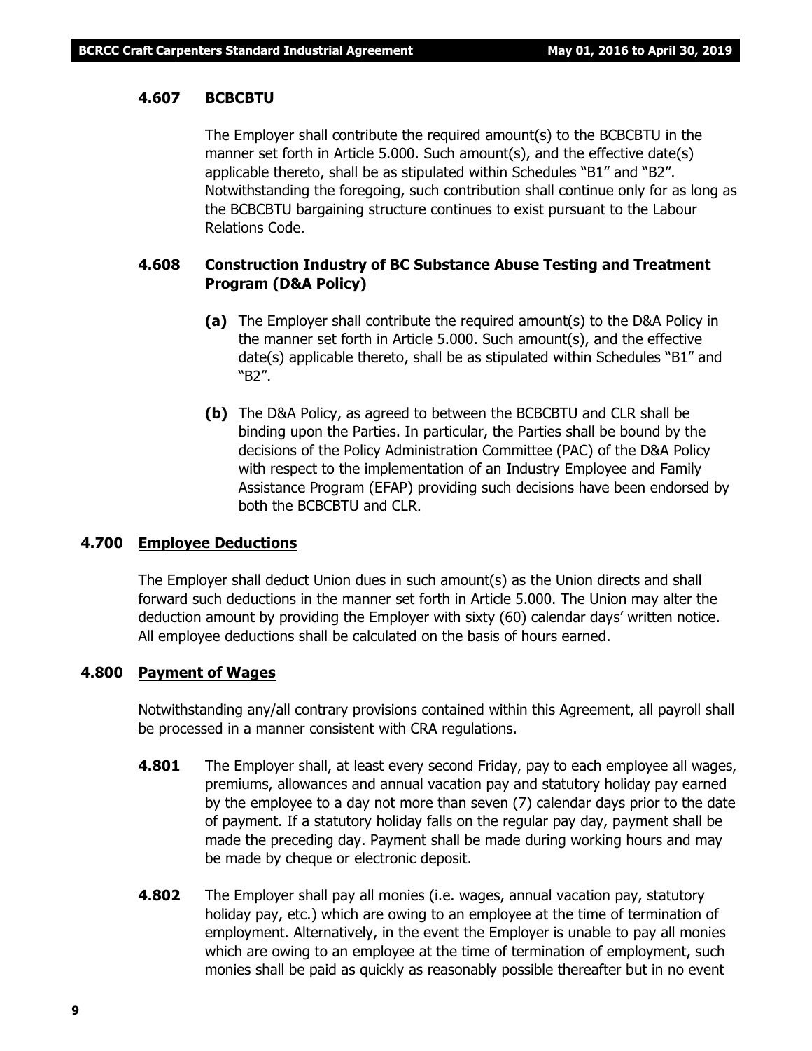#### 4.607 BCBCBTU

The Employer shall contribute the required amount(s) to the BCBCBTU in the manner set forth in Article 5.000. Such amount(s), and the effective date(s) applicable thereto, shall be as stipulated within Schedules "B1" and "B2". Notwithstanding the foregoing, such contribution shall continue only for as long as the BCBCBTU bargaining structure continues to exist pursuant to the Labour Relations Code.

#### 4.608 Construction Industry of BC Substance Abuse Testing and Treatment Program (D&A Policy)

**(a)** The Employer shall contribute the required amount(s) to the D&A Policy in the manner set forth in Article 5.000. Such amount(s), and the effective date(s) applicable thereto, shall be as stipulated within Schedules "B1" and "B2".

**(b)** The D&A Policy, as agreed to between the BCBCBTU and CLR shall be binding upon the Parties. In particular, the Parties shall be bound by the decisions of the Policy Administration Committee (PAC) of the D&A Policy with respect to the implementation of an Industry Employee and Family Assistance Program (EFAP) providing such decisions have been endorsed by both the BCBCBTU and CLR.

### 4.700 Employee Deductions

The Employer shall deduct Union dues in such amount(s) as the Union directs and shall forward such deductions in the manner set forth in Article 5.000. The Union may alter the deduction amount by providing the Employer with sixty (60) calendar days' written notice. All employee deductions shall be calculated on the basis of hours earned.

### 4.800 Payment of Wages

Notwithstanding any/all contrary provisions contained within this Agreement, all payroll shall be processed in a manner consistent with CRA regulations.

**4.801** The Employer shall, at least every second Friday, pay to each employee all wages, premiums, allowances and annual vacation pay and statutory holiday pay earned by the employee to a day not more than seven (7) calendar days prior to the date of payment. If a statutory holiday falls on the regular pay day, payment shall be made the preceding day. Payment shall be made during working hours and may be made by cheque or electronic deposit.

**4.802** The Employer shall pay all monies (i.e. wages, annual vacation pay, statutory holiday pay, etc.) which are owing to an employee at the time of termination of employment. Alternatively, in the event the Employer is unable to pay all monies which are owing to an employee at the time of termination of employment, such monies shall be paid as quickly as reasonably possible thereafter but in no event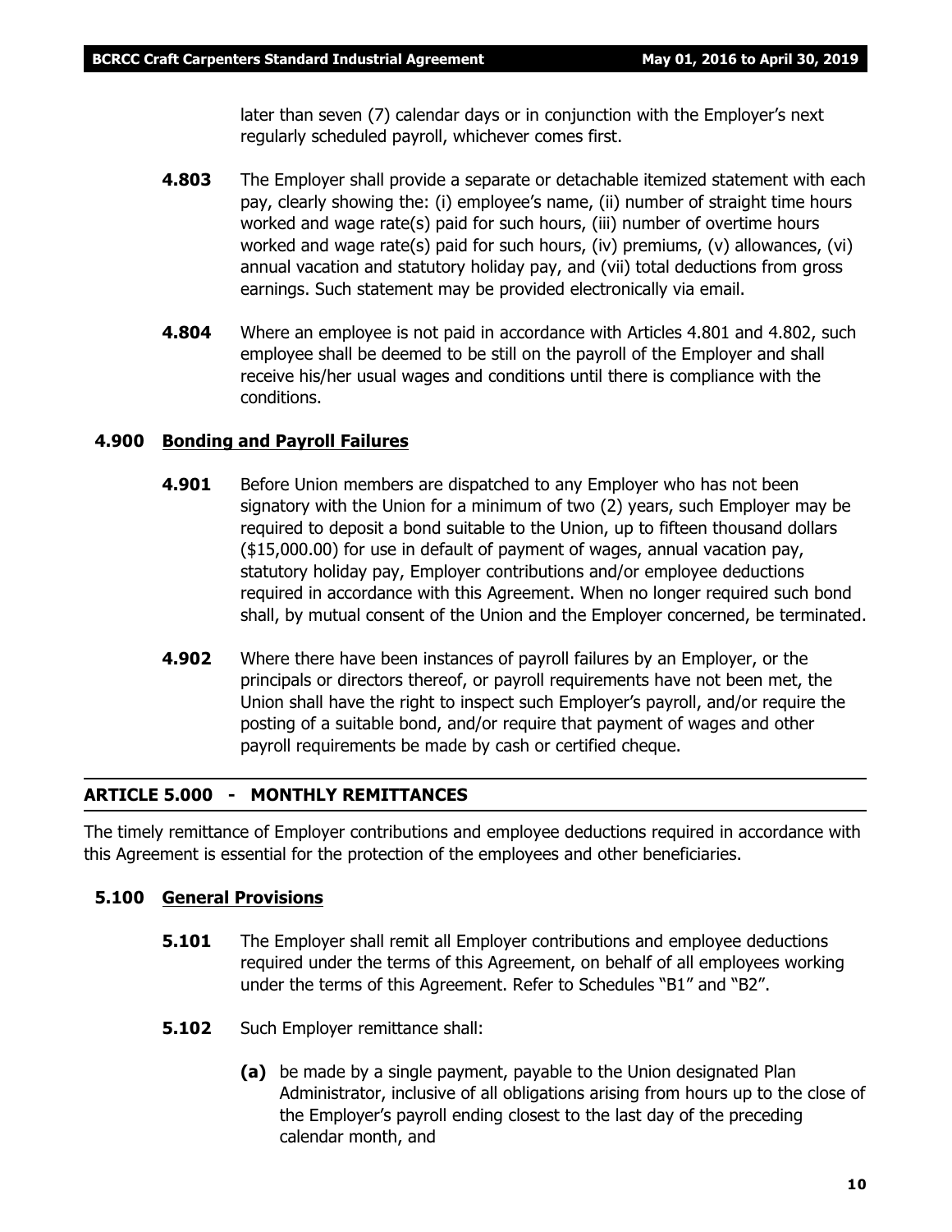later than seven (7) calendar days or in conjunction with the Employer's next regularly scheduled payroll, whichever comes first.

**4.803** The Employer shall provide a separate or detachable itemized statement with each pay, clearly showing the: (i) employee's name, (ii) number of straight time hours worked and wage rate(s) paid for such hours, (iii) number of overtime hours worked and wage rate(s) paid for such hours, (iv) premiums, (v) allowances, (vi) annual vacation and statutory holiday pay, and (vii) total deductions from gross earnings. Such statement may be provided electronically via email.

**4.804** Where an employee is not paid in accordance with Articles 4.801 and 4.802, such employee shall be deemed to be still on the payroll of the Employer and shall receive his/her usual wages and conditions until there is compliance with the conditions.

### 4.900 Bonding and Payroll Failures

**4.901** Before Union members are dispatched to any Employer who has not been signatory with the Union for a minimum of two (2) years, such Employer may be required to deposit a bond suitable to the Union, up to fifteen thousand dollars ($15,000.00) for use in default of payment of wages, annual vacation pay, statutory holiday pay, Employer contributions and/or employee deductions required in accordance with this Agreement. When no longer required such bond shall, by mutual consent of the Union and the Employer concerned, be terminated.

**4.902** Where there have been instances of payroll failures by an Employer, or the principals or directors thereof, or payroll requirements have not been met, the Union shall have the right to inspect such Employer's payroll, and/or require the posting of a suitable bond, and/or require that payment of wages and other payroll requirements be made by cash or certified cheque.

## ARTICLE 5.000 - MONTHLY REMITTANCES

The timely remittance of Employer contributions and employee deductions required in accordance with this Agreement is essential for the protection of the employees and other beneficiaries.

### 5.100 General Provisions

**5.101** The Employer shall remit all Employer contributions and employee deductions required under the terms of this Agreement, on behalf of all employees working under the terms of this Agreement. Refer to Schedules "B1" and "B2".

**5.102** Such Employer remittance shall:

**(a)** be made by a single payment, payable to the Union designated Plan Administrator, inclusive of all obligations arising from hours up to the close of the Employer's payroll ending closest to the last day of the preceding calendar month, and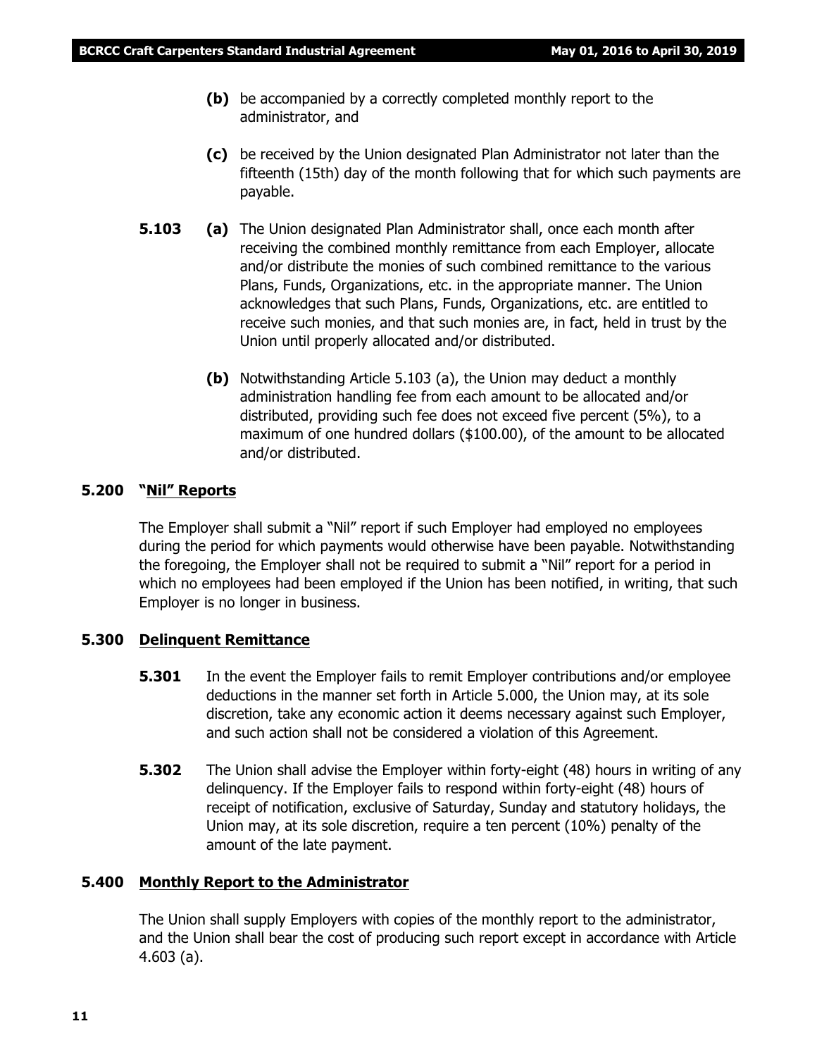**(b)** be accompanied by a correctly completed monthly report to the administrator, and

**(c)** be received by the Union designated Plan Administrator not later than the fifteenth (15th) day of the month following that for which such payments are payable.

**5.103** **(a)** The Union designated Plan Administrator shall, once each month after receiving the combined monthly remittance from each Employer, allocate and/or distribute the monies of such combined remittance to the various Plans, Funds, Organizations, etc. in the appropriate manner. The Union acknowledges that such Plans, Funds, Organizations, etc. are entitled to receive such monies, and that such monies are, in fact, held in trust by the Union until properly allocated and/or distributed.

**(b)** Notwithstanding Article 5.103 (a), the Union may deduct a monthly administration handling fee from each amount to be allocated and/or distributed, providing such fee does not exceed five percent (5%), to a maximum of one hundred dollars ($100.00), of the amount to be allocated and/or distributed.

### 5.200 "Nil" Reports

The Employer shall submit a "Nil" report if such Employer had employed no employees during the period for which payments would otherwise have been payable. Notwithstanding the foregoing, the Employer shall not be required to submit a "Nil" report for a period in which no employees had been employed if the Union has been notified, in writing, that such Employer is no longer in business.

### 5.300 Delinquent Remittance

**5.301** In the event the Employer fails to remit Employer contributions and/or employee deductions in the manner set forth in Article 5.000, the Union may, at its sole discretion, take any economic action it deems necessary against such Employer, and such action shall not be considered a violation of this Agreement.

**5.302** The Union shall advise the Employer within forty-eight (48) hours in writing of any delinquency. If the Employer fails to respond within forty-eight (48) hours of receipt of notification, exclusive of Saturday, Sunday and statutory holidays, the Union may, at its sole discretion, require a ten percent (10%) penalty of the amount of the late payment.

### 5.400 Monthly Report to the Administrator

The Union shall supply Employers with copies of the monthly report to the administrator, and the Union shall bear the cost of producing such report except in accordance with Article 4.603 (a).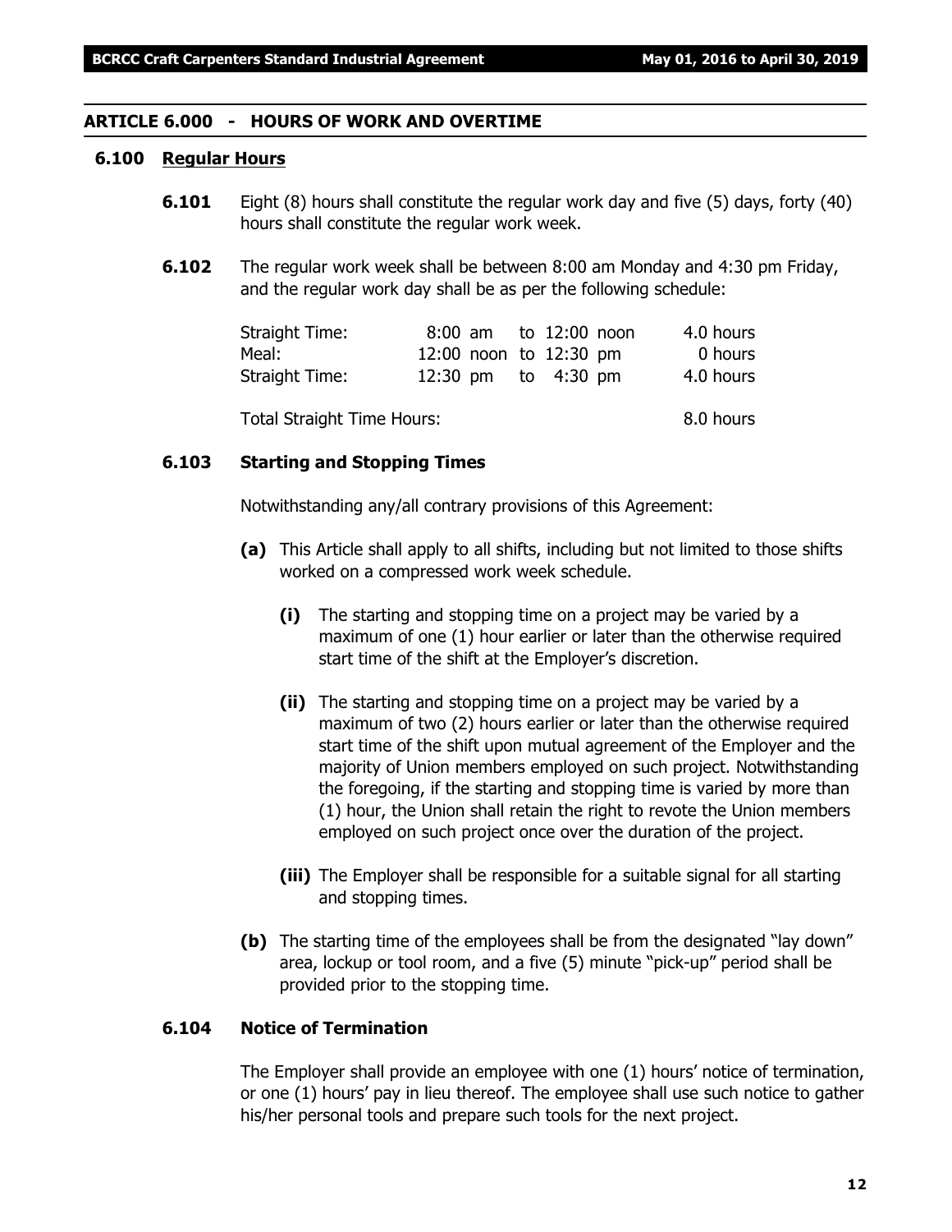## ARTICLE 6.000 - HOURS OF WORK AND OVERTIME

### 6.100 Regular Hours

**6.101** Eight (8) hours shall constitute the regular work day and five (5) days, forty (40) hours shall constitute the regular work week.

**6.102** The regular work week shall be between 8:00 am Monday and 4:30 pm Friday, and the regular work day shall be as per the following schedule:

| | | |
|---|---|---|
| Straight Time: | 8:00 am to 12:00 noon | 4.0 hours |
| Meal: | 12:00 noon to 12:30 pm | 0 hours |
| Straight Time: | 12:30 pm to 4:30 pm | 4.0 hours |
| Total Straight Time Hours: | | 8.0 hours |

**6.103 Starting and Stopping Times**

Notwithstanding any/all contrary provisions of this Agreement:

**(a)** This Article shall apply to all shifts, including but not limited to those shifts worked on a compressed work week schedule.

**(i)** The starting and stopping time on a project may be varied by a maximum of one (1) hour earlier or later than the otherwise required start time of the shift at the Employer's discretion.

**(ii)** The starting and stopping time on a project may be varied by a maximum of two (2) hours earlier or later than the otherwise required start time of the shift upon mutual agreement of the Employer and the majority of Union members employed on such project. Notwithstanding the foregoing, if the starting and stopping time is varied by more than (1) hour, the Union shall retain the right to revote the Union members employed on such project once over the duration of the project.

**(iii)** The Employer shall be responsible for a suitable signal for all starting and stopping times.

**(b)** The starting time of the employees shall be from the designated "lay down" area, lockup or tool room, and a five (5) minute "pick-up" period shall be provided prior to the stopping time.

**6.104 Notice of Termination**

The Employer shall provide an employee with one (1) hours' notice of termination, or one (1) hours' pay in lieu thereof. The employee shall use such notice to gather his/her personal tools and prepare such tools for the next project.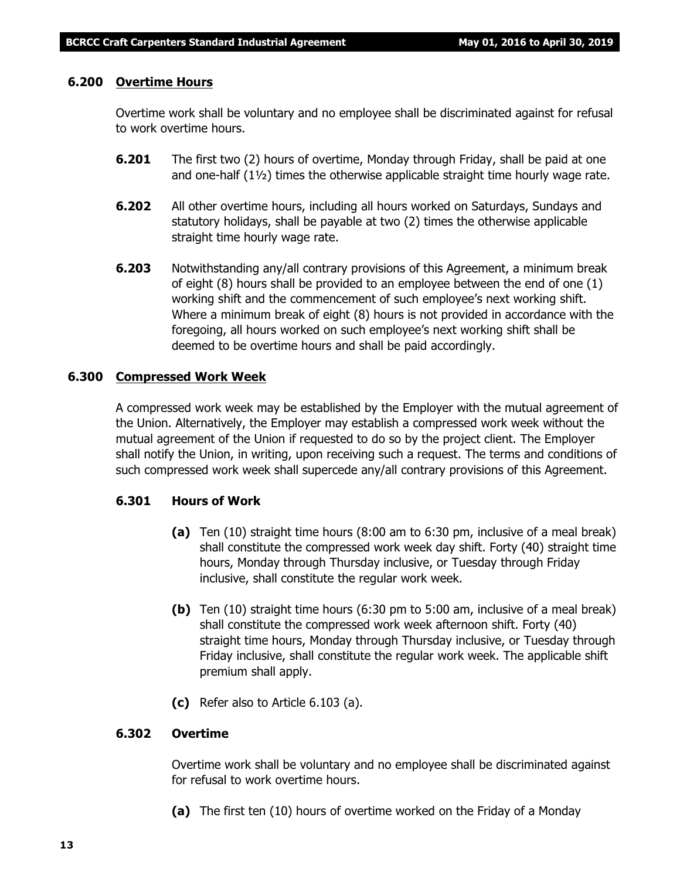### 6.200 Overtime Hours

Overtime work shall be voluntary and no employee shall be discriminated against for refusal to work overtime hours.

**6.201** The first two (2) hours of overtime, Monday through Friday, shall be paid at one and one-half (1½) times the otherwise applicable straight time hourly wage rate.

**6.202** All other overtime hours, including all hours worked on Saturdays, Sundays and statutory holidays, shall be payable at two (2) times the otherwise applicable straight time hourly wage rate.

**6.203** Notwithstanding any/all contrary provisions of this Agreement, a minimum break of eight (8) hours shall be provided to an employee between the end of one (1) working shift and the commencement of such employee's next working shift. Where a minimum break of eight (8) hours is not provided in accordance with the foregoing, all hours worked on such employee's next working shift shall be deemed to be overtime hours and shall be paid accordingly.

### 6.300 Compressed Work Week

A compressed work week may be established by the Employer with the mutual agreement of the Union. Alternatively, the Employer may establish a compressed work week without the mutual agreement of the Union if requested to do so by the project client. The Employer shall notify the Union, in writing, upon receiving such a request. The terms and conditions of such compressed work week shall supercede any/all contrary provisions of this Agreement.

#### 6.301 Hours of Work

**(a)** Ten (10) straight time hours (8:00 am to 6:30 pm, inclusive of a meal break) shall constitute the compressed work week day shift. Forty (40) straight time hours, Monday through Thursday inclusive, or Tuesday through Friday inclusive, shall constitute the regular work week.

**(b)** Ten (10) straight time hours (6:30 pm to 5:00 am, inclusive of a meal break) shall constitute the compressed work week afternoon shift. Forty (40) straight time hours, Monday through Thursday inclusive, or Tuesday through Friday inclusive, shall constitute the regular work week. The applicable shift premium shall apply.

**(c)** Refer also to Article 6.103 (a).

#### 6.302 Overtime

Overtime work shall be voluntary and no employee shall be discriminated against for refusal to work overtime hours.

**(a)** The first ten (10) hours of overtime worked on the Friday of a Monday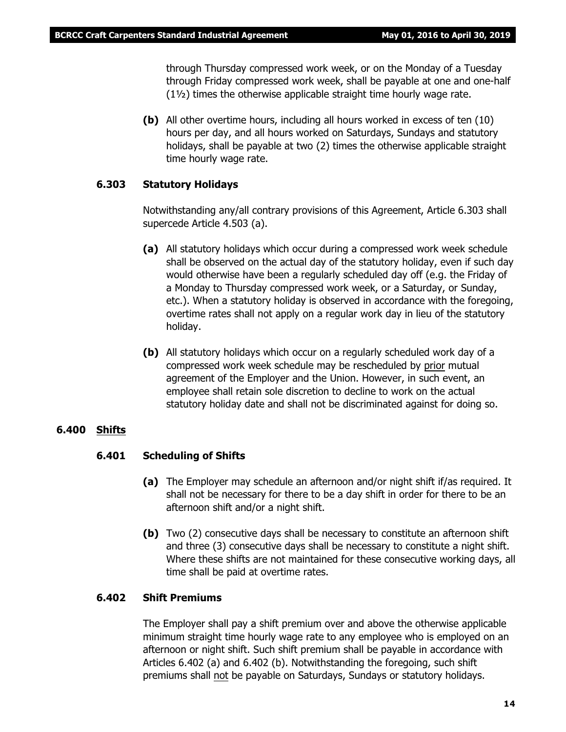through Thursday compressed work week, or on the Monday of a Tuesday through Friday compressed work week, shall be payable at one and one-half (1½) times the otherwise applicable straight time hourly wage rate.

**(b)** All other overtime hours, including all hours worked in excess of ten (10) hours per day, and all hours worked on Saturdays, Sundays and statutory holidays, shall be payable at two (2) times the otherwise applicable straight time hourly wage rate.

### 6.303 Statutory Holidays

Notwithstanding any/all contrary provisions of this Agreement, Article 6.303 shall supercede Article 4.503 (a).

**(a)** All statutory holidays which occur during a compressed work week schedule shall be observed on the actual day of the statutory holiday, even if such day would otherwise have been a regularly scheduled day off (e.g. the Friday of a Monday to Thursday compressed work week, or a Saturday, or Sunday, etc.). When a statutory holiday is observed in accordance with the foregoing, overtime rates shall not apply on a regular work day in lieu of the statutory holiday.

**(b)** All statutory holidays which occur on a regularly scheduled work day of a compressed work week schedule may be rescheduled by <u>prior</u> mutual agreement of the Employer and the Union. However, in such event, an employee shall retain sole discretion to decline to work on the actual statutory holiday date and shall not be discriminated against for doing so.

## 6.400 <u>Shifts</u>

### 6.401 Scheduling of Shifts

**(a)** The Employer may schedule an afternoon and/or night shift if/as required. It shall not be necessary for there to be a day shift in order for there to be an afternoon shift and/or a night shift.

**(b)** Two (2) consecutive days shall be necessary to constitute an afternoon shift and three (3) consecutive days shall be necessary to constitute a night shift. Where these shifts are not maintained for these consecutive working days, all time shall be paid at overtime rates.

### 6.402 Shift Premiums

The Employer shall pay a shift premium over and above the otherwise applicable minimum straight time hourly wage rate to any employee who is employed on an afternoon or night shift. Such shift premium shall be payable in accordance with Articles 6.402 (a) and 6.402 (b). Notwithstanding the foregoing, such shift premiums shall <u>not</u> be payable on Saturdays, Sundays or statutory holidays.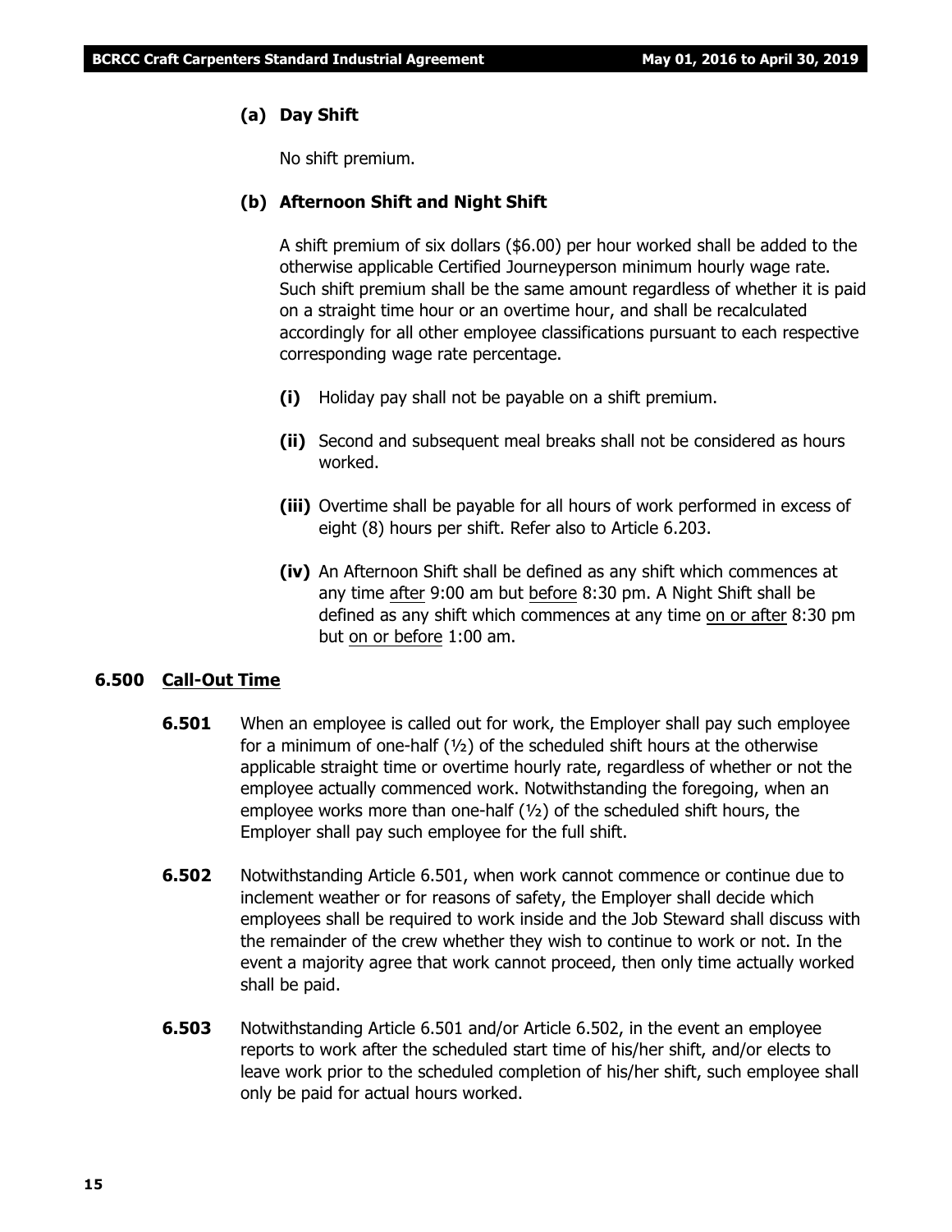**(a) Day Shift**

No shift premium.

**(b) Afternoon Shift and Night Shift**

A shift premium of six dollars ($6.00) per hour worked shall be added to the otherwise applicable Certified Journeyperson minimum hourly wage rate. Such shift premium shall be the same amount regardless of whether it is paid on a straight time hour or an overtime hour, and shall be recalculated accordingly for all other employee classifications pursuant to each respective corresponding wage rate percentage.

- **(i)** Holiday pay shall not be payable on a shift premium.
- **(ii)** Second and subsequent meal breaks shall not be considered as hours worked.
- **(iii)** Overtime shall be payable for all hours of work performed in excess of eight (8) hours per shift. Refer also to Article 6.203.
- **(iv)** An Afternoon Shift shall be defined as any shift which commences at any time <u>after</u> 9:00 am but <u>before</u> 8:30 pm. A Night Shift shall be defined as any shift which commences at any time <u>on or after</u> 8:30 pm but <u>on or before</u> 1:00 am.

## 6.500 <u>Call-Out Time</u>

**6.501** When an employee is called out for work, the Employer shall pay such employee for a minimum of one-half (½) of the scheduled shift hours at the otherwise applicable straight time or overtime hourly rate, regardless of whether or not the employee actually commenced work. Notwithstanding the foregoing, when an employee works more than one-half (½) of the scheduled shift hours, the Employer shall pay such employee for the full shift.

**6.502** Notwithstanding Article 6.501, when work cannot commence or continue due to inclement weather or for reasons of safety, the Employer shall decide which employees shall be required to work inside and the Job Steward shall discuss with the remainder of the crew whether they wish to continue to work or not. In the event a majority agree that work cannot proceed, then only time actually worked shall be paid.

**6.503** Notwithstanding Article 6.501 and/or Article 6.502, in the event an employee reports to work after the scheduled start time of his/her shift, and/or elects to leave work prior to the scheduled completion of his/her shift, such employee shall only be paid for actual hours worked.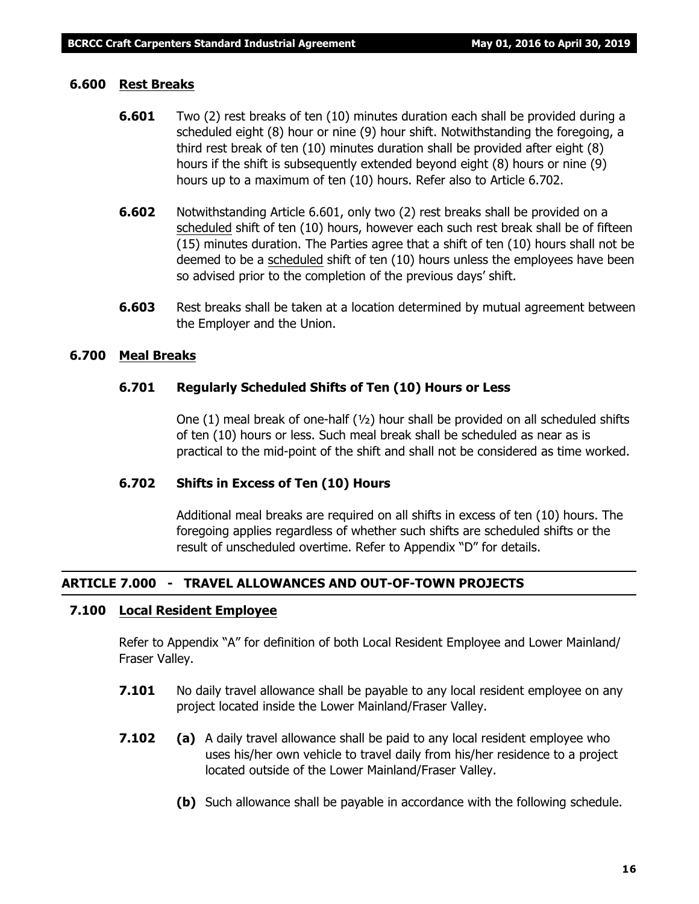### 6.600 Rest Breaks

**6.601** Two (2) rest breaks of ten (10) minutes duration each shall be provided during a scheduled eight (8) hour or nine (9) hour shift. Notwithstanding the foregoing, a third rest break of ten (10) minutes duration shall be provided after eight (8) hours if the shift is subsequently extended beyond eight (8) hours or nine (9) hours up to a maximum of ten (10) hours. Refer also to Article 6.702.

**6.602** Notwithstanding Article 6.601, only two (2) rest breaks shall be provided on a scheduled shift of ten (10) hours, however each such rest break shall be of fifteen (15) minutes duration. The Parties agree that a shift of ten (10) hours shall not be deemed to be a scheduled shift of ten (10) hours unless the employees have been so advised prior to the completion of the previous days' shift.

**6.603** Rest breaks shall be taken at a location determined by mutual agreement between the Employer and the Union.

### 6.700 Meal Breaks

#### 6.701 Regularly Scheduled Shifts of Ten (10) Hours or Less

One (1) meal break of one-half (½) hour shall be provided on all scheduled shifts of ten (10) hours or less. Such meal break shall be scheduled as near as is practical to the mid-point of the shift and shall not be considered as time worked.

#### 6.702 Shifts in Excess of Ten (10) Hours

Additional meal breaks are required on all shifts in excess of ten (10) hours. The foregoing applies regardless of whether such shifts are scheduled shifts or the result of unscheduled overtime. Refer to Appendix "D" for details.

## ARTICLE 7.000 - TRAVEL ALLOWANCES AND OUT-OF-TOWN PROJECTS

### 7.100 Local Resident Employee

Refer to Appendix "A" for definition of both Local Resident Employee and Lower Mainland/ Fraser Valley.

**7.101** No daily travel allowance shall be payable to any local resident employee on any project located inside the Lower Mainland/Fraser Valley.

**7.102** **(a)** A daily travel allowance shall be paid to any local resident employee who uses his/her own vehicle to travel daily from his/her residence to a project located outside of the Lower Mainland/Fraser Valley.

**(b)** Such allowance shall be payable in accordance with the following schedule.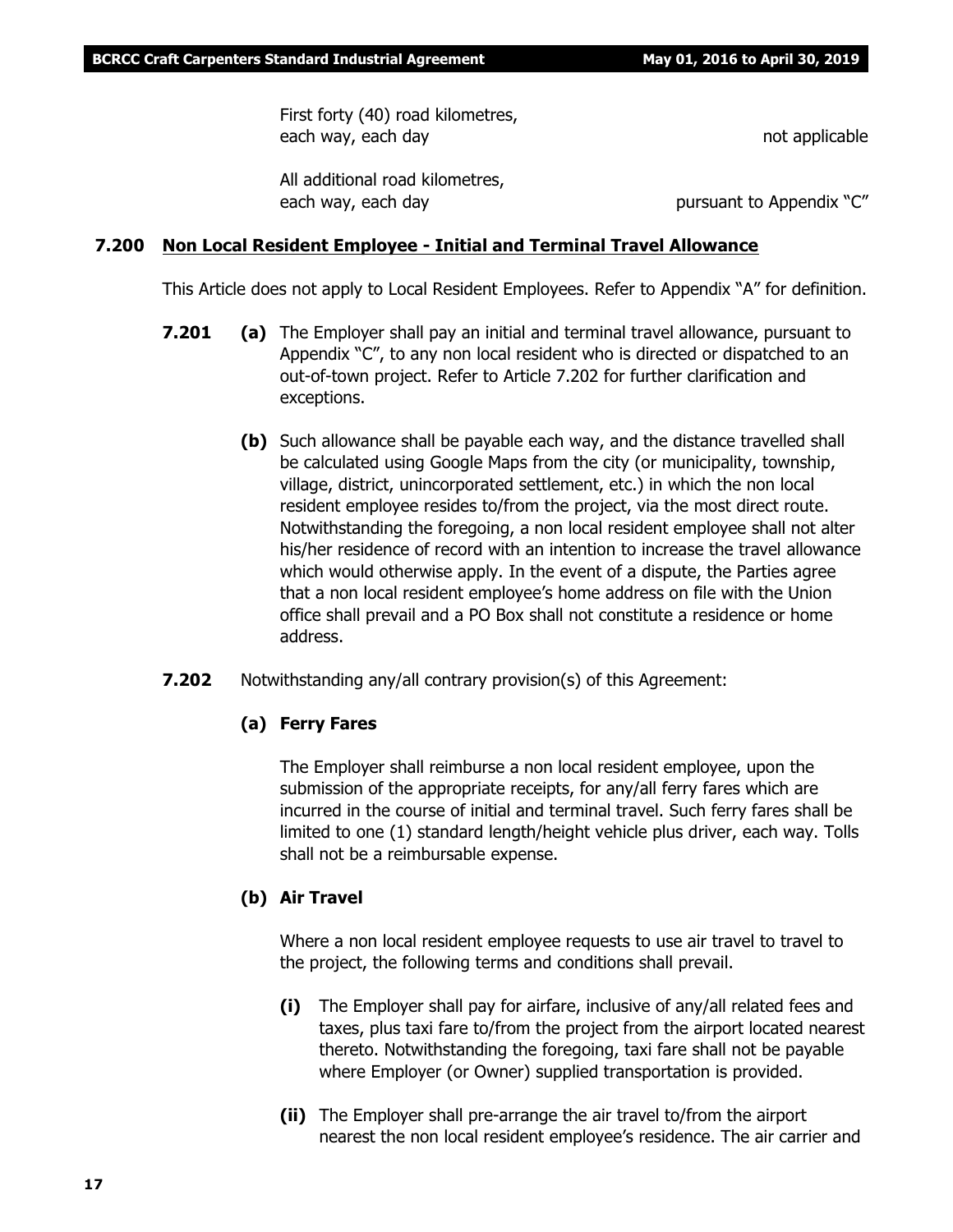| | |
|---|---|
| First forty (40) road kilometres, each way, each day | not applicable |
| All additional road kilometres, each way, each day | pursuant to Appendix "C" |

### 7.200 Non Local Resident Employee - Initial and Terminal Travel Allowance

This Article does not apply to Local Resident Employees. Refer to Appendix "A" for definition.

**7.201** **(a)** The Employer shall pay an initial and terminal travel allowance, pursuant to Appendix "C", to any non local resident who is directed or dispatched to an out-of-town project. Refer to Article 7.202 for further clarification and exceptions.

**(b)** Such allowance shall be payable each way, and the distance travelled shall be calculated using Google Maps from the city (or municipality, township, village, district, unincorporated settlement, etc.) in which the non local resident employee resides to/from the project, via the most direct route. Notwithstanding the foregoing, a non local resident employee shall not alter his/her residence of record with an intention to increase the travel allowance which would otherwise apply. In the event of a dispute, the Parties agree that a non local resident employee's home address on file with the Union office shall prevail and a PO Box shall not constitute a residence or home address.

**7.202** Notwithstanding any/all contrary provision(s) of this Agreement:

**(a) Ferry Fares**

The Employer shall reimburse a non local resident employee, upon the submission of the appropriate receipts, for any/all ferry fares which are incurred in the course of initial and terminal travel. Such ferry fares shall be limited to one (1) standard length/height vehicle plus driver, each way. Tolls shall not be a reimbursable expense.

**(b) Air Travel**

Where a non local resident employee requests to use air travel to travel to the project, the following terms and conditions shall prevail.

**(i)** The Employer shall pay for airfare, inclusive of any/all related fees and taxes, plus taxi fare to/from the project from the airport located nearest thereto. Notwithstanding the foregoing, taxi fare shall not be payable where Employer (or Owner) supplied transportation is provided.

**(ii)** The Employer shall pre-arrange the air travel to/from the airport nearest the non local resident employee's residence. The air carrier and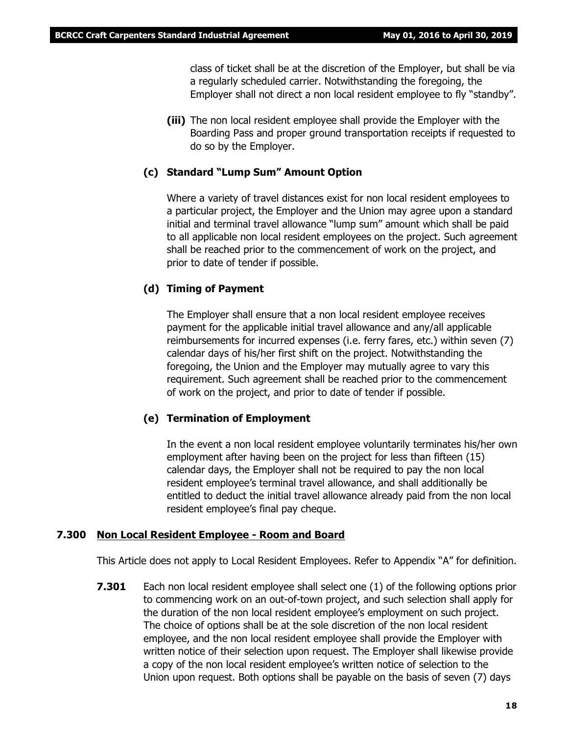class of ticket shall be at the discretion of the Employer, but shall be via a regularly scheduled carrier. Notwithstanding the foregoing, the Employer shall not direct a non local resident employee to fly "standby".

**(iii)** The non local resident employee shall provide the Employer with the Boarding Pass and proper ground transportation receipts if requested to do so by the Employer.

**(c) Standard "Lump Sum" Amount Option**

Where a variety of travel distances exist for non local resident employees to a particular project, the Employer and the Union may agree upon a standard initial and terminal travel allowance "lump sum" amount which shall be paid to all applicable non local resident employees on the project. Such agreement shall be reached prior to the commencement of work on the project, and prior to date of tender if possible.

**(d) Timing of Payment**

The Employer shall ensure that a non local resident employee receives payment for the applicable initial travel allowance and any/all applicable reimbursements for incurred expenses (i.e. ferry fares, etc.) within seven (7) calendar days of his/her first shift on the project. Notwithstanding the foregoing, the Union and the Employer may mutually agree to vary this requirement. Such agreement shall be reached prior to the commencement of work on the project, and prior to date of tender if possible.

**(e) Termination of Employment**

In the event a non local resident employee voluntarily terminates his/her own employment after having been on the project for less than fifteen (15) calendar days, the Employer shall not be required to pay the non local resident employee's terminal travel allowance, and shall additionally be entitled to deduct the initial travel allowance already paid from the non local resident employee's final pay cheque.

**7.300 <u>Non Local Resident Employee - Room and Board</u>**

This Article does not apply to Local Resident Employees. Refer to Appendix "A" for definition.

**7.301** Each non local resident employee shall select one (1) of the following options prior to commencing work on an out-of-town project, and such selection shall apply for the duration of the non local resident employee's employment on such project. The choice of options shall be at the sole discretion of the non local resident employee, and the non local resident employee shall provide the Employer with written notice of their selection upon request. The Employer shall likewise provide a copy of the non local resident employee's written notice of selection to the Union upon request. Both options shall be payable on the basis of seven (7) days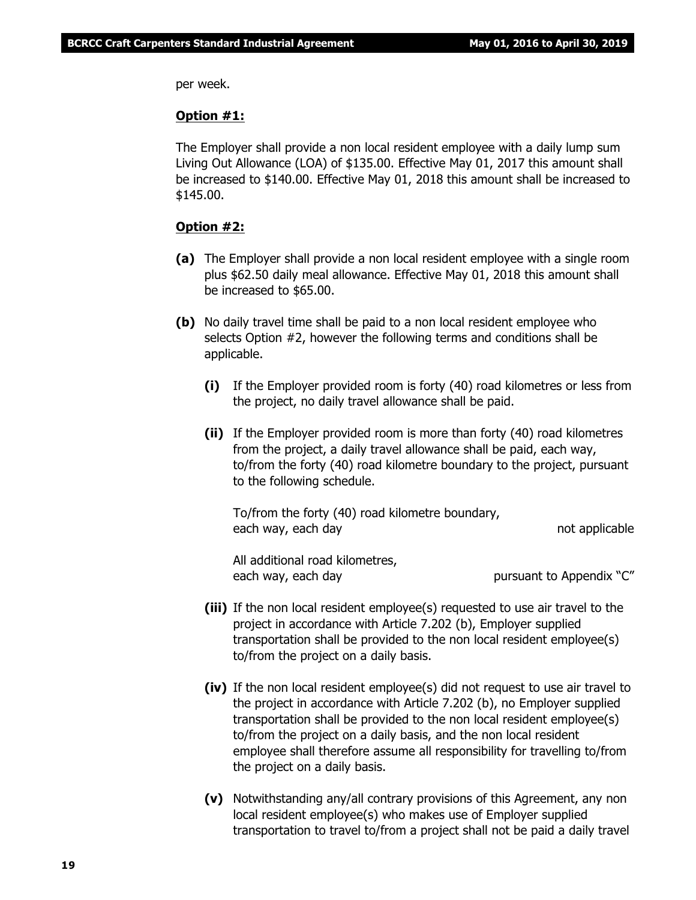per week.

**Option #1:**

The Employer shall provide a non local resident employee with a daily lump sum Living Out Allowance (LOA) of $135.00. Effective May 01, 2017 this amount shall be increased to $140.00. Effective May 01, 2018 this amount shall be increased to $145.00.

**Option #2:**

**(a)** The Employer shall provide a non local resident employee with a single room plus $62.50 daily meal allowance. Effective May 01, 2018 this amount shall be increased to $65.00.

**(b)** No daily travel time shall be paid to a non local resident employee who selects Option #2, however the following terms and conditions shall be applicable.

**(i)** If the Employer provided room is forty (40) road kilometres or less from the project, no daily travel allowance shall be paid.

**(ii)** If the Employer provided room is more than forty (40) road kilometres from the project, a daily travel allowance shall be paid, each way, to/from the forty (40) road kilometre boundary to the project, pursuant to the following schedule.

| | |
|---|---|
| To/from the forty (40) road kilometre boundary, each way, each day | not applicable |
| All additional road kilometres, each way, each day | pursuant to Appendix "C" |

**(iii)** If the non local resident employee(s) requested to use air travel to the project in accordance with Article 7.202 (b), Employer supplied transportation shall be provided to the non local resident employee(s) to/from the project on a daily basis.

**(iv)** If the non local resident employee(s) did not request to use air travel to the project in accordance with Article 7.202 (b), no Employer supplied transportation shall be provided to the non local resident employee(s) to/from the project on a daily basis, and the non local resident employee shall therefore assume all responsibility for travelling to/from the project on a daily basis.

**(v)** Notwithstanding any/all contrary provisions of this Agreement, any non local resident employee(s) who makes use of Employer supplied transportation to travel to/from a project shall not be paid a daily travel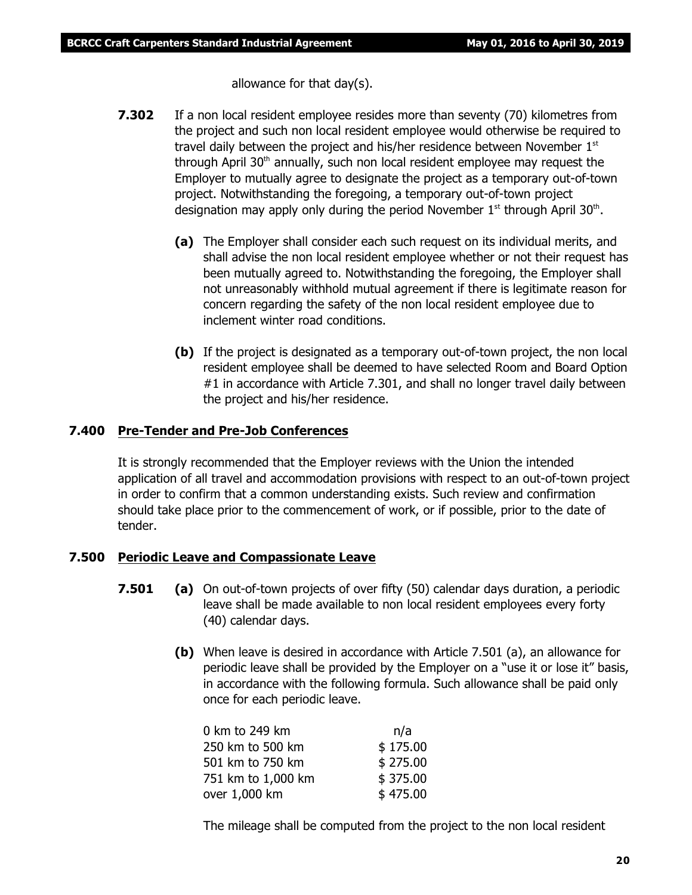allowance for that day(s).

**7.302** If a non local resident employee resides more than seventy (70) kilometres from the project and such non local resident employee would otherwise be required to travel daily between the project and his/her residence between November 1st through April 30th annually, such non local resident employee may request the Employer to mutually agree to designate the project as a temporary out-of-town project. Notwithstanding the foregoing, a temporary out-of-town project designation may apply only during the period November 1st through April 30th.

**(a)** The Employer shall consider each such request on its individual merits, and shall advise the non local resident employee whether or not their request has been mutually agreed to. Notwithstanding the foregoing, the Employer shall not unreasonably withhold mutual agreement if there is legitimate reason for concern regarding the safety of the non local resident employee due to inclement winter road conditions.

**(b)** If the project is designated as a temporary out-of-town project, the non local resident employee shall be deemed to have selected Room and Board Option #1 in accordance with Article 7.301, and shall no longer travel daily between the project and his/her residence.

## 7.400 Pre-Tender and Pre-Job Conferences

It is strongly recommended that the Employer reviews with the Union the intended application of all travel and accommodation provisions with respect to an out-of-town project in order to confirm that a common understanding exists. Such review and confirmation should take place prior to the commencement of work, or if possible, prior to the date of tender.

## 7.500 Periodic Leave and Compassionate Leave

**7.501** **(a)** On out-of-town projects of over fifty (50) calendar days duration, a periodic leave shall be made available to non local resident employees every forty (40) calendar days.

**(b)** When leave is desired in accordance with Article 7.501 (a), an allowance for periodic leave shall be provided by the Employer on a "use it or lose it" basis, in accordance with the following formula. Such allowance shall be paid only once for each periodic leave.

| | |
|---|---|
| 0 km to 249 km | n/a |
| 250 km to 500 km | $ 175.00 |
| 501 km to 750 km | $ 275.00 |
| 751 km to 1,000 km | $ 375.00 |
| over 1,000 km | $ 475.00 |

The mileage shall be computed from the project to the non local resident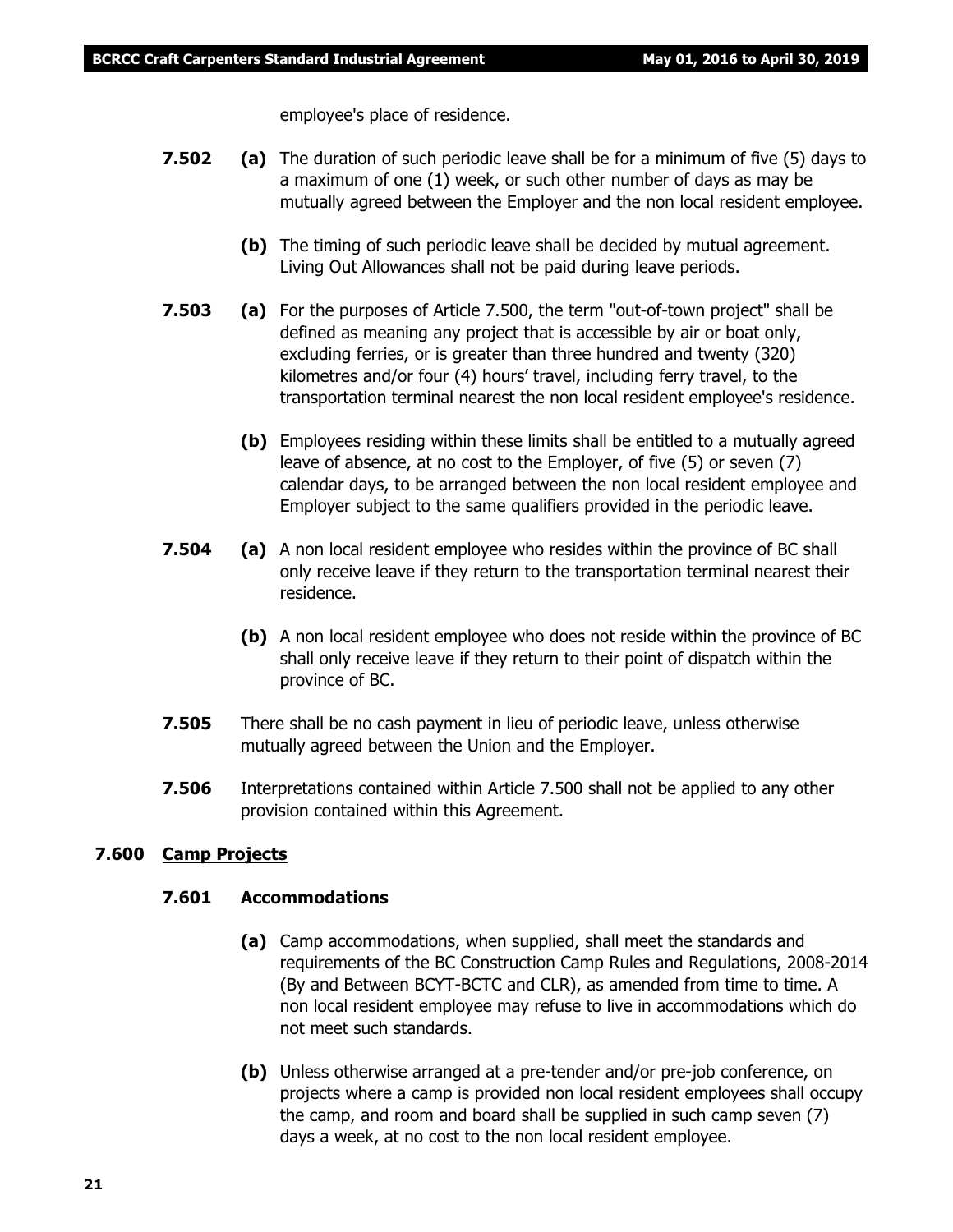employee's place of residence.

**7.502** **(a)** The duration of such periodic leave shall be for a minimum of five (5) days to a maximum of one (1) week, or such other number of days as may be mutually agreed between the Employer and the non local resident employee.

**(b)** The timing of such periodic leave shall be decided by mutual agreement. Living Out Allowances shall not be paid during leave periods.

**7.503** **(a)** For the purposes of Article 7.500, the term "out-of-town project" shall be defined as meaning any project that is accessible by air or boat only, excluding ferries, or is greater than three hundred and twenty (320) kilometres and/or four (4) hours' travel, including ferry travel, to the transportation terminal nearest the non local resident employee's residence.

**(b)** Employees residing within these limits shall be entitled to a mutually agreed leave of absence, at no cost to the Employer, of five (5) or seven (7) calendar days, to be arranged between the non local resident employee and Employer subject to the same qualifiers provided in the periodic leave.

**7.504** **(a)** A non local resident employee who resides within the province of BC shall only receive leave if they return to the transportation terminal nearest their residence.

**(b)** A non local resident employee who does not reside within the province of BC shall only receive leave if they return to their point of dispatch within the province of BC.

**7.505** There shall be no cash payment in lieu of periodic leave, unless otherwise mutually agreed between the Union and the Employer.

**7.506** Interpretations contained within Article 7.500 shall not be applied to any other provision contained within this Agreement.

## 7.600 Camp Projects

### 7.601 Accommodations

**(a)** Camp accommodations, when supplied, shall meet the standards and requirements of the BC Construction Camp Rules and Regulations, 2008-2014 (By and Between BCYT-BCTC and CLR), as amended from time to time. A non local resident employee may refuse to live in accommodations which do not meet such standards.

**(b)** Unless otherwise arranged at a pre-tender and/or pre-job conference, on projects where a camp is provided non local resident employees shall occupy the camp, and room and board shall be supplied in such camp seven (7) days a week, at no cost to the non local resident employee.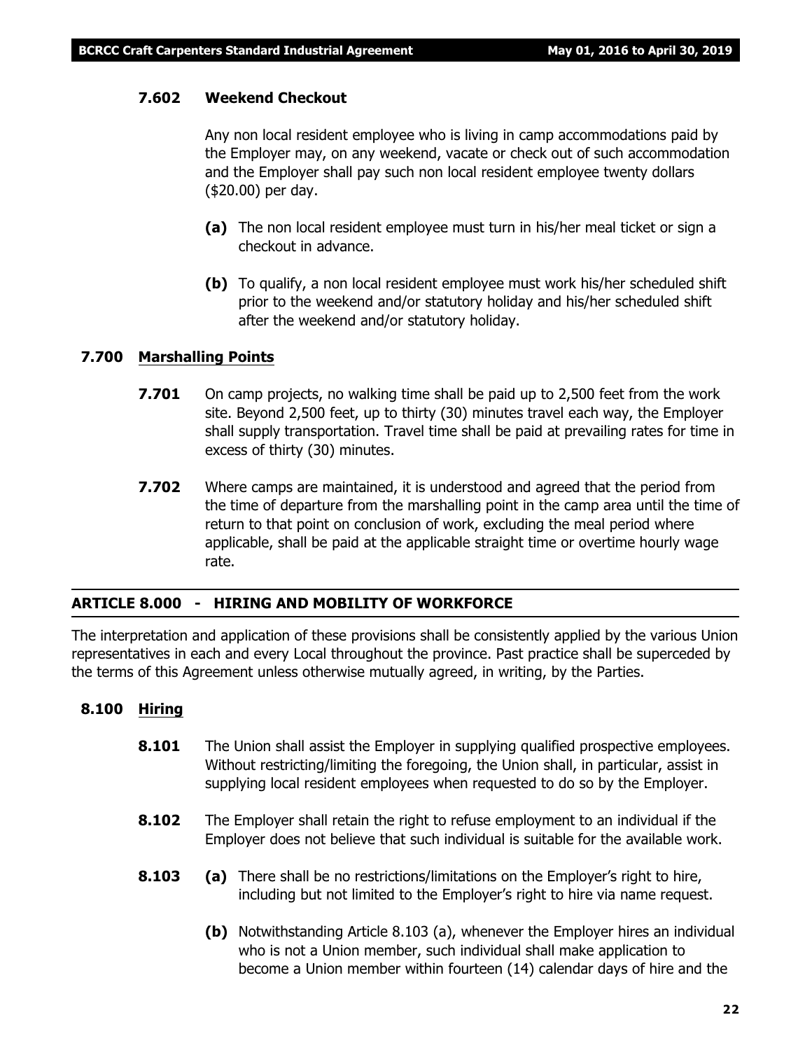#### 7.602 Weekend Checkout

Any non local resident employee who is living in camp accommodations paid by the Employer may, on any weekend, vacate or check out of such accommodation and the Employer shall pay such non local resident employee twenty dollars ($20.00) per day.

**(a)** The non local resident employee must turn in his/her meal ticket or sign a checkout in advance.

**(b)** To qualify, a non local resident employee must work his/her scheduled shift prior to the weekend and/or statutory holiday and his/her scheduled shift after the weekend and/or statutory holiday.

### 7.700 Marshalling Points

**7.701** On camp projects, no walking time shall be paid up to 2,500 feet from the work site. Beyond 2,500 feet, up to thirty (30) minutes travel each way, the Employer shall supply transportation. Travel time shall be paid at prevailing rates for time in excess of thirty (30) minutes.

**7.702** Where camps are maintained, it is understood and agreed that the period from the time of departure from the marshalling point in the camp area until the time of return to that point on conclusion of work, excluding the meal period where applicable, shall be paid at the applicable straight time or overtime hourly wage rate.

## ARTICLE 8.000 - HIRING AND MOBILITY OF WORKFORCE

The interpretation and application of these provisions shall be consistently applied by the various Union representatives in each and every Local throughout the province. Past practice shall be superceded by the terms of this Agreement unless otherwise mutually agreed, in writing, by the Parties.

### 8.100 Hiring

**8.101** The Union shall assist the Employer in supplying qualified prospective employees. Without restricting/limiting the foregoing, the Union shall, in particular, assist in supplying local resident employees when requested to do so by the Employer.

**8.102** The Employer shall retain the right to refuse employment to an individual if the Employer does not believe that such individual is suitable for the available work.

**8.103** **(a)** There shall be no restrictions/limitations on the Employer's right to hire, including but not limited to the Employer's right to hire via name request.

**(b)** Notwithstanding Article 8.103 (a), whenever the Employer hires an individual who is not a Union member, such individual shall make application to become a Union member within fourteen (14) calendar days of hire and the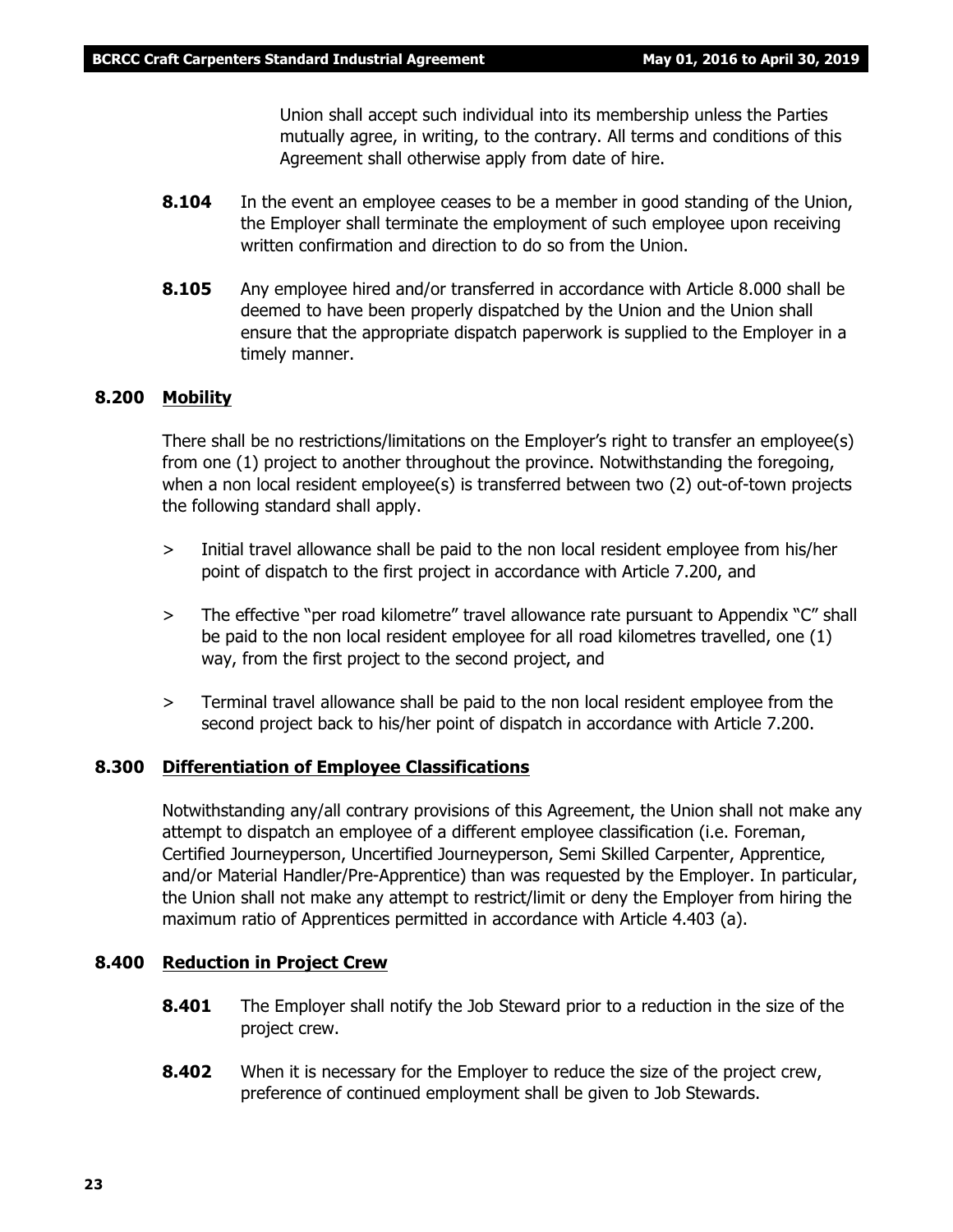Union shall accept such individual into its membership unless the Parties mutually agree, in writing, to the contrary. All terms and conditions of this Agreement shall otherwise apply from date of hire.

**8.104** In the event an employee ceases to be a member in good standing of the Union, the Employer shall terminate the employment of such employee upon receiving written confirmation and direction to do so from the Union.

**8.105** Any employee hired and/or transferred in accordance with Article 8.000 shall be deemed to have been properly dispatched by the Union and the Union shall ensure that the appropriate dispatch paperwork is supplied to the Employer in a timely manner.

## 8.200 Mobility

There shall be no restrictions/limitations on the Employer's right to transfer an employee(s) from one (1) project to another throughout the province. Notwithstanding the foregoing, when a non local resident employee(s) is transferred between two (2) out-of-town projects the following standard shall apply.

> Initial travel allowance shall be paid to the non local resident employee from his/her point of dispatch to the first project in accordance with Article 7.200, and

> The effective "per road kilometre" travel allowance rate pursuant to Appendix "C" shall be paid to the non local resident employee for all road kilometres travelled, one (1) way, from the first project to the second project, and

> Terminal travel allowance shall be paid to the non local resident employee from the second project back to his/her point of dispatch in accordance with Article 7.200.

## 8.300 Differentiation of Employee Classifications

Notwithstanding any/all contrary provisions of this Agreement, the Union shall not make any attempt to dispatch an employee of a different employee classification (i.e. Foreman, Certified Journeyperson, Uncertified Journeyperson, Semi Skilled Carpenter, Apprentice, and/or Material Handler/Pre-Apprentice) than was requested by the Employer. In particular, the Union shall not make any attempt to restrict/limit or deny the Employer from hiring the maximum ratio of Apprentices permitted in accordance with Article 4.403 (a).

## 8.400 Reduction in Project Crew

**8.401** The Employer shall notify the Job Steward prior to a reduction in the size of the project crew.

**8.402** When it is necessary for the Employer to reduce the size of the project crew, preference of continued employment shall be given to Job Stewards.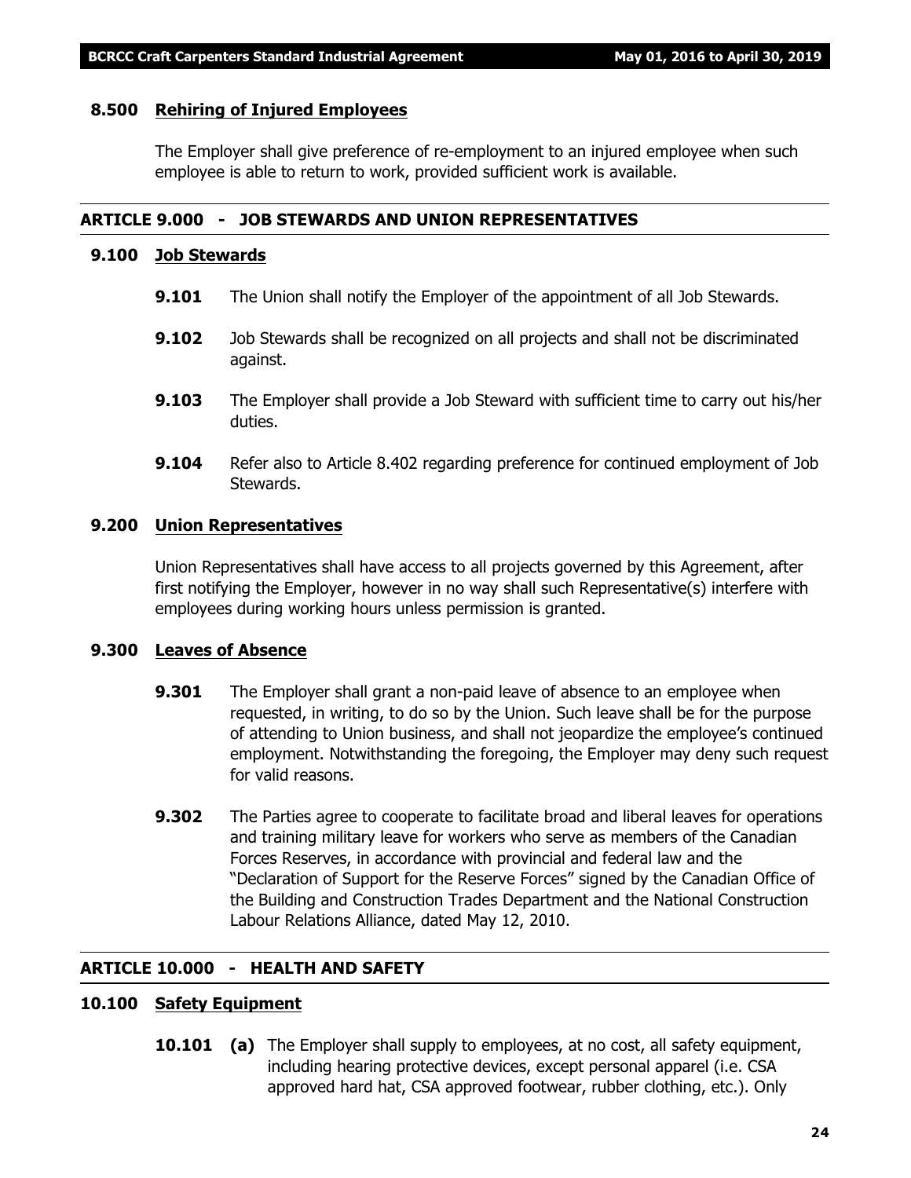### 8.500 Rehiring of Injured Employees

The Employer shall give preference of re-employment to an injured employee when such employee is able to return to work, provided sufficient work is available.

## ARTICLE 9.000 - JOB STEWARDS AND UNION REPRESENTATIVES

### 9.100 Job Stewards

**9.101** The Union shall notify the Employer of the appointment of all Job Stewards.

**9.102** Job Stewards shall be recognized on all projects and shall not be discriminated against.

**9.103** The Employer shall provide a Job Steward with sufficient time to carry out his/her duties.

**9.104** Refer also to Article 8.402 regarding preference for continued employment of Job Stewards.

### 9.200 Union Representatives

Union Representatives shall have access to all projects governed by this Agreement, after first notifying the Employer, however in no way shall such Representative(s) interfere with employees during working hours unless permission is granted.

### 9.300 Leaves of Absence

**9.301** The Employer shall grant a non-paid leave of absence to an employee when requested, in writing, to do so by the Union. Such leave shall be for the purpose of attending to Union business, and shall not jeopardize the employee's continued employment. Notwithstanding the foregoing, the Employer may deny such request for valid reasons.

**9.302** The Parties agree to cooperate to facilitate broad and liberal leaves for operations and training military leave for workers who serve as members of the Canadian Forces Reserves, in accordance with provincial and federal law and the "Declaration of Support for the Reserve Forces" signed by the Canadian Office of the Building and Construction Trades Department and the National Construction Labour Relations Alliance, dated May 12, 2010.

## ARTICLE 10.000 - HEALTH AND SAFETY

### 10.100 Safety Equipment

**10.101** **(a)** The Employer shall supply to employees, at no cost, all safety equipment, including hearing protective devices, except personal apparel (i.e. CSA approved hard hat, CSA approved footwear, rubber clothing, etc.). Only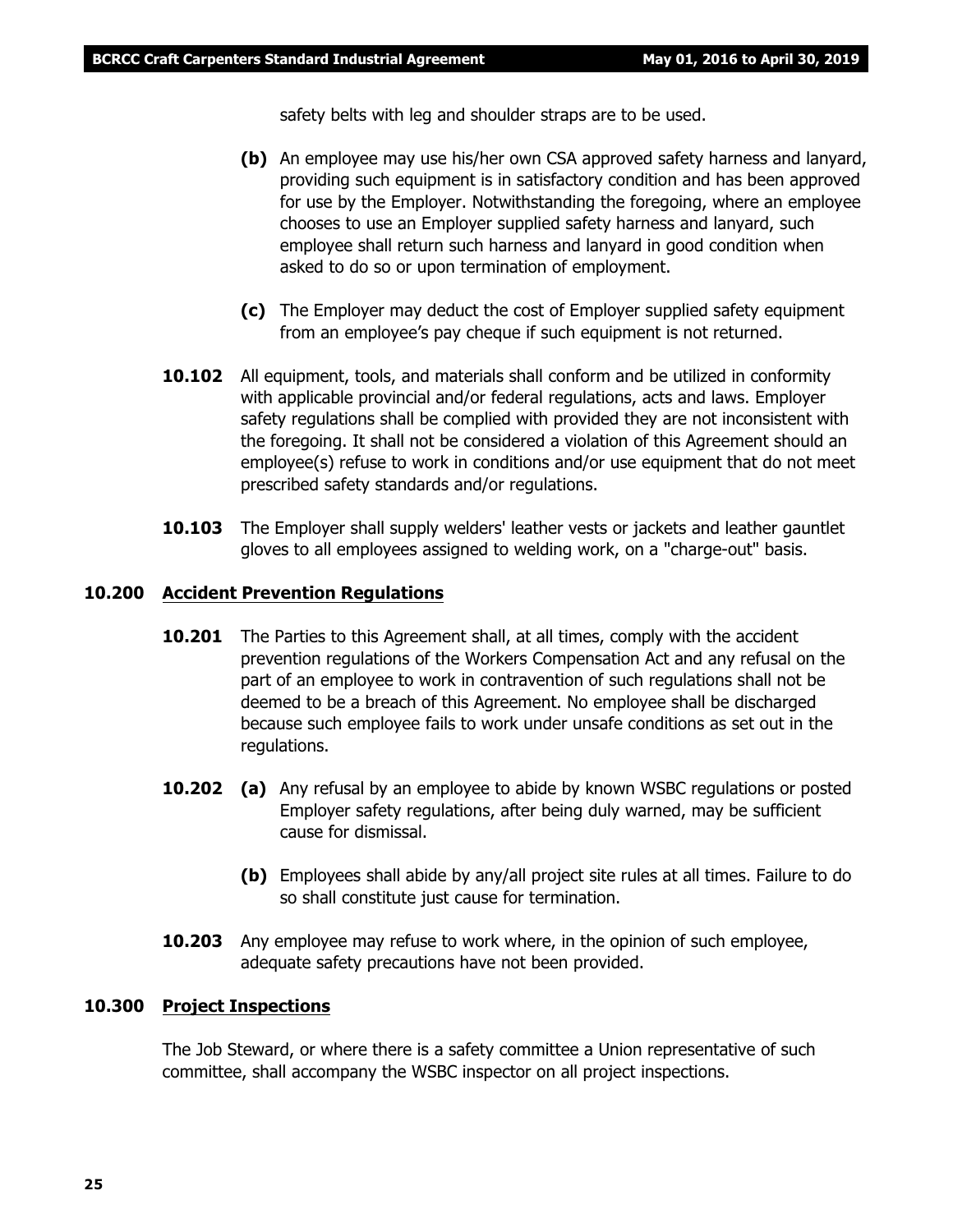safety belts with leg and shoulder straps are to be used.

**(b)** An employee may use his/her own CSA approved safety harness and lanyard, providing such equipment is in satisfactory condition and has been approved for use by the Employer. Notwithstanding the foregoing, where an employee chooses to use an Employer supplied safety harness and lanyard, such employee shall return such harness and lanyard in good condition when asked to do so or upon termination of employment.

**(c)** The Employer may deduct the cost of Employer supplied safety equipment from an employee's pay cheque if such equipment is not returned.

**10.102** All equipment, tools, and materials shall conform and be utilized in conformity with applicable provincial and/or federal regulations, acts and laws. Employer safety regulations shall be complied with provided they are not inconsistent with the foregoing. It shall not be considered a violation of this Agreement should an employee(s) refuse to work in conditions and/or use equipment that do not meet prescribed safety standards and/or regulations.

**10.103** The Employer shall supply welders' leather vests or jackets and leather gauntlet gloves to all employees assigned to welding work, on a "charge-out" basis.

## **10.200 Accident Prevention Regulations**

**10.201** The Parties to this Agreement shall, at all times, comply with the accident prevention regulations of the Workers Compensation Act and any refusal on the part of an employee to work in contravention of such regulations shall not be deemed to be a breach of this Agreement. No employee shall be discharged because such employee fails to work under unsafe conditions as set out in the regulations.

**10.202** **(a)** Any refusal by an employee to abide by known WSBC regulations or posted Employer safety regulations, after being duly warned, may be sufficient cause for dismissal.

**(b)** Employees shall abide by any/all project site rules at all times. Failure to do so shall constitute just cause for termination.

**10.203** Any employee may refuse to work where, in the opinion of such employee, adequate safety precautions have not been provided.

## **10.300 Project Inspections**

The Job Steward, or where there is a safety committee a Union representative of such committee, shall accompany the WSBC inspector on all project inspections.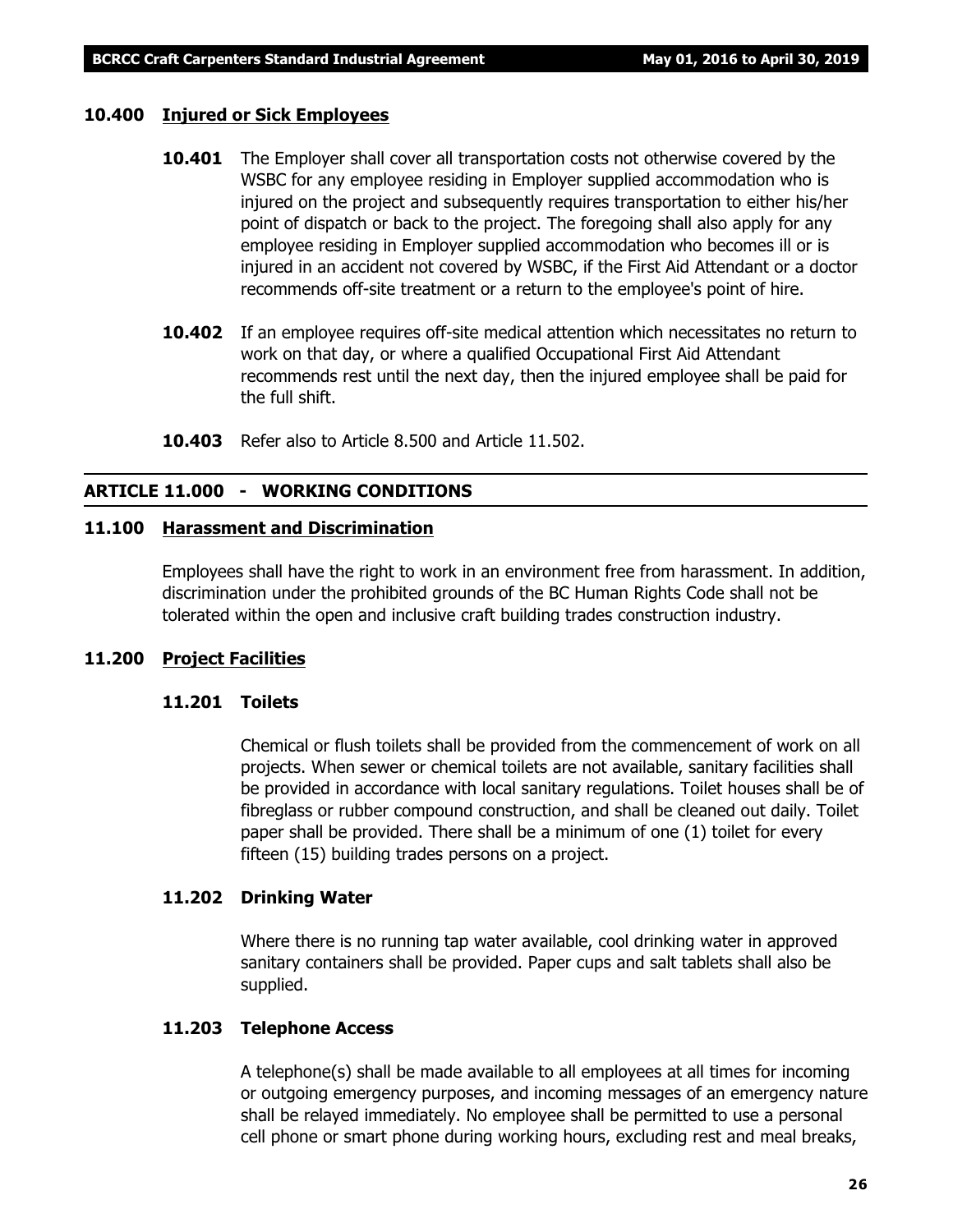### 10.400 Injured or Sick Employees

**10.401** The Employer shall cover all transportation costs not otherwise covered by the WSBC for any employee residing in Employer supplied accommodation who is injured on the project and subsequently requires transportation to either his/her point of dispatch or back to the project. The foregoing shall also apply for any employee residing in Employer supplied accommodation who becomes ill or is injured in an accident not covered by WSBC, if the First Aid Attendant or a doctor recommends off-site treatment or a return to the employee's point of hire.

**10.402** If an employee requires off-site medical attention which necessitates no return to work on that day, or where a qualified Occupational First Aid Attendant recommends rest until the next day, then the injured employee shall be paid for the full shift.

**10.403** Refer also to Article 8.500 and Article 11.502.

## ARTICLE 11.000 - WORKING CONDITIONS

### 11.100 Harassment and Discrimination

Employees shall have the right to work in an environment free from harassment. In addition, discrimination under the prohibited grounds of the BC Human Rights Code shall not be tolerated within the open and inclusive craft building trades construction industry.

### 11.200 Project Facilities

#### 11.201 Toilets

Chemical or flush toilets shall be provided from the commencement of work on all projects. When sewer or chemical toilets are not available, sanitary facilities shall be provided in accordance with local sanitary regulations. Toilet houses shall be of fibreglass or rubber compound construction, and shall be cleaned out daily. Toilet paper shall be provided. There shall be a minimum of one (1) toilet for every fifteen (15) building trades persons on a project.

#### 11.202 Drinking Water

Where there is no running tap water available, cool drinking water in approved sanitary containers shall be provided. Paper cups and salt tablets shall also be supplied.

#### 11.203 Telephone Access

A telephone(s) shall be made available to all employees at all times for incoming or outgoing emergency purposes, and incoming messages of an emergency nature shall be relayed immediately. No employee shall be permitted to use a personal cell phone or smart phone during working hours, excluding rest and meal breaks,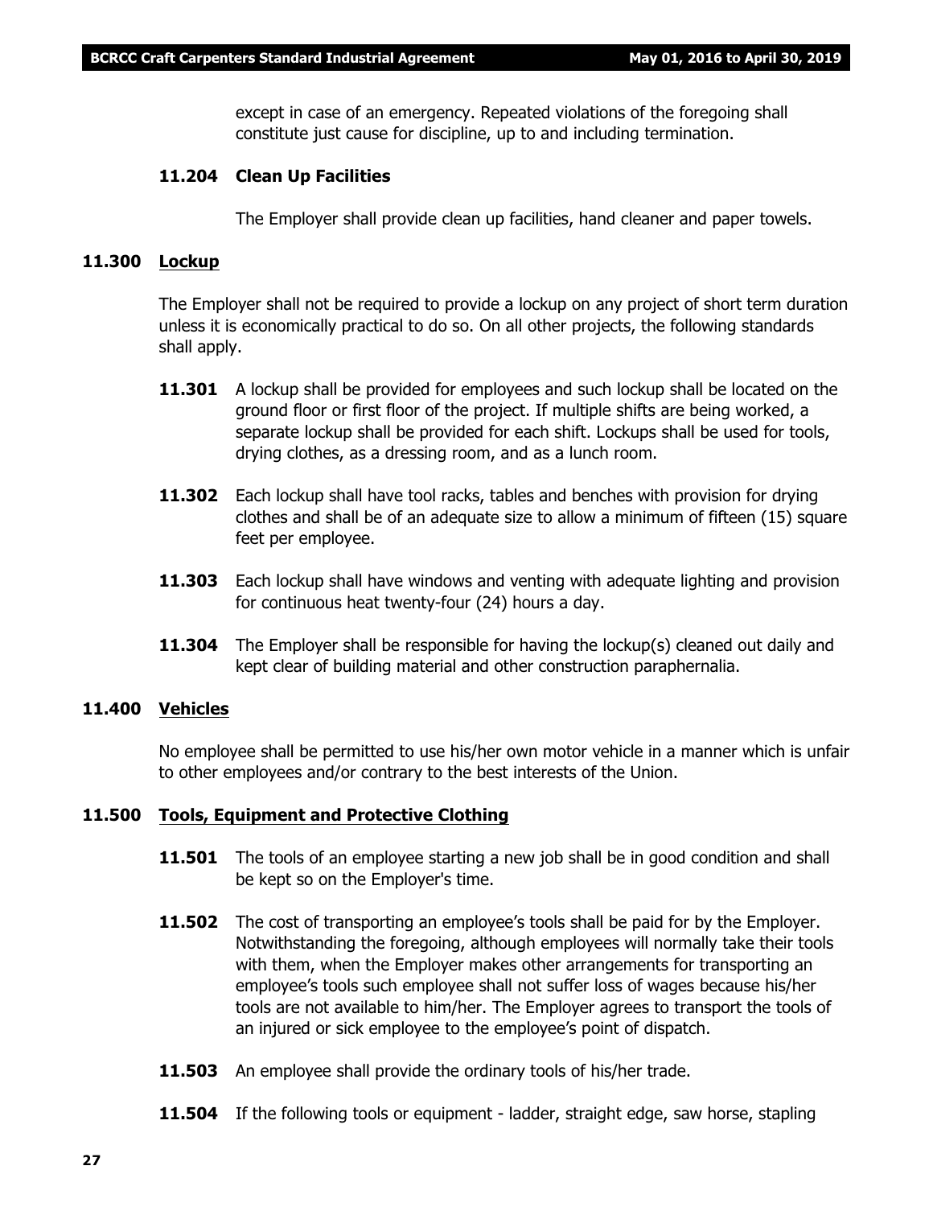except in case of an emergency. Repeated violations of the foregoing shall constitute just cause for discipline, up to and including termination.

**11.204 Clean Up Facilities**

The Employer shall provide clean up facilities, hand cleaner and paper towels.

## 11.300 Lockup

The Employer shall not be required to provide a lockup on any project of short term duration unless it is economically practical to do so. On all other projects, the following standards shall apply.

**11.301** A lockup shall be provided for employees and such lockup shall be located on the ground floor or first floor of the project. If multiple shifts are being worked, a separate lockup shall be provided for each shift. Lockups shall be used for tools, drying clothes, as a dressing room, and as a lunch room.

**11.302** Each lockup shall have tool racks, tables and benches with provision for drying clothes and shall be of an adequate size to allow a minimum of fifteen (15) square feet per employee.

**11.303** Each lockup shall have windows and venting with adequate lighting and provision for continuous heat twenty-four (24) hours a day.

**11.304** The Employer shall be responsible for having the lockup(s) cleaned out daily and kept clear of building material and other construction paraphernalia.

## 11.400 Vehicles

No employee shall be permitted to use his/her own motor vehicle in a manner which is unfair to other employees and/or contrary to the best interests of the Union.

## 11.500 Tools, Equipment and Protective Clothing

**11.501** The tools of an employee starting a new job shall be in good condition and shall be kept so on the Employer's time.

**11.502** The cost of transporting an employee's tools shall be paid for by the Employer. Notwithstanding the foregoing, although employees will normally take their tools with them, when the Employer makes other arrangements for transporting an employee's tools such employee shall not suffer loss of wages because his/her tools are not available to him/her. The Employer agrees to transport the tools of an injured or sick employee to the employee's point of dispatch.

**11.503** An employee shall provide the ordinary tools of his/her trade.

**11.504** If the following tools or equipment - ladder, straight edge, saw horse, stapling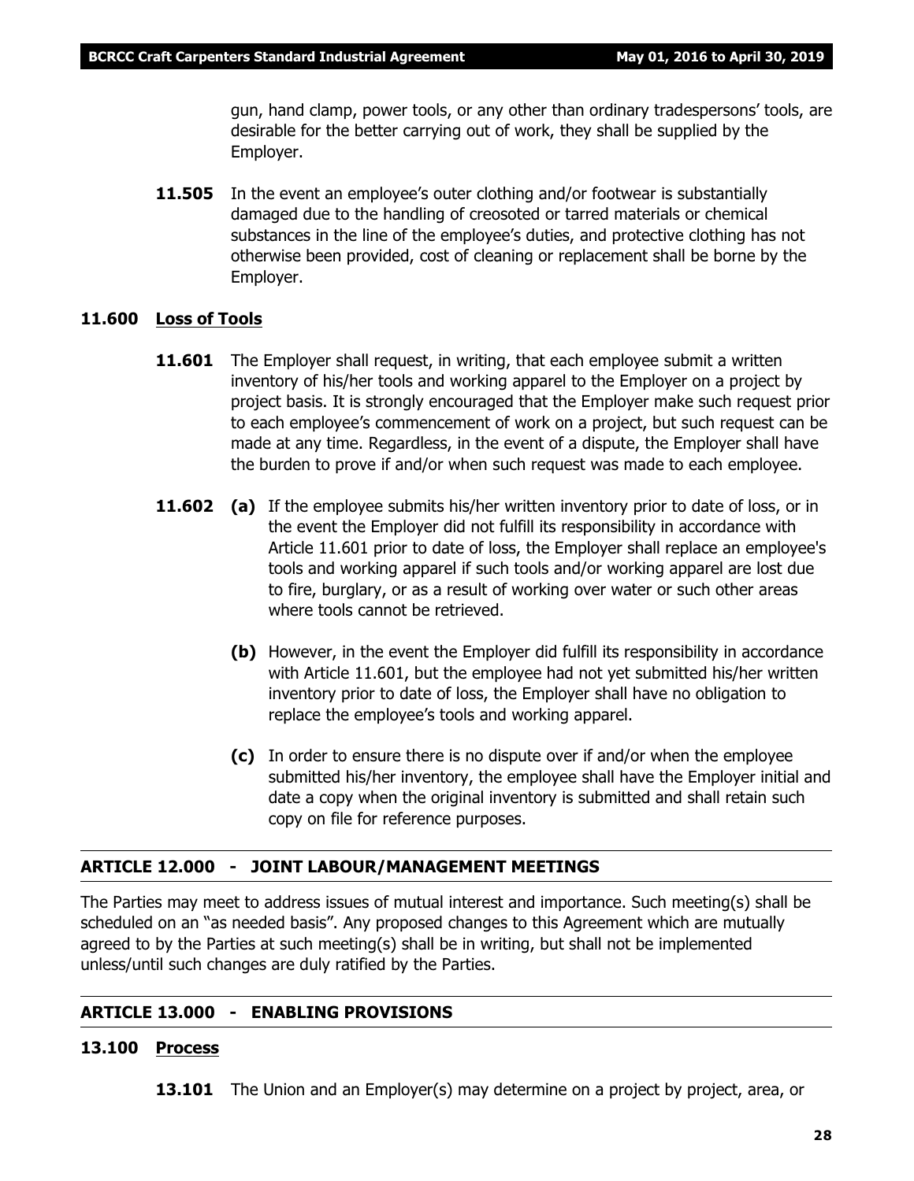gun, hand clamp, power tools, or any other than ordinary tradespersons' tools, are desirable for the better carrying out of work, they shall be supplied by the Employer.

**11.505** In the event an employee's outer clothing and/or footwear is substantially damaged due to the handling of creosoted or tarred materials or chemical substances in the line of the employee's duties, and protective clothing has not otherwise been provided, cost of cleaning or replacement shall be borne by the Employer.

### 11.600 Loss of Tools

**11.601** The Employer shall request, in writing, that each employee submit a written inventory of his/her tools and working apparel to the Employer on a project by project basis. It is strongly encouraged that the Employer make such request prior to each employee's commencement of work on a project, but such request can be made at any time. Regardless, in the event of a dispute, the Employer shall have the burden to prove if and/or when such request was made to each employee.

**11.602** **(a)** If the employee submits his/her written inventory prior to date of loss, or in the event the Employer did not fulfill its responsibility in accordance with Article 11.601 prior to date of loss, the Employer shall replace an employee's tools and working apparel if such tools and/or working apparel are lost due to fire, burglary, or as a result of working over water or such other areas where tools cannot be retrieved.

**(b)** However, in the event the Employer did fulfill its responsibility in accordance with Article 11.601, but the employee had not yet submitted his/her written inventory prior to date of loss, the Employer shall have no obligation to replace the employee's tools and working apparel.

**(c)** In order to ensure there is no dispute over if and/or when the employee submitted his/her inventory, the employee shall have the Employer initial and date a copy when the original inventory is submitted and shall retain such copy on file for reference purposes.

## ARTICLE 12.000 - JOINT LABOUR/MANAGEMENT MEETINGS

The Parties may meet to address issues of mutual interest and importance. Such meeting(s) shall be scheduled on an "as needed basis". Any proposed changes to this Agreement which are mutually agreed to by the Parties at such meeting(s) shall be in writing, but shall not be implemented unless/until such changes are duly ratified by the Parties.

## ARTICLE 13.000 - ENABLING PROVISIONS

### 13.100 Process

**13.101** The Union and an Employer(s) may determine on a project by project, area, or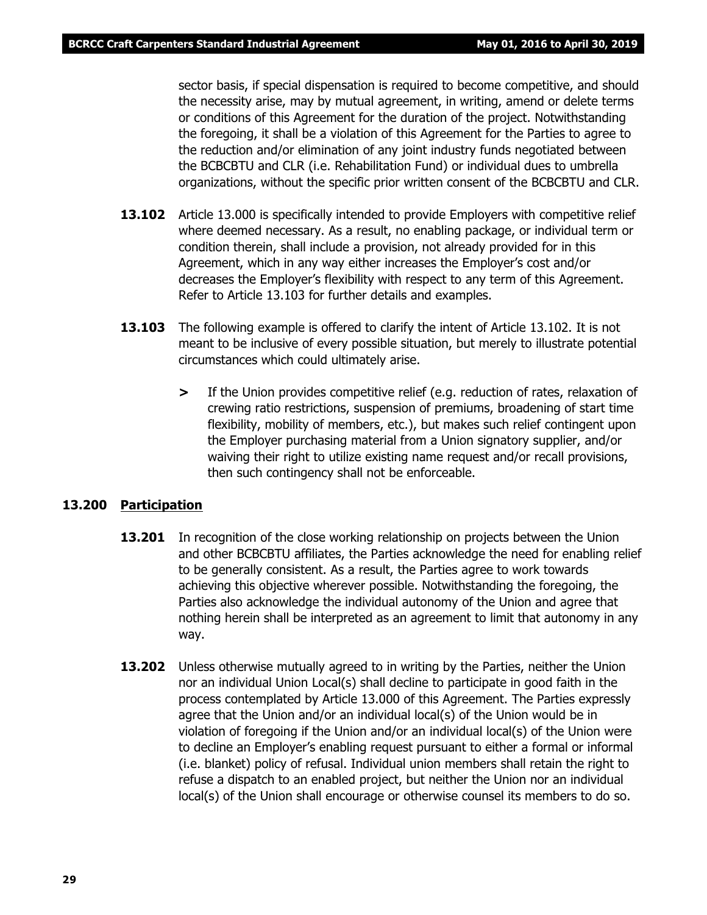sector basis, if special dispensation is required to become competitive, and should the necessity arise, may by mutual agreement, in writing, amend or delete terms or conditions of this Agreement for the duration of the project. Notwithstanding the foregoing, it shall be a violation of this Agreement for the Parties to agree to the reduction and/or elimination of any joint industry funds negotiated between the BCBCBTU and CLR (i.e. Rehabilitation Fund) or individual dues to umbrella organizations, without the specific prior written consent of the BCBCBTU and CLR.

**13.102** Article 13.000 is specifically intended to provide Employers with competitive relief where deemed necessary. As a result, no enabling package, or individual term or condition therein, shall include a provision, not already provided for in this Agreement, which in any way either increases the Employer's cost and/or decreases the Employer's flexibility with respect to any term of this Agreement. Refer to Article 13.103 for further details and examples.

**13.103** The following example is offered to clarify the intent of Article 13.102. It is not meant to be inclusive of every possible situation, but merely to illustrate potential circumstances which could ultimately arise.

> If the Union provides competitive relief (e.g. reduction of rates, relaxation of crewing ratio restrictions, suspension of premiums, broadening of start time flexibility, mobility of members, etc.), but makes such relief contingent upon the Employer purchasing material from a Union signatory supplier, and/or waiving their right to utilize existing name request and/or recall provisions, then such contingency shall not be enforceable.

## 13.200 Participation

**13.201** In recognition of the close working relationship on projects between the Union and other BCBCBTU affiliates, the Parties acknowledge the need for enabling relief to be generally consistent. As a result, the Parties agree to work towards achieving this objective wherever possible. Notwithstanding the foregoing, the Parties also acknowledge the individual autonomy of the Union and agree that nothing herein shall be interpreted as an agreement to limit that autonomy in any way.

**13.202** Unless otherwise mutually agreed to in writing by the Parties, neither the Union nor an individual Union Local(s) shall decline to participate in good faith in the process contemplated by Article 13.000 of this Agreement. The Parties expressly agree that the Union and/or an individual local(s) of the Union would be in violation of foregoing if the Union and/or an individual local(s) of the Union were to decline an Employer's enabling request pursuant to either a formal or informal (i.e. blanket) policy of refusal. Individual union members shall retain the right to refuse a dispatch to an enabled project, but neither the Union nor an individual local(s) of the Union shall encourage or otherwise counsel its members to do so.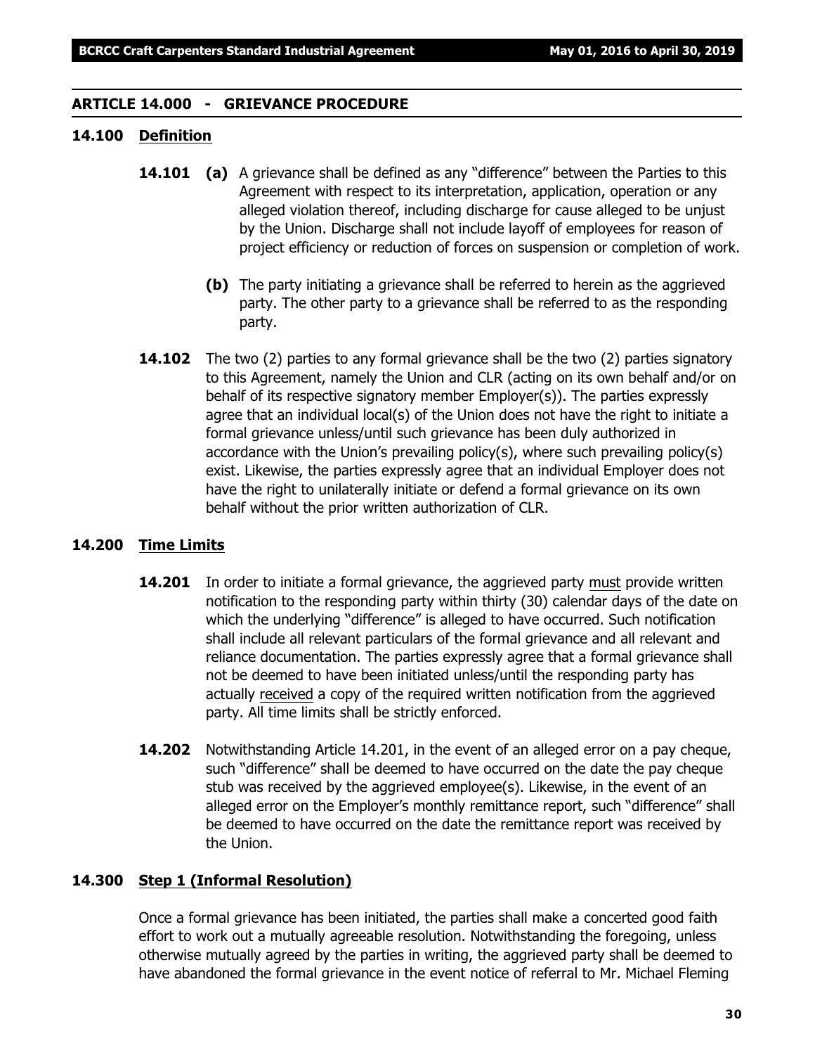## ARTICLE 14.000 - GRIEVANCE PROCEDURE

### 14.100 Definition

**14.101** **(a)** A grievance shall be defined as any "difference" between the Parties to this Agreement with respect to its interpretation, application, operation or any alleged violation thereof, including discharge for cause alleged to be unjust by the Union. Discharge shall not include layoff of employees for reason of project efficiency or reduction of forces on suspension or completion of work.

**(b)** The party initiating a grievance shall be referred to herein as the aggrieved party. The other party to a grievance shall be referred to as the responding party.

**14.102** The two (2) parties to any formal grievance shall be the two (2) parties signatory to this Agreement, namely the Union and CLR (acting on its own behalf and/or on behalf of its respective signatory member Employer(s)). The parties expressly agree that an individual local(s) of the Union does not have the right to initiate a formal grievance unless/until such grievance has been duly authorized in accordance with the Union's prevailing policy(s), where such prevailing policy(s) exist. Likewise, the parties expressly agree that an individual Employer does not have the right to unilaterally initiate or defend a formal grievance on its own behalf without the prior written authorization of CLR.

### 14.200 Time Limits

**14.201** In order to initiate a formal grievance, the aggrieved party must provide written notification to the responding party within thirty (30) calendar days of the date on which the underlying "difference" is alleged to have occurred. Such notification shall include all relevant particulars of the formal grievance and all relevant and reliance documentation. The parties expressly agree that a formal grievance shall not be deemed to have been initiated unless/until the responding party has actually received a copy of the required written notification from the aggrieved party. All time limits shall be strictly enforced.

**14.202** Notwithstanding Article 14.201, in the event of an alleged error on a pay cheque, such "difference" shall be deemed to have occurred on the date the pay cheque stub was received by the aggrieved employee(s). Likewise, in the event of an alleged error on the Employer's monthly remittance report, such "difference" shall be deemed to have occurred on the date the remittance report was received by the Union.

### 14.300 Step 1 (Informal Resolution)

Once a formal grievance has been initiated, the parties shall make a concerted good faith effort to work out a mutually agreeable resolution. Notwithstanding the foregoing, unless otherwise mutually agreed by the parties in writing, the aggrieved party shall be deemed to have abandoned the formal grievance in the event notice of referral to Mr. Michael Fleming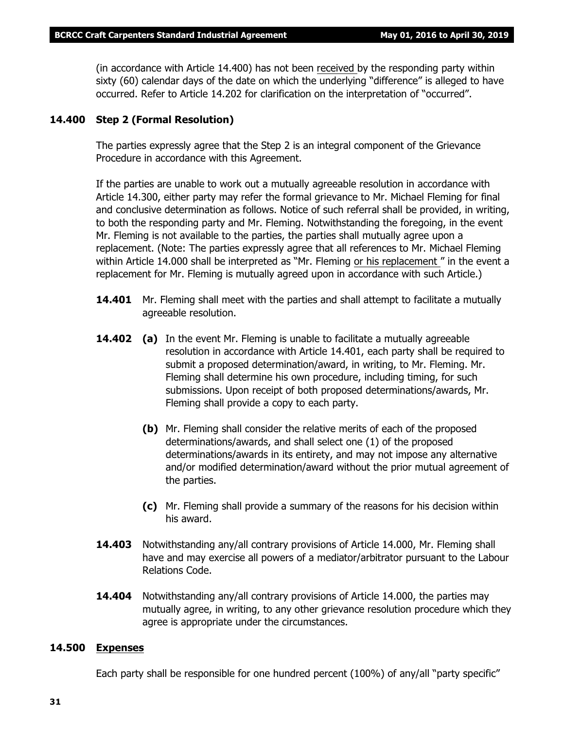(in accordance with Article 14.400) has not been <u>received</u> by the responding party within sixty (60) calendar days of the date on which the underlying "difference" is alleged to have occurred. Refer to Article 14.202 for clarification on the interpretation of "occurred".

### 14.400 Step 2 (Formal Resolution)

The parties expressly agree that the Step 2 is an integral component of the Grievance Procedure in accordance with this Agreement.

If the parties are unable to work out a mutually agreeable resolution in accordance with Article 14.300, either party may refer the formal grievance to Mr. Michael Fleming for final and conclusive determination as follows. Notice of such referral shall be provided, in writing, to both the responding party and Mr. Fleming. Notwithstanding the foregoing, in the event Mr. Fleming is not available to the parties, the parties shall mutually agree upon a replacement. (Note: The parties expressly agree that all references to Mr. Michael Fleming within Article 14.000 shall be interpreted as "Mr. Fleming <u>or his replacement</u> " in the event a replacement for Mr. Fleming is mutually agreed upon in accordance with such Article.)

**14.401** Mr. Fleming shall meet with the parties and shall attempt to facilitate a mutually agreeable resolution.

**14.402** **(a)** In the event Mr. Fleming is unable to facilitate a mutually agreeable resolution in accordance with Article 14.401, each party shall be required to submit a proposed determination/award, in writing, to Mr. Fleming. Mr. Fleming shall determine his own procedure, including timing, for such submissions. Upon receipt of both proposed determinations/awards, Mr. Fleming shall provide a copy to each party.

**(b)** Mr. Fleming shall consider the relative merits of each of the proposed determinations/awards, and shall select one (1) of the proposed determinations/awards in its entirety, and may not impose any alternative and/or modified determination/award without the prior mutual agreement of the parties.

**(c)** Mr. Fleming shall provide a summary of the reasons for his decision within his award.

**14.403** Notwithstanding any/all contrary provisions of Article 14.000, Mr. Fleming shall have and may exercise all powers of a mediator/arbitrator pursuant to the Labour Relations Code.

**14.404** Notwithstanding any/all contrary provisions of Article 14.000, the parties may mutually agree, in writing, to any other grievance resolution procedure which they agree is appropriate under the circumstances.

### 14.500 <u>Expenses</u>

Each party shall be responsible for one hundred percent (100%) of any/all "party specific"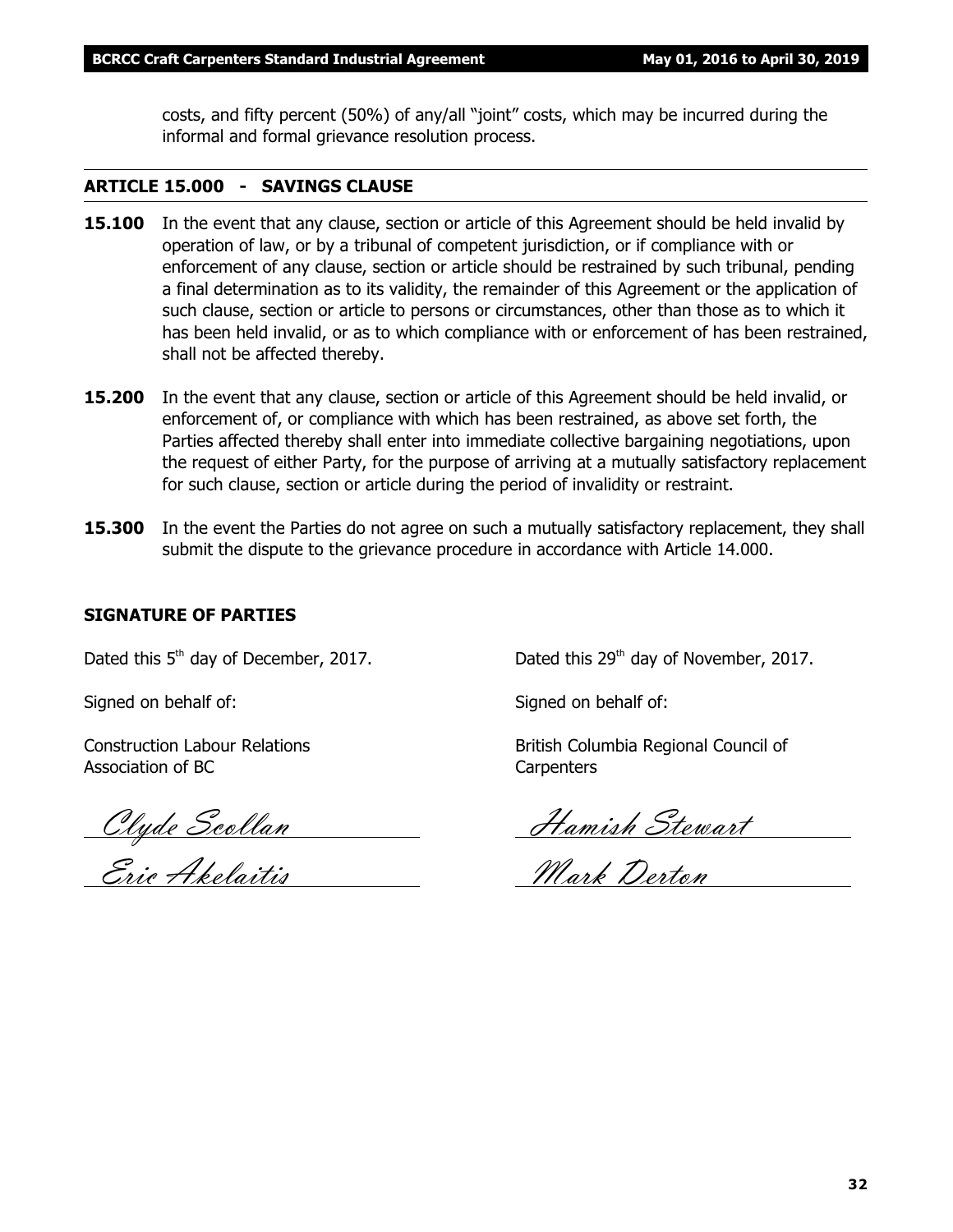costs, and fifty percent (50%) of any/all "joint" costs, which may be incurred during the informal and formal grievance resolution process.

## ARTICLE 15.000 - SAVINGS CLAUSE

**15.100** In the event that any clause, section or article of this Agreement should be held invalid by operation of law, or by a tribunal of competent jurisdiction, or if compliance with or enforcement of any clause, section or article should be restrained by such tribunal, pending a final determination as to its validity, the remainder of this Agreement or the application of such clause, section or article to persons or circumstances, other than those as to which it has been held invalid, or as to which compliance with or enforcement of has been restrained, shall not be affected thereby.

**15.200** In the event that any clause, section or article of this Agreement should be held invalid, or enforcement of, or compliance with which has been restrained, as above set forth, the Parties affected thereby shall enter into immediate collective bargaining negotiations, upon the request of either Party, for the purpose of arriving at a mutually satisfactory replacement for such clause, section or article during the period of invalidity or restraint.

**15.300** In the event the Parties do not agree on such a mutually satisfactory replacement, they shall submit the dispute to the grievance procedure in accordance with Article 14.000.

## SIGNATURE OF PARTIES

Dated this 5th day of December, 2017.

Signed on behalf of:

Construction Labour Relations Association of BC

*Clyde Scollan*

*Eric Akelaitis*

Dated this 29th day of November, 2017.

Signed on behalf of:

British Columbia Regional Council of Carpenters

*Hamish Stewart*

*Mark Derton*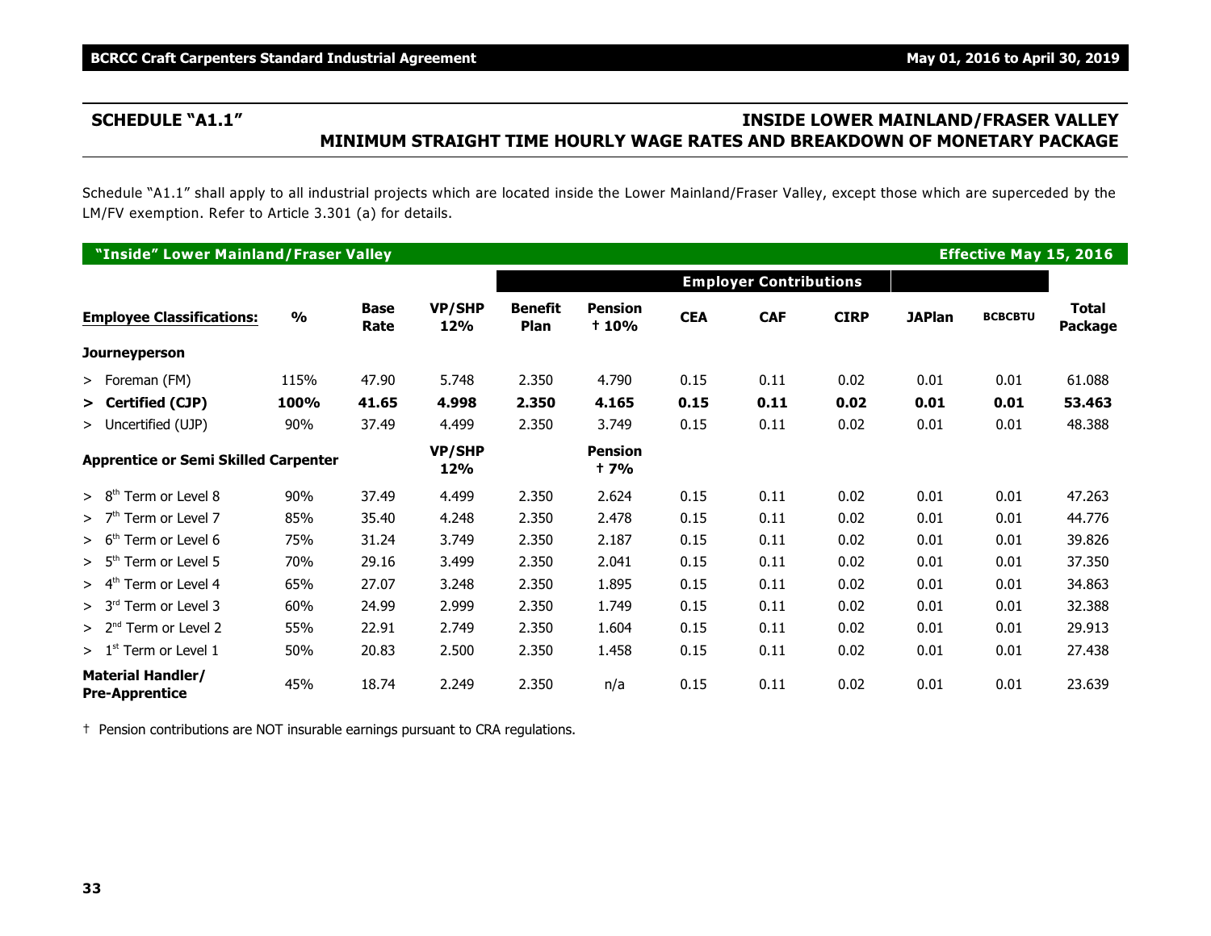## SCHEDULE "A1.1" — INSIDE LOWER MAINLAND/FRASER VALLEY MINIMUM STRAIGHT TIME HOURLY WAGE RATES AND BREAKDOWN OF MONETARY PACKAGE

Schedule "A1.1" shall apply to all industrial projects which are located inside the Lower Mainland/Fraser Valley, except those which are superceded by the LM/FV exemption. Refer to Article 3.301 (a) for details.

**"Inside" Lower Mainland/Fraser Valley — Effective May 15, 2016**

| | | | | Employer Contributions | | | | | | | |
|---|---|---|---|---|---|---|---|---|---|---|---|
| **Employee Classifications:** | **%** | **Base Rate** | **VP/SHP 12%** | **Benefit Plan** | **Pension † 10%** | **CEA** | **CAF** | **CIRP** | **JAPlan** | **BCBCBTU** | **Total Package** |
| **Journeyperson** | | | | | | | | | | | |
| > Foreman (FM) | 115% | 47.90 | 5.748 | 2.350 | 4.790 | 0.15 | 0.11 | 0.02 | 0.01 | 0.01 | 61.088 |
| **> Certified (CJP)** | **100%** | **41.65** | **4.998** | **2.350** | **4.165** | **0.15** | **0.11** | **0.02** | **0.01** | **0.01** | **53.463** |
| > Uncertified (UJP) | 90% | 37.49 | 4.499 | 2.350 | 3.749 | 0.15 | 0.11 | 0.02 | 0.01 | 0.01 | 48.388 |
| **Apprentice or Semi Skilled Carpenter** | | | **VP/SHP 12%** | | **Pension † 7%** | | | | | | |
| > 8th Term or Level 8 | 90% | 37.49 | 4.499 | 2.350 | 2.624 | 0.15 | 0.11 | 0.02 | 0.01 | 0.01 | 47.263 |
| > 7th Term or Level 7 | 85% | 35.40 | 4.248 | 2.350 | 2.478 | 0.15 | 0.11 | 0.02 | 0.01 | 0.01 | 44.776 |
| > 6th Term or Level 6 | 75% | 31.24 | 3.749 | 2.350 | 2.187 | 0.15 | 0.11 | 0.02 | 0.01 | 0.01 | 39.826 |
| > 5th Term or Level 5 | 70% | 29.16 | 3.499 | 2.350 | 2.041 | 0.15 | 0.11 | 0.02 | 0.01 | 0.01 | 37.350 |
| > 4th Term or Level 4 | 65% | 27.07 | 3.248 | 2.350 | 1.895 | 0.15 | 0.11 | 0.02 | 0.01 | 0.01 | 34.863 |
| > 3rd Term or Level 3 | 60% | 24.99 | 2.999 | 2.350 | 1.749 | 0.15 | 0.11 | 0.02 | 0.01 | 0.01 | 32.388 |
| > 2nd Term or Level 2 | 55% | 22.91 | 2.749 | 2.350 | 1.604 | 0.15 | 0.11 | 0.02 | 0.01 | 0.01 | 29.913 |
| > 1st Term or Level 1 | 50% | 20.83 | 2.500 | 2.350 | 1.458 | 0.15 | 0.11 | 0.02 | 0.01 | 0.01 | 27.438 |
| **Material Handler/ Pre-Apprentice** | 45% | 18.74 | 2.249 | 2.350 | n/a | 0.15 | 0.11 | 0.02 | 0.01 | 0.01 | 23.639 |

† Pension contributions are NOT insurable earnings pursuant to CRA regulations.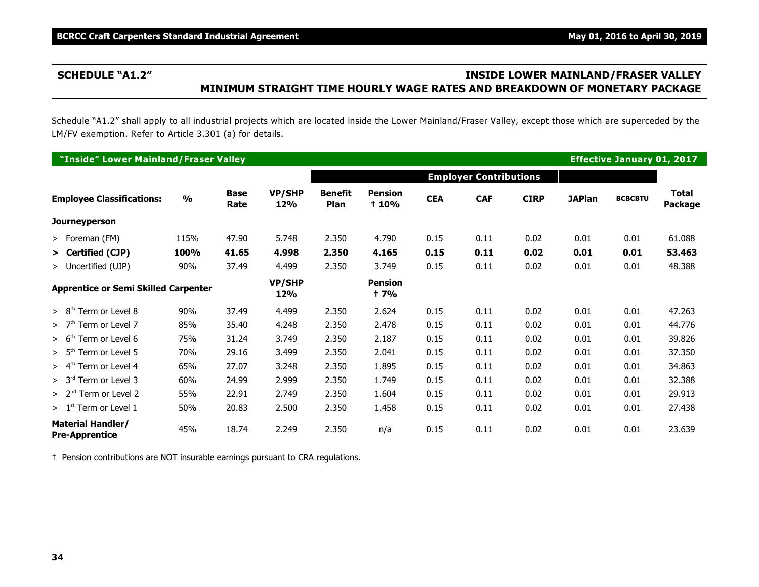## SCHEDULE "A1.2" INSIDE LOWER MAINLAND/FRASER VALLEY MINIMUM STRAIGHT TIME HOURLY WAGE RATES AND BREAKDOWN OF MONETARY PACKAGE

Schedule "A1.2" shall apply to all industrial projects which are located inside the Lower Mainland/Fraser Valley, except those which are superceded by the LM/FV exemption. Refer to Article 3.301 (a) for details.

| "Inside" Lower Mainland/Fraser Valley | | | | | | | | | | | Effective January 01, 2017 |
|---|---|---|---|---|---|---|---|---|---|---|---|
| | | | | Employer Contributions | | | | | | | |
| **Employee Classifications:** | **%** | **Base Rate** | **VP/SHP 12%** | **Benefit Plan** | **Pension † 10%** | **CEA** | **CAF** | **CIRP** | **JAPlan** | **BCBCBTU** | **Total Package** |
| **Journeyperson** | | | | | | | | | | | |
| > Foreman (FM) | 115% | 47.90 | 5.748 | 2.350 | 4.790 | 0.15 | 0.11 | 0.02 | 0.01 | 0.01 | 61.088 |
| **> Certified (CJP)** | **100%** | **41.65** | **4.998** | **2.350** | **4.165** | **0.15** | **0.11** | **0.02** | **0.01** | **0.01** | **53.463** |
| > Uncertified (UJP) | 90% | 37.49 | 4.499 | 2.350 | 3.749 | 0.15 | 0.11 | 0.02 | 0.01 | 0.01 | 48.388 |
| **Apprentice or Semi Skilled Carpenter** | | | **VP/SHP 12%** | | **Pension † 7%** | | | | | | |
| > 8th Term or Level 8 | 90% | 37.49 | 4.499 | 2.350 | 2.624 | 0.15 | 0.11 | 0.02 | 0.01 | 0.01 | 47.263 |
| > 7th Term or Level 7 | 85% | 35.40 | 4.248 | 2.350 | 2.478 | 0.15 | 0.11 | 0.02 | 0.01 | 0.01 | 44.776 |
| > 6th Term or Level 6 | 75% | 31.24 | 3.749 | 2.350 | 2.187 | 0.15 | 0.11 | 0.02 | 0.01 | 0.01 | 39.826 |
| > 5th Term or Level 5 | 70% | 29.16 | 3.499 | 2.350 | 2.041 | 0.15 | 0.11 | 0.02 | 0.01 | 0.01 | 37.350 |
| > 4th Term or Level 4 | 65% | 27.07 | 3.248 | 2.350 | 1.895 | 0.15 | 0.11 | 0.02 | 0.01 | 0.01 | 34.863 |
| > 3rd Term or Level 3 | 60% | 24.99 | 2.999 | 2.350 | 1.749 | 0.15 | 0.11 | 0.02 | 0.01 | 0.01 | 32.388 |
| > 2nd Term or Level 2 | 55% | 22.91 | 2.749 | 2.350 | 1.604 | 0.15 | 0.11 | 0.02 | 0.01 | 0.01 | 29.913 |
| > 1st Term or Level 1 | 50% | 20.83 | 2.500 | 2.350 | 1.458 | 0.15 | 0.11 | 0.02 | 0.01 | 0.01 | 27.438 |
| **Material Handler/ Pre-Apprentice** | 45% | 18.74 | 2.249 | 2.350 | n/a | 0.15 | 0.11 | 0.02 | 0.01 | 0.01 | 23.639 |

† Pension contributions are NOT insurable earnings pursuant to CRA regulations.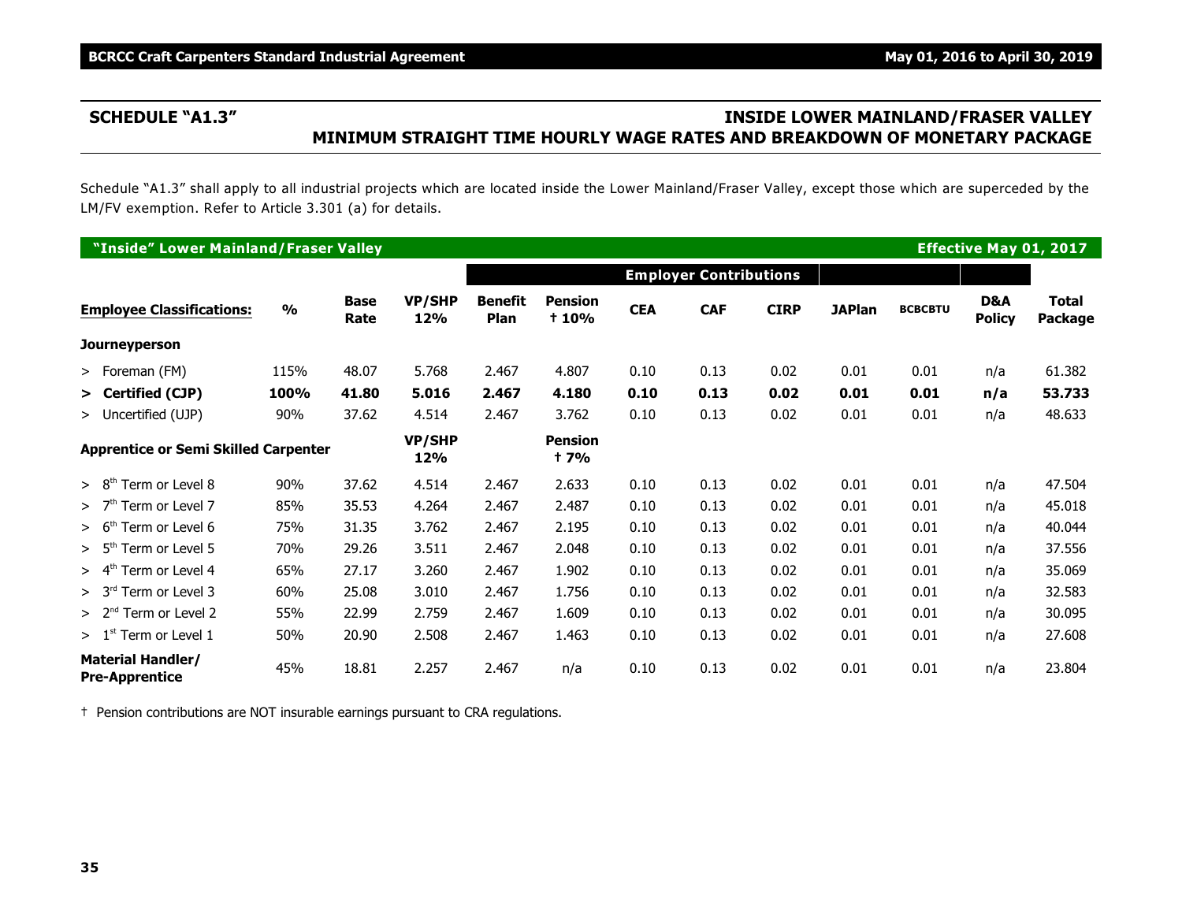## SCHEDULE "A1.3" — INSIDE LOWER MAINLAND/FRASER VALLEY MINIMUM STRAIGHT TIME HOURLY WAGE RATES AND BREAKDOWN OF MONETARY PACKAGE

Schedule "A1.3" shall apply to all industrial projects which are located inside the Lower Mainland/Fraser Valley, except those which are superceded by the LM/FV exemption. Refer to Article 3.301 (a) for details.

| "Inside" Lower Mainland/Fraser Valley | | | | | | | | | | | Effective May 01, 2017 | |
|---|---|---|---|---|---|---|---|---|---|---|---|---|
| | | | | Employer Contributions | | | | | | | | |
| **Employee Classifications:** | **%** | **Base Rate** | **VP/SHP 12%** | **Benefit Plan** | **Pension † 10%** | **CEA** | **CAF** | **CIRP** | **JAPlan** | **BCBCBTU** | **D&A Policy** | **Total Package** |
| **Journeyperson** | | | | | | | | | | | | |
| > Foreman (FM) | 115% | 48.07 | 5.768 | 2.467 | 4.807 | 0.10 | 0.13 | 0.02 | 0.01 | 0.01 | n/a | 61.382 |
| **> Certified (CJP)** | **100%** | **41.80** | **5.016** | **2.467** | **4.180** | **0.10** | **0.13** | **0.02** | **0.01** | **0.01** | **n/a** | **53.733** |
| > Uncertified (UJP) | 90% | 37.62 | 4.514 | 2.467 | 3.762 | 0.10 | 0.13 | 0.02 | 0.01 | 0.01 | n/a | 48.633 |
| **Apprentice or Semi Skilled Carpenter** | | | **VP/SHP 12%** | | **Pension † 7%** | | | | | | | |
| > 8th Term or Level 8 | 90% | 37.62 | 4.514 | 2.467 | 2.633 | 0.10 | 0.13 | 0.02 | 0.01 | 0.01 | n/a | 47.504 |
| > 7th Term or Level 7 | 85% | 35.53 | 4.264 | 2.467 | 2.487 | 0.10 | 0.13 | 0.02 | 0.01 | 0.01 | n/a | 45.018 |
| > 6th Term or Level 6 | 75% | 31.35 | 3.762 | 2.467 | 2.195 | 0.10 | 0.13 | 0.02 | 0.01 | 0.01 | n/a | 40.044 |
| > 5th Term or Level 5 | 70% | 29.26 | 3.511 | 2.467 | 2.048 | 0.10 | 0.13 | 0.02 | 0.01 | 0.01 | n/a | 37.556 |
| > 4th Term or Level 4 | 65% | 27.17 | 3.260 | 2.467 | 1.902 | 0.10 | 0.13 | 0.02 | 0.01 | 0.01 | n/a | 35.069 |
| > 3rd Term or Level 3 | 60% | 25.08 | 3.010 | 2.467 | 1.756 | 0.10 | 0.13 | 0.02 | 0.01 | 0.01 | n/a | 32.583 |
| > 2nd Term or Level 2 | 55% | 22.99 | 2.759 | 2.467 | 1.609 | 0.10 | 0.13 | 0.02 | 0.01 | 0.01 | n/a | 30.095 |
| > 1st Term or Level 1 | 50% | 20.90 | 2.508 | 2.467 | 1.463 | 0.10 | 0.13 | 0.02 | 0.01 | 0.01 | n/a | 27.608 |
| **Material Handler/ Pre-Apprentice** | 45% | 18.81 | 2.257 | 2.467 | n/a | 0.10 | 0.13 | 0.02 | 0.01 | 0.01 | n/a | 23.804 |

† Pension contributions are NOT insurable earnings pursuant to CRA regulations.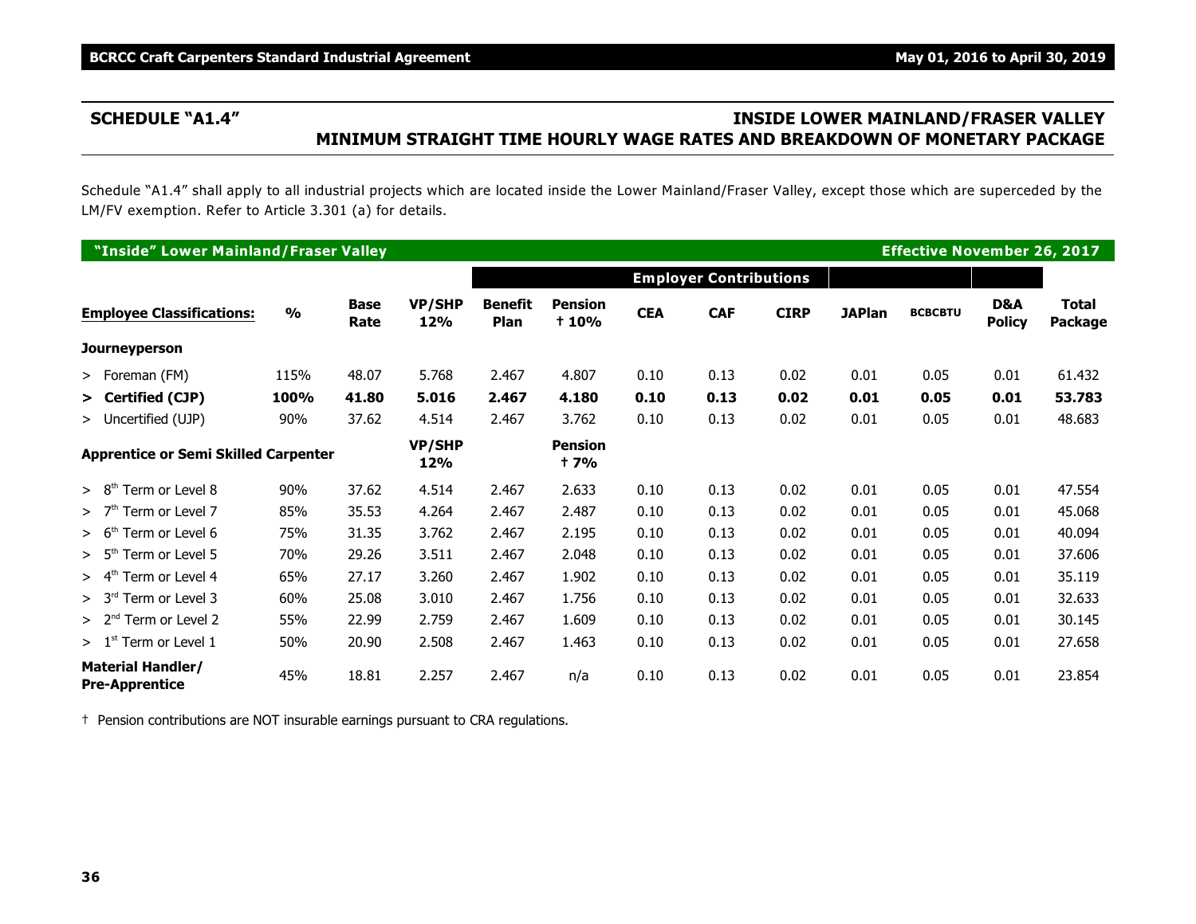## SCHEDULE "A1.4" INSIDE LOWER MAINLAND/FRASER VALLEY MINIMUM STRAIGHT TIME HOURLY WAGE RATES AND BREAKDOWN OF MONETARY PACKAGE

Schedule "A1.4" shall apply to all industrial projects which are located inside the Lower Mainland/Fraser Valley, except those which are superceded by the LM/FV exemption. Refer to Article 3.301 (a) for details.

**"Inside" Lower Mainland/Fraser Valley** — **Effective November 26, 2017**

| | | | | Employer Contributions | | | | | | | | |
|---|---|---|---|---|---|---|---|---|---|---|---|---|
| **Employee Classifications:** | **%** | **Base Rate** | **VP/SHP 12%** | **Benefit Plan** | **Pension † 10%** | **CEA** | **CAF** | **CIRP** | **JAPlan** | **BCBCBTU** | **D&A Policy** | **Total Package** |
| **Journeyperson** | | | | | | | | | | | | |
| > Foreman (FM) | 115% | 48.07 | 5.768 | 2.467 | 4.807 | 0.10 | 0.13 | 0.02 | 0.01 | 0.05 | 0.01 | 61.432 |
| **> Certified (CJP)** | **100%** | **41.80** | **5.016** | **2.467** | **4.180** | **0.10** | **0.13** | **0.02** | **0.01** | **0.05** | **0.01** | **53.783** |
| > Uncertified (UJP) | 90% | 37.62 | 4.514 | 2.467 | 3.762 | 0.10 | 0.13 | 0.02 | 0.01 | 0.05 | 0.01 | 48.683 |
| **Apprentice or Semi Skilled Carpenter** | | | **VP/SHP 12%** | | **Pension † 7%** | | | | | | | |
| > 8th Term or Level 8 | 90% | 37.62 | 4.514 | 2.467 | 2.633 | 0.10 | 0.13 | 0.02 | 0.01 | 0.05 | 0.01 | 47.554 |
| > 7th Term or Level 7 | 85% | 35.53 | 4.264 | 2.467 | 2.487 | 0.10 | 0.13 | 0.02 | 0.01 | 0.05 | 0.01 | 45.068 |
| > 6th Term or Level 6 | 75% | 31.35 | 3.762 | 2.467 | 2.195 | 0.10 | 0.13 | 0.02 | 0.01 | 0.05 | 0.01 | 40.094 |
| > 5th Term or Level 5 | 70% | 29.26 | 3.511 | 2.467 | 2.048 | 0.10 | 0.13 | 0.02 | 0.01 | 0.05 | 0.01 | 37.606 |
| > 4th Term or Level 4 | 65% | 27.17 | 3.260 | 2.467 | 1.902 | 0.10 | 0.13 | 0.02 | 0.01 | 0.05 | 0.01 | 35.119 |
| > 3rd Term or Level 3 | 60% | 25.08 | 3.010 | 2.467 | 1.756 | 0.10 | 0.13 | 0.02 | 0.01 | 0.05 | 0.01 | 32.633 |
| > 2nd Term or Level 2 | 55% | 22.99 | 2.759 | 2.467 | 1.609 | 0.10 | 0.13 | 0.02 | 0.01 | 0.05 | 0.01 | 30.145 |
| > 1st Term or Level 1 | 50% | 20.90 | 2.508 | 2.467 | 1.463 | 0.10 | 0.13 | 0.02 | 0.01 | 0.05 | 0.01 | 27.658 |
| **Material Handler/ Pre-Apprentice** | 45% | 18.81 | 2.257 | 2.467 | n/a | 0.10 | 0.13 | 0.02 | 0.01 | 0.05 | 0.01 | 23.854 |

† Pension contributions are NOT insurable earnings pursuant to CRA regulations.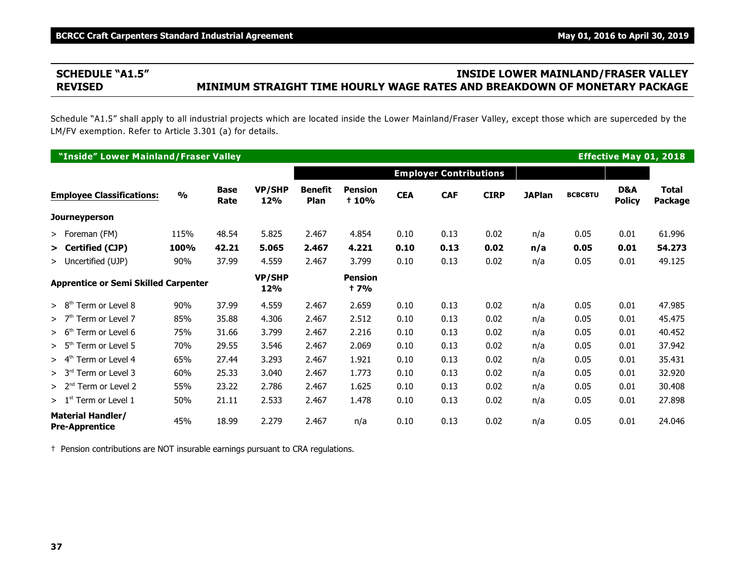## SCHEDULE "A1.5" REVISED

## INSIDE LOWER MAINLAND/FRASER VALLEY MINIMUM STRAIGHT TIME HOURLY WAGE RATES AND BREAKDOWN OF MONETARY PACKAGE

Schedule "A1.5" shall apply to all industrial projects which are located inside the Lower Mainland/Fraser Valley, except those which are superceded by the LM/FV exemption. Refer to Article 3.301 (a) for details.

**"Inside" Lower Mainland/Fraser Valley** — **Effective May 01, 2018**

| | | | | Employer Contributions | | | | | | | | |
|---|---|---|---|---|---|---|---|---|---|---|---|---|
| **Employee Classifications:** | **%** | **Base Rate** | **VP/SHP 12%** | **Benefit Plan** | **Pension † 10%** | **CEA** | **CAF** | **CIRP** | **JAPlan** | **BCBCBTU** | **D&A Policy** | **Total Package** |
| **Journeyperson** | | | | | | | | | | | | |
| > Foreman (FM) | 115% | 48.54 | 5.825 | 2.467 | 4.854 | 0.10 | 0.13 | 0.02 | n/a | 0.05 | 0.01 | 61.996 |
| **> Certified (CJP)** | **100%** | **42.21** | **5.065** | **2.467** | **4.221** | **0.10** | **0.13** | **0.02** | **n/a** | **0.05** | **0.01** | **54.273** |
| > Uncertified (UJP) | 90% | 37.99 | 4.559 | 2.467 | 3.799 | 0.10 | 0.13 | 0.02 | n/a | 0.05 | 0.01 | 49.125 |
| **Apprentice or Semi Skilled Carpenter** | | | **VP/SHP 12%** | | **Pension † 7%** | | | | | | | |
| > 8th Term or Level 8 | 90% | 37.99 | 4.559 | 2.467 | 2.659 | 0.10 | 0.13 | 0.02 | n/a | 0.05 | 0.01 | 47.985 |
| > 7th Term or Level 7 | 85% | 35.88 | 4.306 | 2.467 | 2.512 | 0.10 | 0.13 | 0.02 | n/a | 0.05 | 0.01 | 45.475 |
| > 6th Term or Level 6 | 75% | 31.66 | 3.799 | 2.467 | 2.216 | 0.10 | 0.13 | 0.02 | n/a | 0.05 | 0.01 | 40.452 |
| > 5th Term or Level 5 | 70% | 29.55 | 3.546 | 2.467 | 2.069 | 0.10 | 0.13 | 0.02 | n/a | 0.05 | 0.01 | 37.942 |
| > 4th Term or Level 4 | 65% | 27.44 | 3.293 | 2.467 | 1.921 | 0.10 | 0.13 | 0.02 | n/a | 0.05 | 0.01 | 35.431 |
| > 3rd Term or Level 3 | 60% | 25.33 | 3.040 | 2.467 | 1.773 | 0.10 | 0.13 | 0.02 | n/a | 0.05 | 0.01 | 32.920 |
| > 2nd Term or Level 2 | 55% | 23.22 | 2.786 | 2.467 | 1.625 | 0.10 | 0.13 | 0.02 | n/a | 0.05 | 0.01 | 30.408 |
| > 1st Term or Level 1 | 50% | 21.11 | 2.533 | 2.467 | 1.478 | 0.10 | 0.13 | 0.02 | n/a | 0.05 | 0.01 | 27.898 |
| **Material Handler/ Pre-Apprentice** | 45% | 18.99 | 2.279 | 2.467 | n/a | 0.10 | 0.13 | 0.02 | n/a | 0.05 | 0.01 | 24.046 |

† Pension contributions are NOT insurable earnings pursuant to CRA regulations.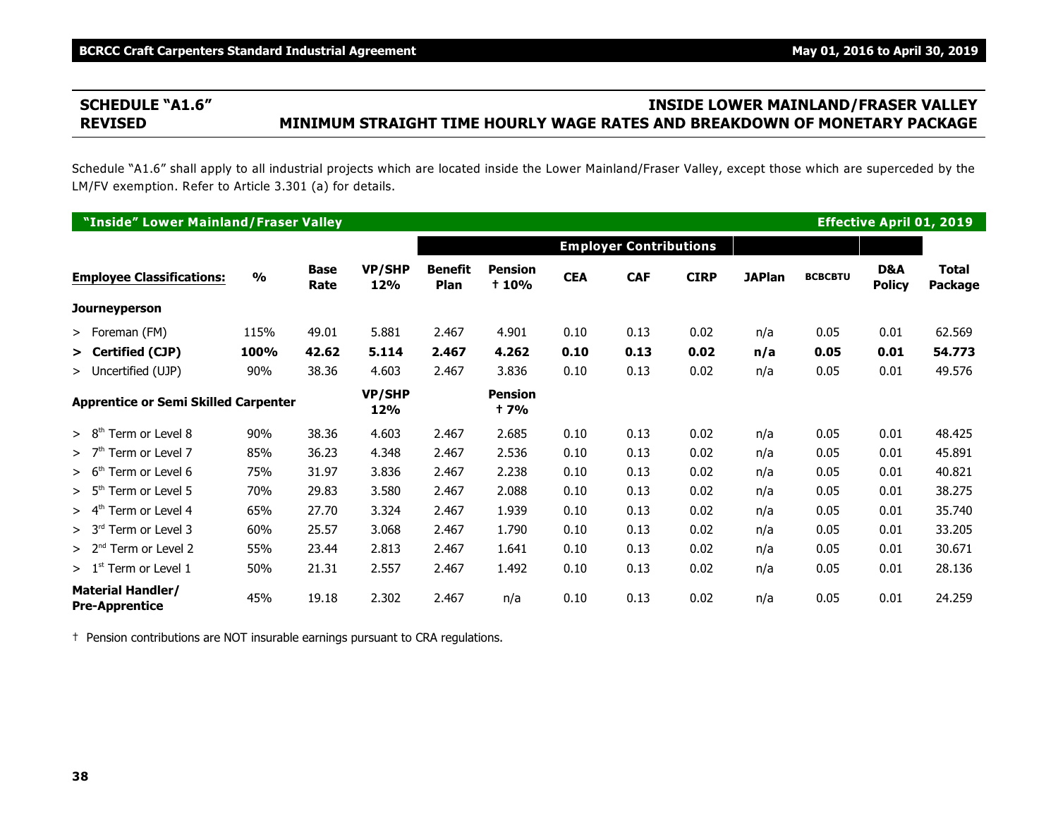## SCHEDULE "A1.6" REVISED

## INSIDE LOWER MAINLAND/FRASER VALLEY MINIMUM STRAIGHT TIME HOURLY WAGE RATES AND BREAKDOWN OF MONETARY PACKAGE

Schedule "A1.6" shall apply to all industrial projects which are located inside the Lower Mainland/Fraser Valley, except those which are superceded by the LM/FV exemption. Refer to Article 3.301 (a) for details.

**"Inside" Lower Mainland/Fraser Valley** — **Effective April 01, 2019**

| | | | | Employer Contributions | | | | | | | | |
|---|---|---|---|---|---|---|---|---|---|---|---|---|
| **Employee Classifications:** | **%** | **Base Rate** | **VP/SHP 12%** | **Benefit Plan** | **Pension † 10%** | **CEA** | **CAF** | **CIRP** | **JAPlan** | **BCBCBTU** | **D&A Policy** | **Total Package** |
| **Journeyperson** | | | | | | | | | | | | |
| > Foreman (FM) | 115% | 49.01 | 5.881 | 2.467 | 4.901 | 0.10 | 0.13 | 0.02 | n/a | 0.05 | 0.01 | 62.569 |
| **> Certified (CJP)** | **100%** | **42.62** | **5.114** | **2.467** | **4.262** | **0.10** | **0.13** | **0.02** | **n/a** | **0.05** | **0.01** | **54.773** |
| > Uncertified (UJP) | 90% | 38.36 | 4.603 | 2.467 | 3.836 | 0.10 | 0.13 | 0.02 | n/a | 0.05 | 0.01 | 49.576 |
| **Apprentice or Semi Skilled Carpenter** | | | **VP/SHP 12%** | | **Pension † 7%** | | | | | | | |
| > 8th Term or Level 8 | 90% | 38.36 | 4.603 | 2.467 | 2.685 | 0.10 | 0.13 | 0.02 | n/a | 0.05 | 0.01 | 48.425 |
| > 7th Term or Level 7 | 85% | 36.23 | 4.348 | 2.467 | 2.536 | 0.10 | 0.13 | 0.02 | n/a | 0.05 | 0.01 | 45.891 |
| > 6th Term or Level 6 | 75% | 31.97 | 3.836 | 2.467 | 2.238 | 0.10 | 0.13 | 0.02 | n/a | 0.05 | 0.01 | 40.821 |
| > 5th Term or Level 5 | 70% | 29.83 | 3.580 | 2.467 | 2.088 | 0.10 | 0.13 | 0.02 | n/a | 0.05 | 0.01 | 38.275 |
| > 4th Term or Level 4 | 65% | 27.70 | 3.324 | 2.467 | 1.939 | 0.10 | 0.13 | 0.02 | n/a | 0.05 | 0.01 | 35.740 |
| > 3rd Term or Level 3 | 60% | 25.57 | 3.068 | 2.467 | 1.790 | 0.10 | 0.13 | 0.02 | n/a | 0.05 | 0.01 | 33.205 |
| > 2nd Term or Level 2 | 55% | 23.44 | 2.813 | 2.467 | 1.641 | 0.10 | 0.13 | 0.02 | n/a | 0.05 | 0.01 | 30.671 |
| > 1st Term or Level 1 | 50% | 21.31 | 2.557 | 2.467 | 1.492 | 0.10 | 0.13 | 0.02 | n/a | 0.05 | 0.01 | 28.136 |
| **Material Handler/ Pre-Apprentice** | 45% | 19.18 | 2.302 | 2.467 | n/a | 0.10 | 0.13 | 0.02 | n/a | 0.05 | 0.01 | 24.259 |

† Pension contributions are NOT insurable earnings pursuant to CRA regulations.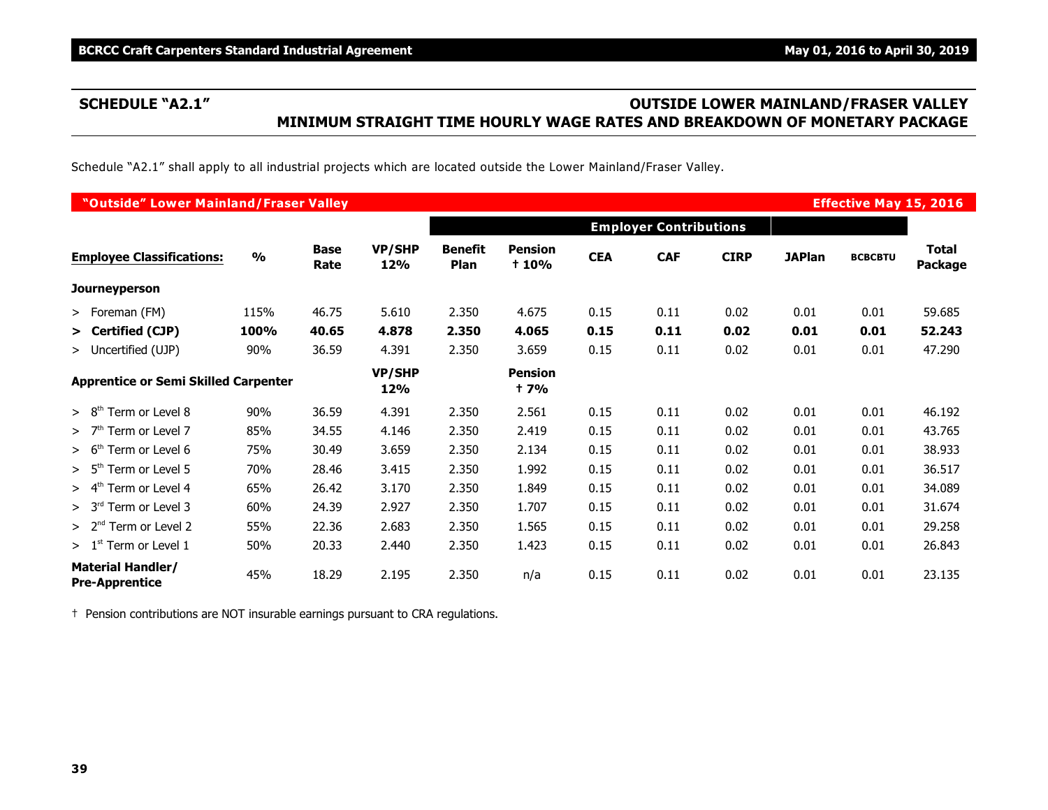## SCHEDULE "A2.1"

## OUTSIDE LOWER MAINLAND/FRASER VALLEY MINIMUM STRAIGHT TIME HOURLY WAGE RATES AND BREAKDOWN OF MONETARY PACKAGE

Schedule "A2.1" shall apply to all industrial projects which are located outside the Lower Mainland/Fraser Valley.

| **"Outside" Lower Mainland/Fraser Valley** | | | | | | | | | | | **Effective May 15, 2016** |
|---|---|---|---|---|---|---|---|---|---|---|---|
| | | | | **Employer Contributions** | | | | | | | |
| **Employee Classifications:** | **%** | **Base Rate** | **VP/SHP 12%** | **Benefit Plan** | **Pension † 10%** | **CEA** | **CAF** | **CIRP** | **JAPlan** | **BCBCBTU** | **Total Package** |
| **Journeyperson** | | | | | | | | | | | |
| > Foreman (FM) | 115% | 46.75 | 5.610 | 2.350 | 4.675 | 0.15 | 0.11 | 0.02 | 0.01 | 0.01 | 59.685 |
| **> Certified (CJP)** | **100%** | **40.65** | **4.878** | **2.350** | **4.065** | **0.15** | **0.11** | **0.02** | **0.01** | **0.01** | **52.243** |
| > Uncertified (UJP) | 90% | 36.59 | 4.391 | 2.350 | 3.659 | 0.15 | 0.11 | 0.02 | 0.01 | 0.01 | 47.290 |
| **Apprentice or Semi Skilled Carpenter** | | | **VP/SHP 12%** | | **Pension † 7%** | | | | | | |
| > 8th Term or Level 8 | 90% | 36.59 | 4.391 | 2.350 | 2.561 | 0.15 | 0.11 | 0.02 | 0.01 | 0.01 | 46.192 |
| > 7th Term or Level 7 | 85% | 34.55 | 4.146 | 2.350 | 2.419 | 0.15 | 0.11 | 0.02 | 0.01 | 0.01 | 43.765 |
| > 6th Term or Level 6 | 75% | 30.49 | 3.659 | 2.350 | 2.134 | 0.15 | 0.11 | 0.02 | 0.01 | 0.01 | 38.933 |
| > 5th Term or Level 5 | 70% | 28.46 | 3.415 | 2.350 | 1.992 | 0.15 | 0.11 | 0.02 | 0.01 | 0.01 | 36.517 |
| > 4th Term or Level 4 | 65% | 26.42 | 3.170 | 2.350 | 1.849 | 0.15 | 0.11 | 0.02 | 0.01 | 0.01 | 34.089 |
| > 3rd Term or Level 3 | 60% | 24.39 | 2.927 | 2.350 | 1.707 | 0.15 | 0.11 | 0.02 | 0.01 | 0.01 | 31.674 |
| > 2nd Term or Level 2 | 55% | 22.36 | 2.683 | 2.350 | 1.565 | 0.15 | 0.11 | 0.02 | 0.01 | 0.01 | 29.258 |
| > 1st Term or Level 1 | 50% | 20.33 | 2.440 | 2.350 | 1.423 | 0.15 | 0.11 | 0.02 | 0.01 | 0.01 | 26.843 |
| **Material Handler/ Pre-Apprentice** | 45% | 18.29 | 2.195 | 2.350 | n/a | 0.15 | 0.11 | 0.02 | 0.01 | 0.01 | 23.135 |

† Pension contributions are NOT insurable earnings pursuant to CRA regulations.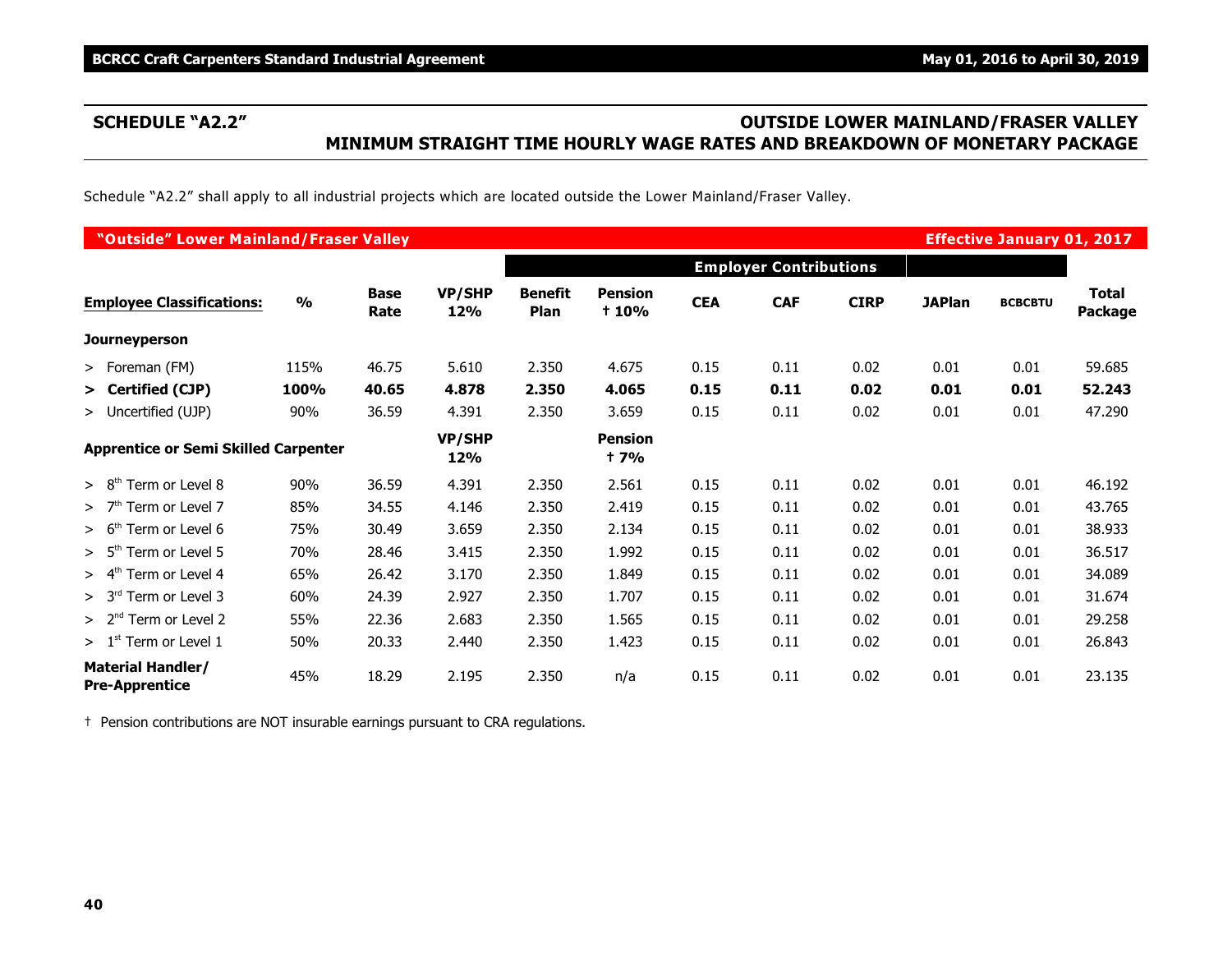## SCHEDULE "A2.2"

## OUTSIDE LOWER MAINLAND/FRASER VALLEY MINIMUM STRAIGHT TIME HOURLY WAGE RATES AND BREAKDOWN OF MONETARY PACKAGE

Schedule "A2.2" shall apply to all industrial projects which are located outside the Lower Mainland/Fraser Valley.

**"Outside" Lower Mainland/Fraser Valley** — **Effective January 01, 2017**

| | | | | Employer Contributions | | | | | | | |
|---|---|---|---|---|---|---|---|---|---|---|---|
| **Employee Classifications:** | **%** | **Base Rate** | **VP/SHP 12%** | **Benefit Plan** | **Pension † 10%** | **CEA** | **CAF** | **CIRP** | **JAPlan** | **BCBCBTU** | **Total Package** |
| **Journeyperson** | | | | | | | | | | | |
| > Foreman (FM) | 115% | 46.75 | 5.610 | 2.350 | 4.675 | 0.15 | 0.11 | 0.02 | 0.01 | 0.01 | 59.685 |
| **> Certified (CJP)** | **100%** | **40.65** | **4.878** | **2.350** | **4.065** | **0.15** | **0.11** | **0.02** | **0.01** | **0.01** | **52.243** |
| > Uncertified (UJP) | 90% | 36.59 | 4.391 | 2.350 | 3.659 | 0.15 | 0.11 | 0.02 | 0.01 | 0.01 | 47.290 |
| **Apprentice or Semi Skilled Carpenter** | | | **VP/SHP 12%** | | **Pension † 7%** | | | | | | |
| > 8th Term or Level 8 | 90% | 36.59 | 4.391 | 2.350 | 2.561 | 0.15 | 0.11 | 0.02 | 0.01 | 0.01 | 46.192 |
| > 7th Term or Level 7 | 85% | 34.55 | 4.146 | 2.350 | 2.419 | 0.15 | 0.11 | 0.02 | 0.01 | 0.01 | 43.765 |
| > 6th Term or Level 6 | 75% | 30.49 | 3.659 | 2.350 | 2.134 | 0.15 | 0.11 | 0.02 | 0.01 | 0.01 | 38.933 |
| > 5th Term or Level 5 | 70% | 28.46 | 3.415 | 2.350 | 1.992 | 0.15 | 0.11 | 0.02 | 0.01 | 0.01 | 36.517 |
| > 4th Term or Level 4 | 65% | 26.42 | 3.170 | 2.350 | 1.849 | 0.15 | 0.11 | 0.02 | 0.01 | 0.01 | 34.089 |
| > 3rd Term or Level 3 | 60% | 24.39 | 2.927 | 2.350 | 1.707 | 0.15 | 0.11 | 0.02 | 0.01 | 0.01 | 31.674 |
| > 2nd Term or Level 2 | 55% | 22.36 | 2.683 | 2.350 | 1.565 | 0.15 | 0.11 | 0.02 | 0.01 | 0.01 | 29.258 |
| > 1st Term or Level 1 | 50% | 20.33 | 2.440 | 2.350 | 1.423 | 0.15 | 0.11 | 0.02 | 0.01 | 0.01 | 26.843 |
| **Material Handler/ Pre-Apprentice** | 45% | 18.29 | 2.195 | 2.350 | n/a | 0.15 | 0.11 | 0.02 | 0.01 | 0.01 | 23.135 |

† Pension contributions are NOT insurable earnings pursuant to CRA regulations.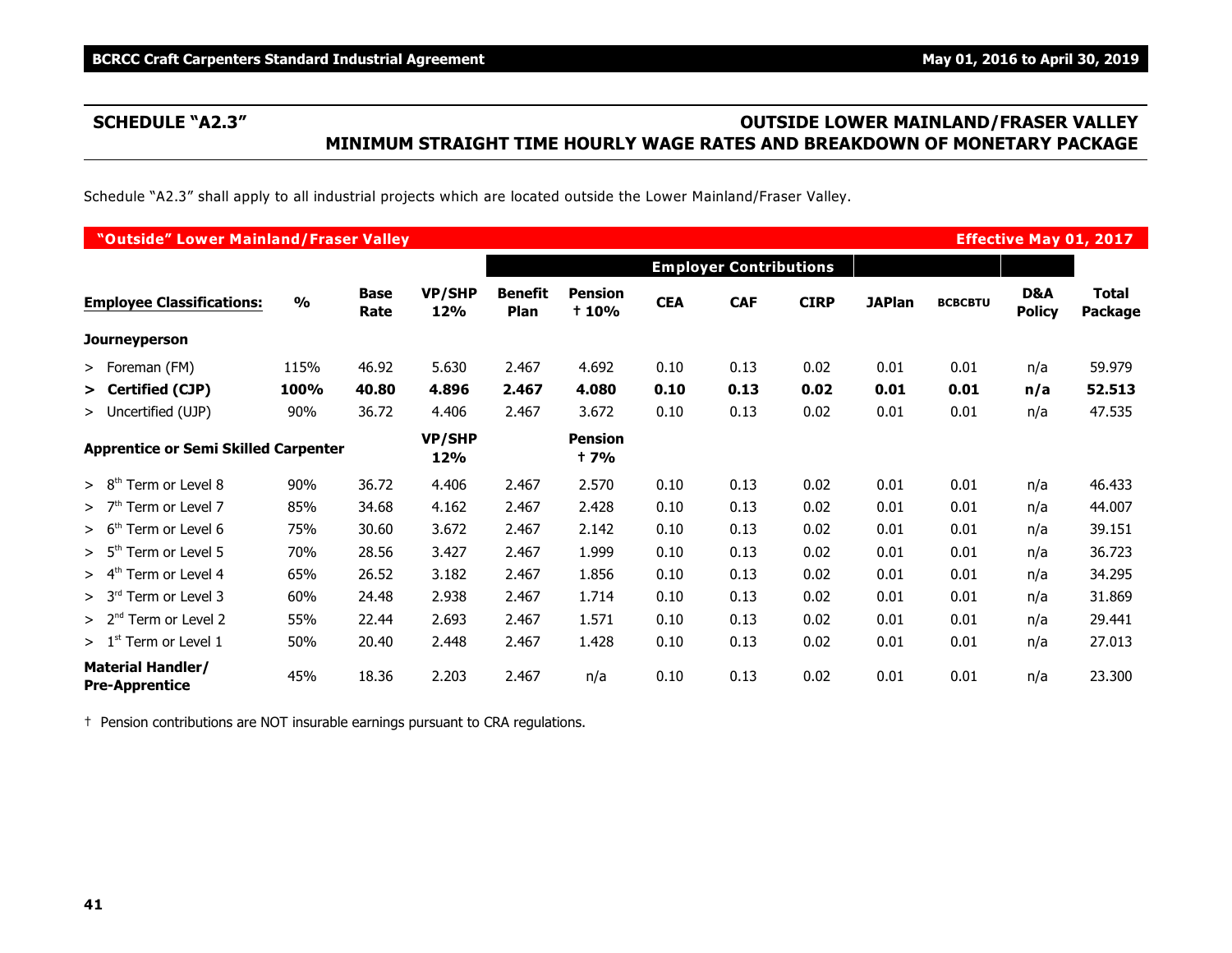## SCHEDULE "A2.3"

## OUTSIDE LOWER MAINLAND/FRASER VALLEY
## MINIMUM STRAIGHT TIME HOURLY WAGE RATES AND BREAKDOWN OF MONETARY PACKAGE

Schedule "A2.3" shall apply to all industrial projects which are located outside the Lower Mainland/Fraser Valley.

**"Outside" Lower Mainland/Fraser Valley** — **Effective May 01, 2017**

| | | | | Employer Contributions | | | | | | | | |
|---|---|---|---|---|---|---|---|---|---|---|---|---|
| **Employee Classifications:** | **%** | **Base Rate** | **VP/SHP 12%** | **Benefit Plan** | **Pension † 10%** | **CEA** | **CAF** | **CIRP** | **JAPlan** | **BCBCBTU** | **D&A Policy** | **Total Package** |
| **Journeyperson** | | | | | | | | | | | | |
| > Foreman (FM) | 115% | 46.92 | 5.630 | 2.467 | 4.692 | 0.10 | 0.13 | 0.02 | 0.01 | 0.01 | n/a | 59.979 |
| **> Certified (CJP)** | **100%** | **40.80** | **4.896** | **2.467** | **4.080** | **0.10** | **0.13** | **0.02** | **0.01** | **0.01** | **n/a** | **52.513** |
| > Uncertified (UJP) | 90% | 36.72 | 4.406 | 2.467 | 3.672 | 0.10 | 0.13 | 0.02 | 0.01 | 0.01 | n/a | 47.535 |
| **Apprentice or Semi Skilled Carpenter** | | | **VP/SHP 12%** | | **Pension † 7%** | | | | | | | |
| > 8th Term or Level 8 | 90% | 36.72 | 4.406 | 2.467 | 2.570 | 0.10 | 0.13 | 0.02 | 0.01 | 0.01 | n/a | 46.433 |
| > 7th Term or Level 7 | 85% | 34.68 | 4.162 | 2.467 | 2.428 | 0.10 | 0.13 | 0.02 | 0.01 | 0.01 | n/a | 44.007 |
| > 6th Term or Level 6 | 75% | 30.60 | 3.672 | 2.467 | 2.142 | 0.10 | 0.13 | 0.02 | 0.01 | 0.01 | n/a | 39.151 |
| > 5th Term or Level 5 | 70% | 28.56 | 3.427 | 2.467 | 1.999 | 0.10 | 0.13 | 0.02 | 0.01 | 0.01 | n/a | 36.723 |
| > 4th Term or Level 4 | 65% | 26.52 | 3.182 | 2.467 | 1.856 | 0.10 | 0.13 | 0.02 | 0.01 | 0.01 | n/a | 34.295 |
| > 3rd Term or Level 3 | 60% | 24.48 | 2.938 | 2.467 | 1.714 | 0.10 | 0.13 | 0.02 | 0.01 | 0.01 | n/a | 31.869 |
| > 2nd Term or Level 2 | 55% | 22.44 | 2.693 | 2.467 | 1.571 | 0.10 | 0.13 | 0.02 | 0.01 | 0.01 | n/a | 29.441 |
| > 1st Term or Level 1 | 50% | 20.40 | 2.448 | 2.467 | 1.428 | 0.10 | 0.13 | 0.02 | 0.01 | 0.01 | n/a | 27.013 |
| **Material Handler/ Pre-Apprentice** | 45% | 18.36 | 2.203 | 2.467 | n/a | 0.10 | 0.13 | 0.02 | 0.01 | 0.01 | n/a | 23.300 |

† Pension contributions are NOT insurable earnings pursuant to CRA regulations.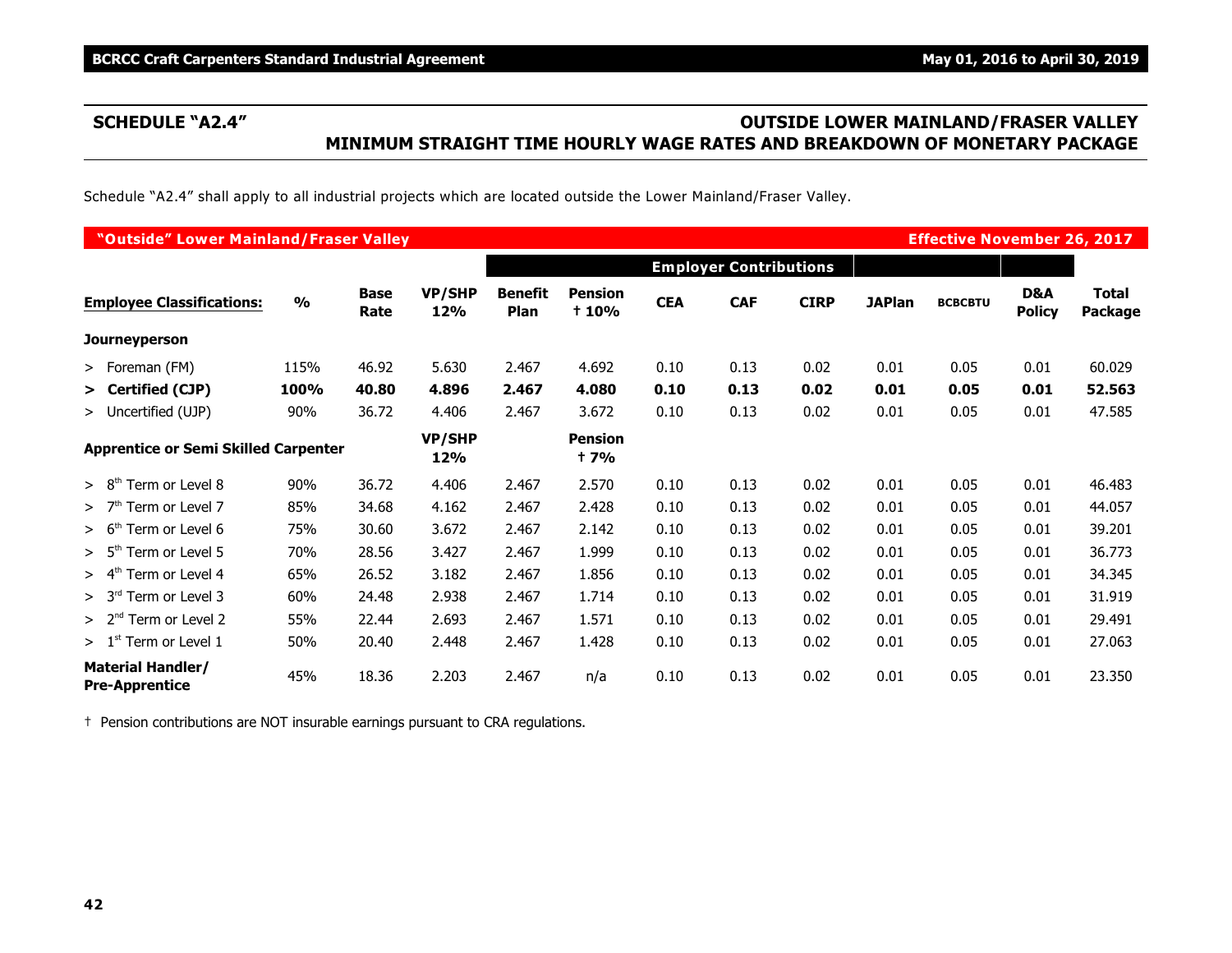## SCHEDULE "A2.4"

## OUTSIDE LOWER MAINLAND/FRASER VALLEY MINIMUM STRAIGHT TIME HOURLY WAGE RATES AND BREAKDOWN OF MONETARY PACKAGE

Schedule "A2.4" shall apply to all industrial projects which are located outside the Lower Mainland/Fraser Valley.

**"Outside" Lower Mainland/Fraser Valley** — **Effective November 26, 2017**

| | | | | Employer Contributions | | | | | | | | |
|---|---|---|---|---|---|---|---|---|---|---|---|---|
| **Employee Classifications:** | **%** | **Base Rate** | **VP/SHP 12%** | **Benefit Plan** | **Pension † 10%** | **CEA** | **CAF** | **CIRP** | **JAPlan** | **BCBCBTU** | **D&A Policy** | **Total Package** |
| **Journeyperson** | | | | | | | | | | | | |
| > Foreman (FM) | 115% | 46.92 | 5.630 | 2.467 | 4.692 | 0.10 | 0.13 | 0.02 | 0.01 | 0.05 | 0.01 | 60.029 |
| **> Certified (CJP)** | **100%** | **40.80** | **4.896** | **2.467** | **4.080** | **0.10** | **0.13** | **0.02** | **0.01** | **0.05** | **0.01** | **52.563** |
| > Uncertified (UJP) | 90% | 36.72 | 4.406 | 2.467 | 3.672 | 0.10 | 0.13 | 0.02 | 0.01 | 0.05 | 0.01 | 47.585 |
| **Apprentice or Semi Skilled Carpenter** | | | **VP/SHP 12%** | | **Pension † 7%** | | | | | | | |
| > 8th Term or Level 8 | 90% | 36.72 | 4.406 | 2.467 | 2.570 | 0.10 | 0.13 | 0.02 | 0.01 | 0.05 | 0.01 | 46.483 |
| > 7th Term or Level 7 | 85% | 34.68 | 4.162 | 2.467 | 2.428 | 0.10 | 0.13 | 0.02 | 0.01 | 0.05 | 0.01 | 44.057 |
| > 6th Term or Level 6 | 75% | 30.60 | 3.672 | 2.467 | 2.142 | 0.10 | 0.13 | 0.02 | 0.01 | 0.05 | 0.01 | 39.201 |
| > 5th Term or Level 5 | 70% | 28.56 | 3.427 | 2.467 | 1.999 | 0.10 | 0.13 | 0.02 | 0.01 | 0.05 | 0.01 | 36.773 |
| > 4th Term or Level 4 | 65% | 26.52 | 3.182 | 2.467 | 1.856 | 0.10 | 0.13 | 0.02 | 0.01 | 0.05 | 0.01 | 34.345 |
| > 3rd Term or Level 3 | 60% | 24.48 | 2.938 | 2.467 | 1.714 | 0.10 | 0.13 | 0.02 | 0.01 | 0.05 | 0.01 | 31.919 |
| > 2nd Term or Level 2 | 55% | 22.44 | 2.693 | 2.467 | 1.571 | 0.10 | 0.13 | 0.02 | 0.01 | 0.05 | 0.01 | 29.491 |
| > 1st Term or Level 1 | 50% | 20.40 | 2.448 | 2.467 | 1.428 | 0.10 | 0.13 | 0.02 | 0.01 | 0.05 | 0.01 | 27.063 |
| **Material Handler/ Pre-Apprentice** | 45% | 18.36 | 2.203 | 2.467 | n/a | 0.10 | 0.13 | 0.02 | 0.01 | 0.05 | 0.01 | 23.350 |

† Pension contributions are NOT insurable earnings pursuant to CRA regulations.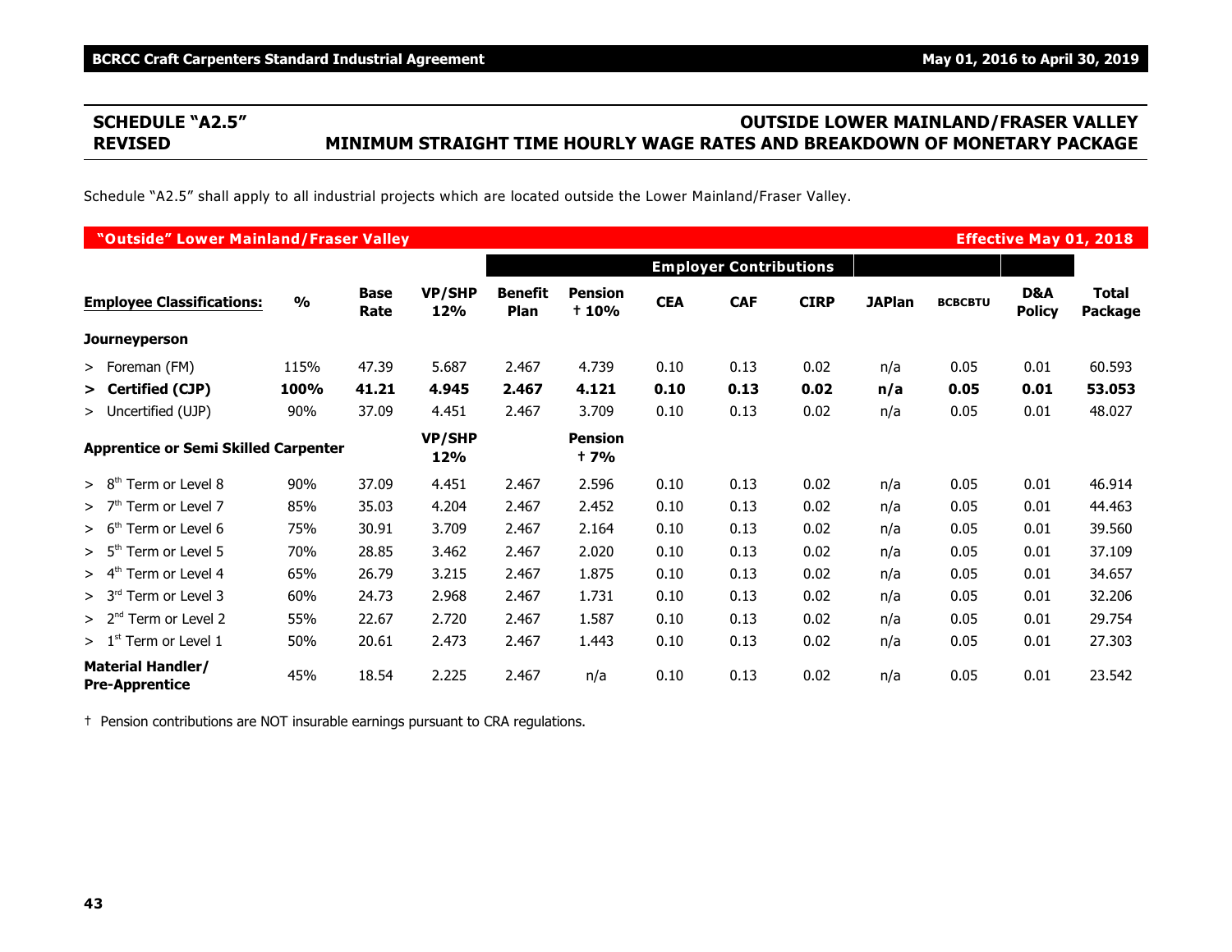## SCHEDULE "A2.5" REVISED

## OUTSIDE LOWER MAINLAND/FRASER VALLEY MINIMUM STRAIGHT TIME HOURLY WAGE RATES AND BREAKDOWN OF MONETARY PACKAGE

Schedule "A2.5" shall apply to all industrial projects which are located outside the Lower Mainland/Fraser Valley.

**"Outside" Lower Mainland/Fraser Valley** — **Effective May 01, 2018**

| | | | | Employer Contributions | | | | | | | | |
|---|---|---|---|---|---|---|---|---|---|---|---|---|
| **Employee Classifications:** | **%** | **Base Rate** | **VP/SHP 12%** | **Benefit Plan** | **Pension † 10%** | **CEA** | **CAF** | **CIRP** | **JAPlan** | **BCBCBTU** | **D&A Policy** | **Total Package** |
| **Journeyperson** | | | | | | | | | | | | |
| > Foreman (FM) | 115% | 47.39 | 5.687 | 2.467 | 4.739 | 0.10 | 0.13 | 0.02 | n/a | 0.05 | 0.01 | 60.593 |
| **> Certified (CJP)** | **100%** | **41.21** | **4.945** | **2.467** | **4.121** | **0.10** | **0.13** | **0.02** | **n/a** | **0.05** | **0.01** | **53.053** |
| > Uncertified (UJP) | 90% | 37.09 | 4.451 | 2.467 | 3.709 | 0.10 | 0.13 | 0.02 | n/a | 0.05 | 0.01 | 48.027 |
| **Apprentice or Semi Skilled Carpenter** | | | **VP/SHP 12%** | | **Pension † 7%** | | | | | | | |
| > 8th Term or Level 8 | 90% | 37.09 | 4.451 | 2.467 | 2.596 | 0.10 | 0.13 | 0.02 | n/a | 0.05 | 0.01 | 46.914 |
| > 7th Term or Level 7 | 85% | 35.03 | 4.204 | 2.467 | 2.452 | 0.10 | 0.13 | 0.02 | n/a | 0.05 | 0.01 | 44.463 |
| > 6th Term or Level 6 | 75% | 30.91 | 3.709 | 2.467 | 2.164 | 0.10 | 0.13 | 0.02 | n/a | 0.05 | 0.01 | 39.560 |
| > 5th Term or Level 5 | 70% | 28.85 | 3.462 | 2.467 | 2.020 | 0.10 | 0.13 | 0.02 | n/a | 0.05 | 0.01 | 37.109 |
| > 4th Term or Level 4 | 65% | 26.79 | 3.215 | 2.467 | 1.875 | 0.10 | 0.13 | 0.02 | n/a | 0.05 | 0.01 | 34.657 |
| > 3rd Term or Level 3 | 60% | 24.73 | 2.968 | 2.467 | 1.731 | 0.10 | 0.13 | 0.02 | n/a | 0.05 | 0.01 | 32.206 |
| > 2nd Term or Level 2 | 55% | 22.67 | 2.720 | 2.467 | 1.587 | 0.10 | 0.13 | 0.02 | n/a | 0.05 | 0.01 | 29.754 |
| > 1st Term or Level 1 | 50% | 20.61 | 2.473 | 2.467 | 1.443 | 0.10 | 0.13 | 0.02 | n/a | 0.05 | 0.01 | 27.303 |
| **Material Handler/ Pre-Apprentice** | 45% | 18.54 | 2.225 | 2.467 | n/a | 0.10 | 0.13 | 0.02 | n/a | 0.05 | 0.01 | 23.542 |

† Pension contributions are NOT insurable earnings pursuant to CRA regulations.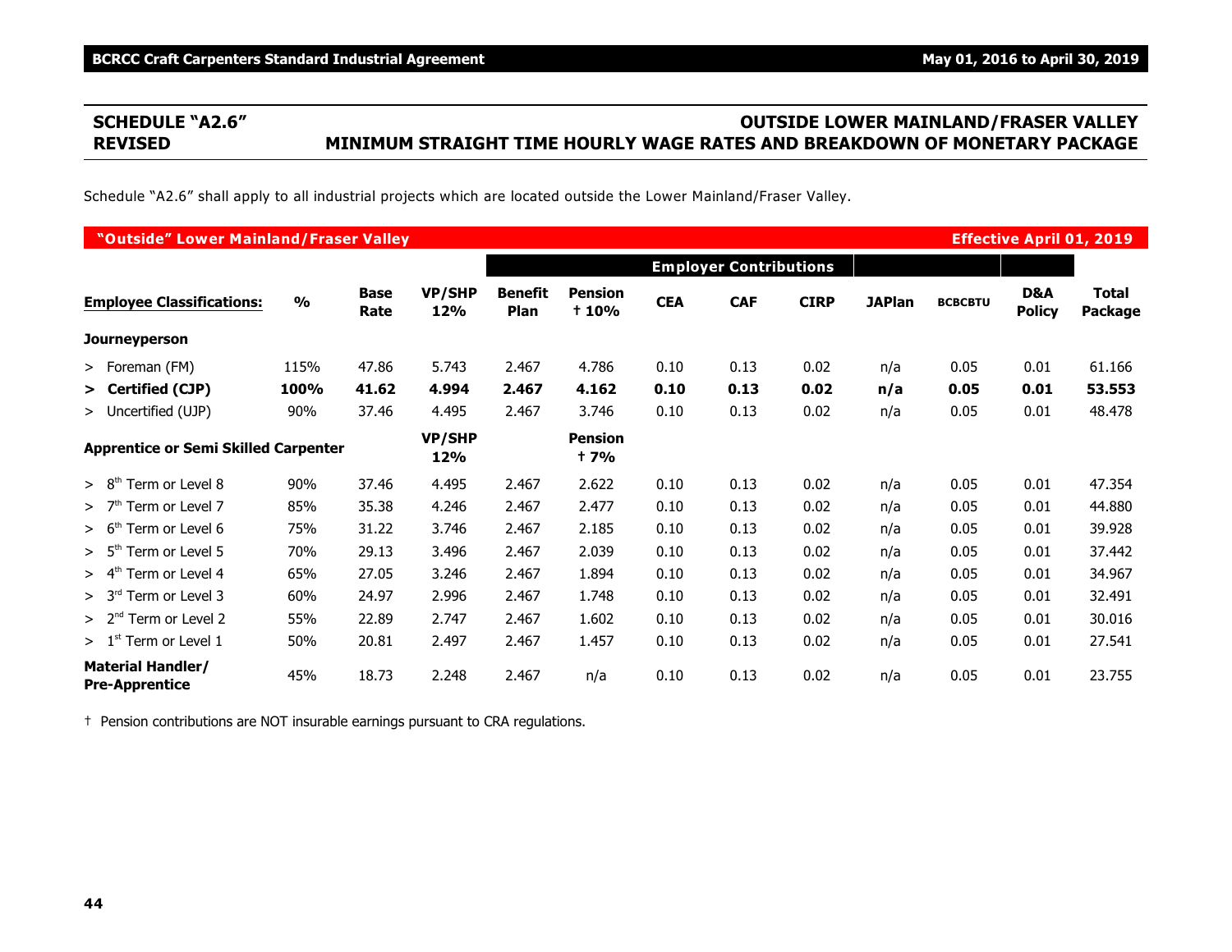## SCHEDULE "A2.6" REVISED

## OUTSIDE LOWER MAINLAND/FRASER VALLEY MINIMUM STRAIGHT TIME HOURLY WAGE RATES AND BREAKDOWN OF MONETARY PACKAGE

Schedule "A2.6" shall apply to all industrial projects which are located outside the Lower Mainland/Fraser Valley.

**"Outside" Lower Mainland/Fraser Valley** — **Effective April 01, 2019**

| | | | | Employer Contributions | | | | | | | | |
|---|---|---|---|---|---|---|---|---|---|---|---|---|
| **Employee Classifications:** | **%** | **Base Rate** | **VP/SHP 12%** | **Benefit Plan** | **Pension † 10%** | **CEA** | **CAF** | **CIRP** | **JAPlan** | **BCBCBTU** | **D&A Policy** | **Total Package** |
| **Journeyperson** | | | | | | | | | | | | |
| > Foreman (FM) | 115% | 47.86 | 5.743 | 2.467 | 4.786 | 0.10 | 0.13 | 0.02 | n/a | 0.05 | 0.01 | 61.166 |
| **> Certified (CJP)** | **100%** | **41.62** | **4.994** | **2.467** | **4.162** | **0.10** | **0.13** | **0.02** | **n/a** | **0.05** | **0.01** | **53.553** |
| > Uncertified (UJP) | 90% | 37.46 | 4.495 | 2.467 | 3.746 | 0.10 | 0.13 | 0.02 | n/a | 0.05 | 0.01 | 48.478 |
| **Apprentice or Semi Skilled Carpenter** | | | **VP/SHP 12%** | | **Pension † 7%** | | | | | | | |
| > 8th Term or Level 8 | 90% | 37.46 | 4.495 | 2.467 | 2.622 | 0.10 | 0.13 | 0.02 | n/a | 0.05 | 0.01 | 47.354 |
| > 7th Term or Level 7 | 85% | 35.38 | 4.246 | 2.467 | 2.477 | 0.10 | 0.13 | 0.02 | n/a | 0.05 | 0.01 | 44.880 |
| > 6th Term or Level 6 | 75% | 31.22 | 3.746 | 2.467 | 2.185 | 0.10 | 0.13 | 0.02 | n/a | 0.05 | 0.01 | 39.928 |
| > 5th Term or Level 5 | 70% | 29.13 | 3.496 | 2.467 | 2.039 | 0.10 | 0.13 | 0.02 | n/a | 0.05 | 0.01 | 37.442 |
| > 4th Term or Level 4 | 65% | 27.05 | 3.246 | 2.467 | 1.894 | 0.10 | 0.13 | 0.02 | n/a | 0.05 | 0.01 | 34.967 |
| > 3rd Term or Level 3 | 60% | 24.97 | 2.996 | 2.467 | 1.748 | 0.10 | 0.13 | 0.02 | n/a | 0.05 | 0.01 | 32.491 |
| > 2nd Term or Level 2 | 55% | 22.89 | 2.747 | 2.467 | 1.602 | 0.10 | 0.13 | 0.02 | n/a | 0.05 | 0.01 | 30.016 |
| > 1st Term or Level 1 | 50% | 20.81 | 2.497 | 2.467 | 1.457 | 0.10 | 0.13 | 0.02 | n/a | 0.05 | 0.01 | 27.541 |
| **Material Handler/ Pre-Apprentice** | 45% | 18.73 | 2.248 | 2.467 | n/a | 0.10 | 0.13 | 0.02 | n/a | 0.05 | 0.01 | 23.755 |

† Pension contributions are NOT insurable earnings pursuant to CRA regulations.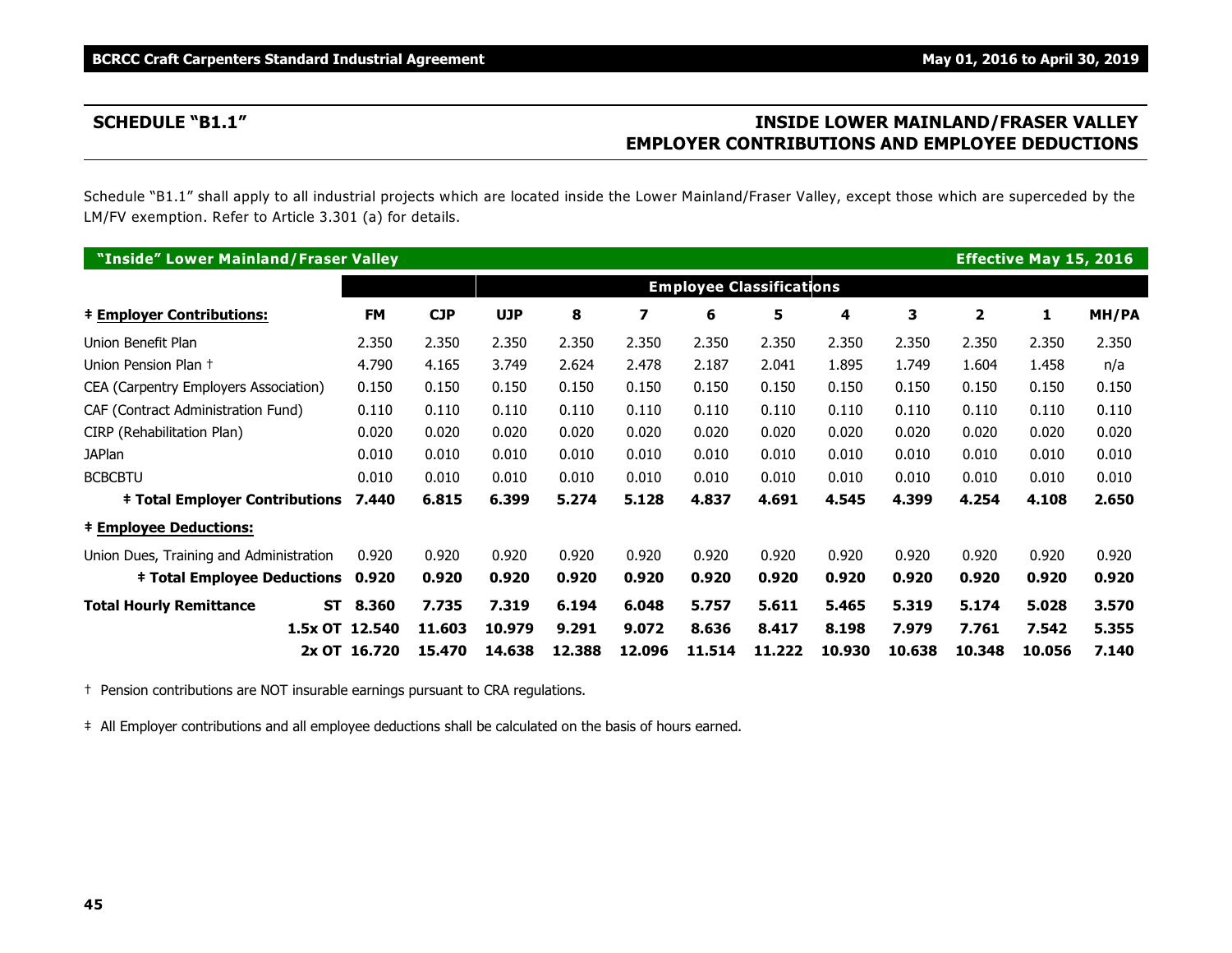## SCHEDULE "B1.1"

## INSIDE LOWER MAINLAND/FRASER VALLEY EMPLOYER CONTRIBUTIONS AND EMPLOYEE DEDUCTIONS

Schedule "B1.1" shall apply to all industrial projects which are located inside the Lower Mainland/Fraser Valley, except those which are superceded by the LM/FV exemption. Refer to Article 3.301 (a) for details.

| **"Inside" Lower Mainland/Fraser Valley** | | | | | | | | | | | | **Effective May 15, 2016** |
|---|---|---|---|---|---|---|---|---|---|---|---|---|
| | | | **Employee Classifications** | | | | | | | | | |
| **‡ Employer Contributions:** | **FM** | **CJP** | **UJP** | **8** | **7** | **6** | **5** | **4** | **3** | **2** | **1** | **MH/PA** |
| Union Benefit Plan | 2.350 | 2.350 | 2.350 | 2.350 | 2.350 | 2.350 | 2.350 | 2.350 | 2.350 | 2.350 | 2.350 | 2.350 |
| Union Pension Plan † | 4.790 | 4.165 | 3.749 | 2.624 | 2.478 | 2.187 | 2.041 | 1.895 | 1.749 | 1.604 | 1.458 | n/a |
| CEA (Carpentry Employers Association) | 0.150 | 0.150 | 0.150 | 0.150 | 0.150 | 0.150 | 0.150 | 0.150 | 0.150 | 0.150 | 0.150 | 0.150 |
| CAF (Contract Administration Fund) | 0.110 | 0.110 | 0.110 | 0.110 | 0.110 | 0.110 | 0.110 | 0.110 | 0.110 | 0.110 | 0.110 | 0.110 |
| CIRP (Rehabilitation Plan) | 0.020 | 0.020 | 0.020 | 0.020 | 0.020 | 0.020 | 0.020 | 0.020 | 0.020 | 0.020 | 0.020 | 0.020 |
| JAPlan | 0.010 | 0.010 | 0.010 | 0.010 | 0.010 | 0.010 | 0.010 | 0.010 | 0.010 | 0.010 | 0.010 | 0.010 |
| BCBCBTU | 0.010 | 0.010 | 0.010 | 0.010 | 0.010 | 0.010 | 0.010 | 0.010 | 0.010 | 0.010 | 0.010 | 0.010 |
| **‡ Total Employer Contributions** | **7.440** | **6.815** | **6.399** | **5.274** | **5.128** | **4.837** | **4.691** | **4.545** | **4.399** | **4.254** | **4.108** | **2.650** |
| **‡ Employee Deductions:** | | | | | | | | | | | | |
| Union Dues, Training and Administration | 0.920 | 0.920 | 0.920 | 0.920 | 0.920 | 0.920 | 0.920 | 0.920 | 0.920 | 0.920 | 0.920 | 0.920 |
| **‡ Total Employee Deductions** | **0.920** | **0.920** | **0.920** | **0.920** | **0.920** | **0.920** | **0.920** | **0.920** | **0.920** | **0.920** | **0.920** | **0.920** |
| **Total Hourly Remittance ST** | **8.360** | **7.735** | **7.319** | **6.194** | **6.048** | **5.757** | **5.611** | **5.465** | **5.319** | **5.174** | **5.028** | **3.570** |
| **1.5x OT** | **12.540** | **11.603** | **10.979** | **9.291** | **9.072** | **8.636** | **8.417** | **8.198** | **7.979** | **7.761** | **7.542** | **5.355** |
| **2x OT** | **16.720** | **15.470** | **14.638** | **12.388** | **12.096** | **11.514** | **11.222** | **10.930** | **10.638** | **10.348** | **10.056** | **7.140** |

† Pension contributions are NOT insurable earnings pursuant to CRA regulations.

‡ All Employer contributions and all employee deductions shall be calculated on the basis of hours earned.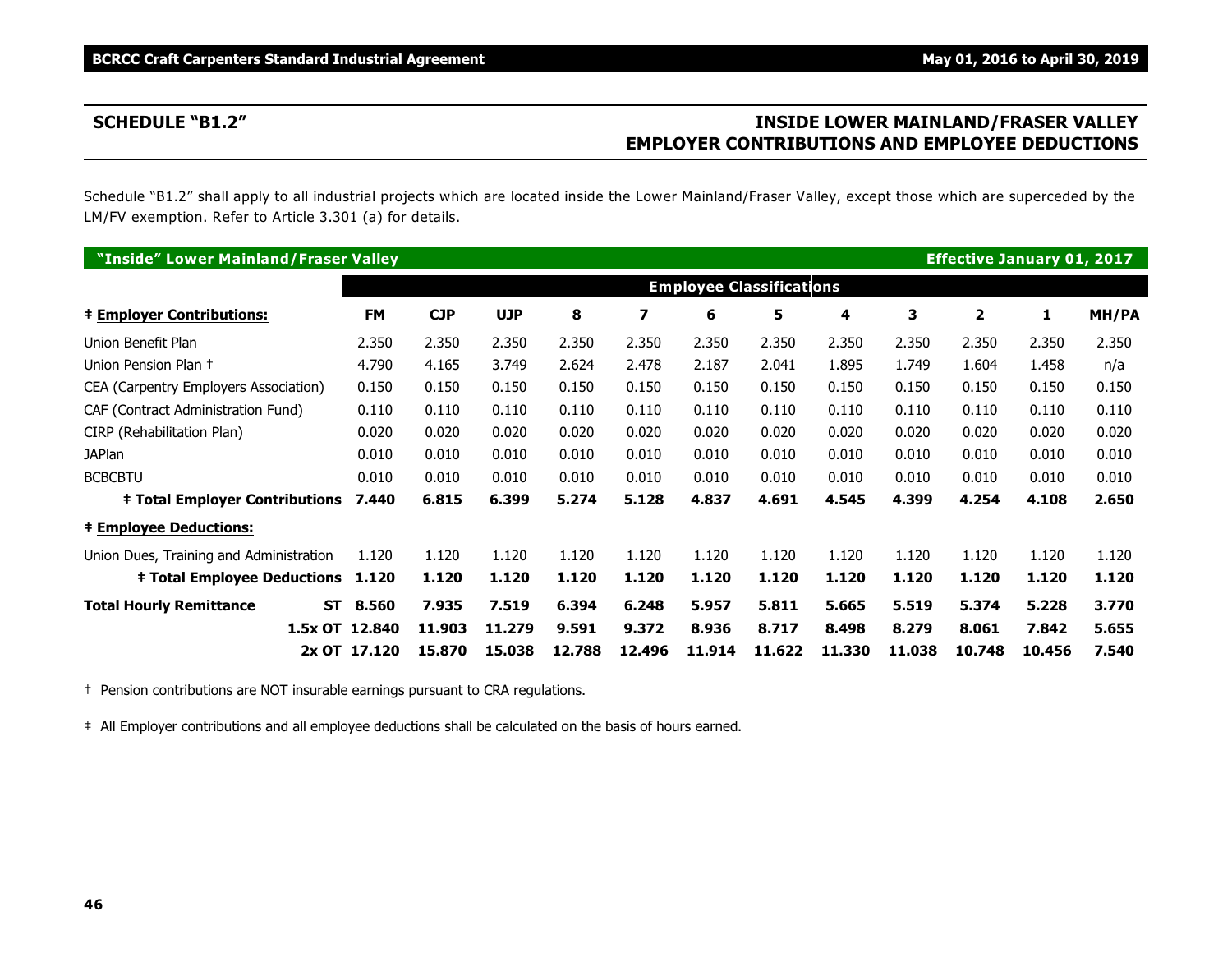## SCHEDULE "B1.2"

## INSIDE LOWER MAINLAND/FRASER VALLEY EMPLOYER CONTRIBUTIONS AND EMPLOYEE DEDUCTIONS

Schedule "B1.2" shall apply to all industrial projects which are located inside the Lower Mainland/Fraser Valley, except those which are superceded by the LM/FV exemption. Refer to Article 3.301 (a) for details.

**"Inside" Lower Mainland/Fraser Valley** — **Effective January 01, 2017**

| | | | | Employee Classifications | | | | | | | | | |
|---|---|---|---|---|---|---|---|---|---|---|---|---|---|
| **‡ Employer Contributions:** | | **FM** | **CJP** | **UJP** | **8** | **7** | **6** | **5** | **4** | **3** | **2** | **1** | **MH/PA** |
| Union Benefit Plan | | 2.350 | 2.350 | 2.350 | 2.350 | 2.350 | 2.350 | 2.350 | 2.350 | 2.350 | 2.350 | 2.350 | 2.350 |
| Union Pension Plan † | | 4.790 | 4.165 | 3.749 | 2.624 | 2.478 | 2.187 | 2.041 | 1.895 | 1.749 | 1.604 | 1.458 | n/a |
| CEA (Carpentry Employers Association) | | 0.150 | 0.150 | 0.150 | 0.150 | 0.150 | 0.150 | 0.150 | 0.150 | 0.150 | 0.150 | 0.150 | 0.150 |
| CAF (Contract Administration Fund) | | 0.110 | 0.110 | 0.110 | 0.110 | 0.110 | 0.110 | 0.110 | 0.110 | 0.110 | 0.110 | 0.110 | 0.110 |
| CIRP (Rehabilitation Plan) | | 0.020 | 0.020 | 0.020 | 0.020 | 0.020 | 0.020 | 0.020 | 0.020 | 0.020 | 0.020 | 0.020 | 0.020 |
| JAPlan | | 0.010 | 0.010 | 0.010 | 0.010 | 0.010 | 0.010 | 0.010 | 0.010 | 0.010 | 0.010 | 0.010 | 0.010 |
| BCBCBTU | | 0.010 | 0.010 | 0.010 | 0.010 | 0.010 | 0.010 | 0.010 | 0.010 | 0.010 | 0.010 | 0.010 | 0.010 |
| **‡ Total Employer Contributions** | | **7.440** | **6.815** | **6.399** | **5.274** | **5.128** | **4.837** | **4.691** | **4.545** | **4.399** | **4.254** | **4.108** | **2.650** |
| **‡ Employee Deductions:** | | | | | | | | | | | | | |
| Union Dues, Training and Administration | | 1.120 | 1.120 | 1.120 | 1.120 | 1.120 | 1.120 | 1.120 | 1.120 | 1.120 | 1.120 | 1.120 | 1.120 |
| **‡ Total Employee Deductions** | | **1.120** | **1.120** | **1.120** | **1.120** | **1.120** | **1.120** | **1.120** | **1.120** | **1.120** | **1.120** | **1.120** | **1.120** |
| **Total Hourly Remittance** | **ST** | **8.560** | **7.935** | **7.519** | **6.394** | **6.248** | **5.957** | **5.811** | **5.665** | **5.519** | **5.374** | **5.228** | **3.770** |
| | **1.5x OT** | **12.840** | **11.903** | **11.279** | **9.591** | **9.372** | **8.936** | **8.717** | **8.498** | **8.279** | **8.061** | **7.842** | **5.655** |
| | **2x OT** | **17.120** | **15.870** | **15.038** | **12.788** | **12.496** | **11.914** | **11.622** | **11.330** | **11.038** | **10.748** | **10.456** | **7.540** |

† Pension contributions are NOT insurable earnings pursuant to CRA regulations.

‡ All Employer contributions and all employee deductions shall be calculated on the basis of hours earned.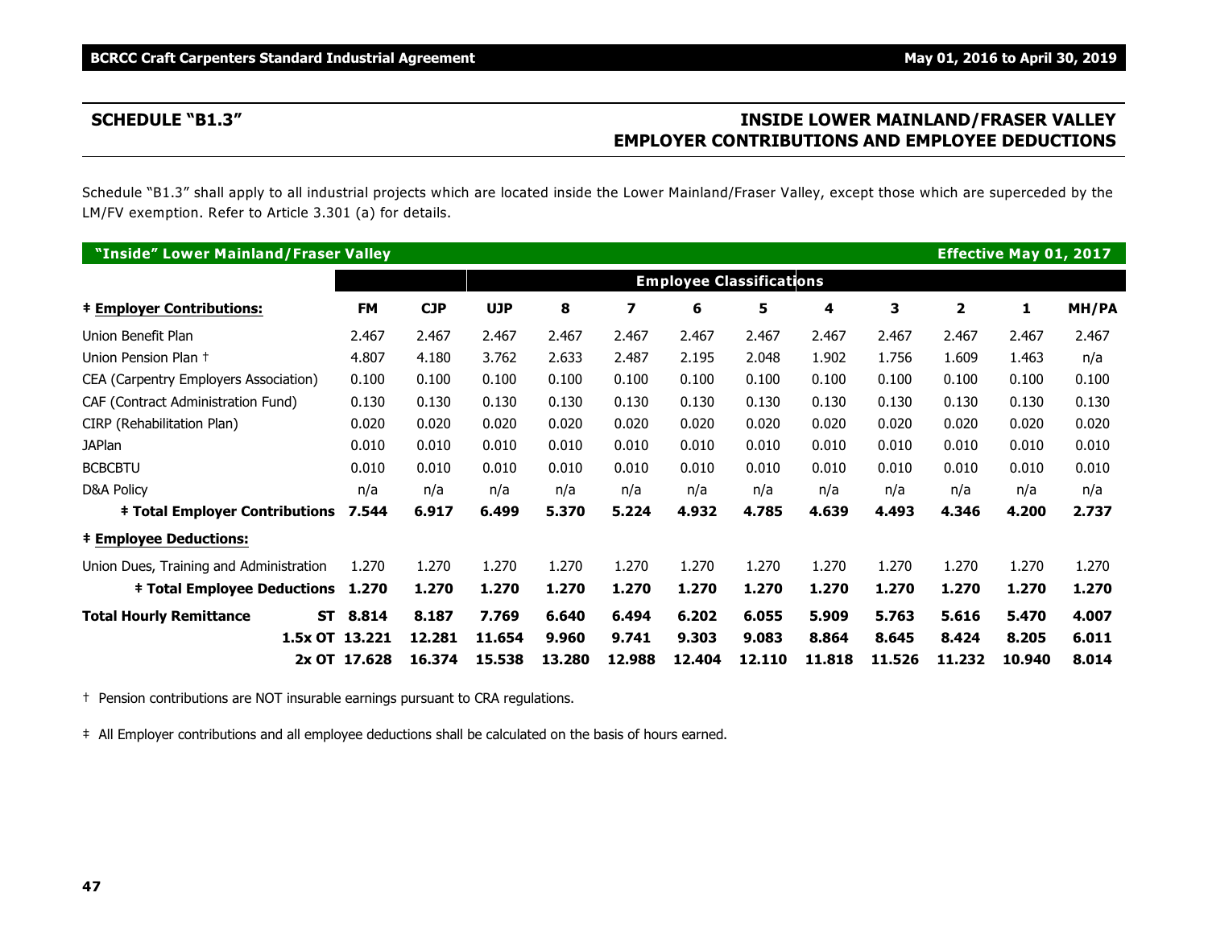## SCHEDULE "B1.3"

## INSIDE LOWER MAINLAND/FRASER VALLEY EMPLOYER CONTRIBUTIONS AND EMPLOYEE DEDUCTIONS

Schedule "B1.3" shall apply to all industrial projects which are located inside the Lower Mainland/Fraser Valley, except those which are superceded by the LM/FV exemption. Refer to Article 3.301 (a) for details.

**"Inside" Lower Mainland/Fraser Valley** — **Effective May 01, 2017**

| | | | Employee Classifications | | | | | | | | | | |
|---|---|---|---|---|---|---|---|---|---|---|---|---|---|
| **‡ Employer Contributions:** | | **FM** | **CJP** | **UJP** | **8** | **7** | **6** | **5** | **4** | **3** | **2** | **1** | **MH/PA** |
| Union Benefit Plan | | 2.467 | 2.467 | 2.467 | 2.467 | 2.467 | 2.467 | 2.467 | 2.467 | 2.467 | 2.467 | 2.467 | 2.467 |
| Union Pension Plan † | | 4.807 | 4.180 | 3.762 | 2.633 | 2.487 | 2.195 | 2.048 | 1.902 | 1.756 | 1.609 | 1.463 | n/a |
| CEA (Carpentry Employers Association) | | 0.100 | 0.100 | 0.100 | 0.100 | 0.100 | 0.100 | 0.100 | 0.100 | 0.100 | 0.100 | 0.100 | 0.100 |
| CAF (Contract Administration Fund) | | 0.130 | 0.130 | 0.130 | 0.130 | 0.130 | 0.130 | 0.130 | 0.130 | 0.130 | 0.130 | 0.130 | 0.130 |
| CIRP (Rehabilitation Plan) | | 0.020 | 0.020 | 0.020 | 0.020 | 0.020 | 0.020 | 0.020 | 0.020 | 0.020 | 0.020 | 0.020 | 0.020 |
| JAPlan | | 0.010 | 0.010 | 0.010 | 0.010 | 0.010 | 0.010 | 0.010 | 0.010 | 0.010 | 0.010 | 0.010 | 0.010 |
| BCBCBTU | | 0.010 | 0.010 | 0.010 | 0.010 | 0.010 | 0.010 | 0.010 | 0.010 | 0.010 | 0.010 | 0.010 | 0.010 |
| D&A Policy | | n/a | n/a | n/a | n/a | n/a | n/a | n/a | n/a | n/a | n/a | n/a | n/a |
| **‡ Total Employer Contributions** | | **7.544** | **6.917** | **6.499** | **5.370** | **5.224** | **4.932** | **4.785** | **4.639** | **4.493** | **4.346** | **4.200** | **2.737** |
| **‡ Employee Deductions:** | | | | | | | | | | | | | |
| Union Dues, Training and Administration | | 1.270 | 1.270 | 1.270 | 1.270 | 1.270 | 1.270 | 1.270 | 1.270 | 1.270 | 1.270 | 1.270 | 1.270 |
| **‡ Total Employee Deductions** | | **1.270** | **1.270** | **1.270** | **1.270** | **1.270** | **1.270** | **1.270** | **1.270** | **1.270** | **1.270** | **1.270** | **1.270** |
| **Total Hourly Remittance** | **ST** | **8.814** | **8.187** | **7.769** | **6.640** | **6.494** | **6.202** | **6.055** | **5.909** | **5.763** | **5.616** | **5.470** | **4.007** |
| | **1.5x OT** | **13.221** | **12.281** | **11.654** | **9.960** | **9.741** | **9.303** | **9.083** | **8.864** | **8.645** | **8.424** | **8.205** | **6.011** |
| | **2x OT** | **17.628** | **16.374** | **15.538** | **13.280** | **12.988** | **12.404** | **12.110** | **11.818** | **11.526** | **11.232** | **10.940** | **8.014** |

† Pension contributions are NOT insurable earnings pursuant to CRA regulations.

‡ All Employer contributions and all employee deductions shall be calculated on the basis of hours earned.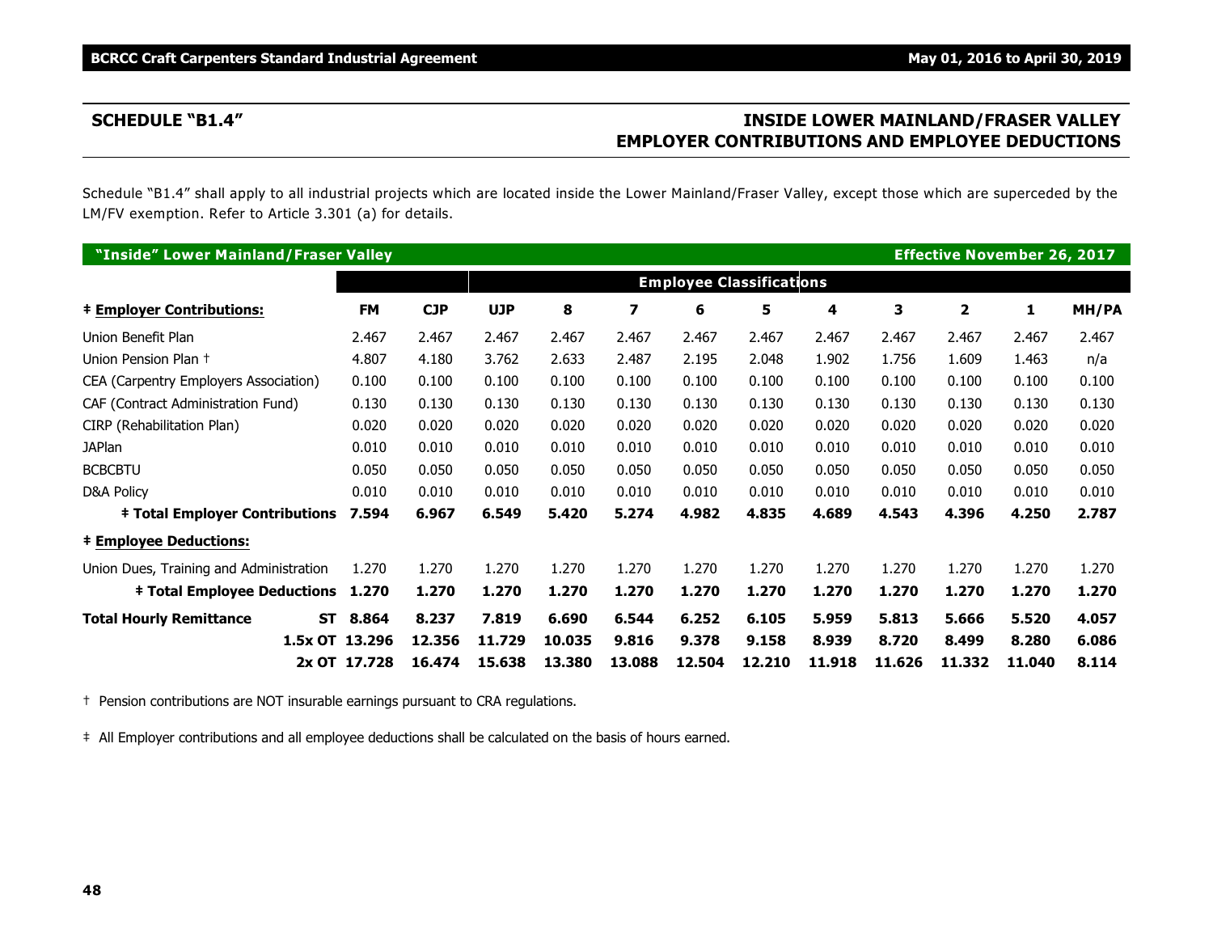## SCHEDULE "B1.4"

## INSIDE LOWER MAINLAND/FRASER VALLEY EMPLOYER CONTRIBUTIONS AND EMPLOYEE DEDUCTIONS

Schedule "B1.4" shall apply to all industrial projects which are located inside the Lower Mainland/Fraser Valley, except those which are superceded by the LM/FV exemption. Refer to Article 3.301 (a) for details.

**"Inside" Lower Mainland/Fraser Valley** — **Effective November 26, 2017**

| | | | Employee Classifications | | | | | | | | | |
|---|---|---|---|---|---|---|---|---|---|---|---|---|
| **‡ Employer Contributions:** | **FM** | **CJP** | **UJP** | **8** | **7** | **6** | **5** | **4** | **3** | **2** | **1** | **MH/PA** |
| Union Benefit Plan | 2.467 | 2.467 | 2.467 | 2.467 | 2.467 | 2.467 | 2.467 | 2.467 | 2.467 | 2.467 | 2.467 | 2.467 |
| Union Pension Plan † | 4.807 | 4.180 | 3.762 | 2.633 | 2.487 | 2.195 | 2.048 | 1.902 | 1.756 | 1.609 | 1.463 | n/a |
| CEA (Carpentry Employers Association) | 0.100 | 0.100 | 0.100 | 0.100 | 0.100 | 0.100 | 0.100 | 0.100 | 0.100 | 0.100 | 0.100 | 0.100 |
| CAF (Contract Administration Fund) | 0.130 | 0.130 | 0.130 | 0.130 | 0.130 | 0.130 | 0.130 | 0.130 | 0.130 | 0.130 | 0.130 | 0.130 |
| CIRP (Rehabilitation Plan) | 0.020 | 0.020 | 0.020 | 0.020 | 0.020 | 0.020 | 0.020 | 0.020 | 0.020 | 0.020 | 0.020 | 0.020 |
| JAPlan | 0.010 | 0.010 | 0.010 | 0.010 | 0.010 | 0.010 | 0.010 | 0.010 | 0.010 | 0.010 | 0.010 | 0.010 |
| BCBCBTU | 0.050 | 0.050 | 0.050 | 0.050 | 0.050 | 0.050 | 0.050 | 0.050 | 0.050 | 0.050 | 0.050 | 0.050 |
| D&A Policy | 0.010 | 0.010 | 0.010 | 0.010 | 0.010 | 0.010 | 0.010 | 0.010 | 0.010 | 0.010 | 0.010 | 0.010 |
| **‡ Total Employer Contributions** | **7.594** | **6.967** | **6.549** | **5.420** | **5.274** | **4.982** | **4.835** | **4.689** | **4.543** | **4.396** | **4.250** | **2.787** |
| **‡ Employee Deductions:** | | | | | | | | | | | | |
| Union Dues, Training and Administration | 1.270 | 1.270 | 1.270 | 1.270 | 1.270 | 1.270 | 1.270 | 1.270 | 1.270 | 1.270 | 1.270 | 1.270 |
| **‡ Total Employee Deductions** | **1.270** | **1.270** | **1.270** | **1.270** | **1.270** | **1.270** | **1.270** | **1.270** | **1.270** | **1.270** | **1.270** | **1.270** |
| **Total Hourly Remittance ST** | **8.864** | **8.237** | **7.819** | **6.690** | **6.544** | **6.252** | **6.105** | **5.959** | **5.813** | **5.666** | **5.520** | **4.057** |
| **1.5x OT** | **13.296** | **12.356** | **11.729** | **10.035** | **9.816** | **9.378** | **9.158** | **8.939** | **8.720** | **8.499** | **8.280** | **6.086** |
| **2x OT** | **17.728** | **16.474** | **15.638** | **13.380** | **13.088** | **12.504** | **12.210** | **11.918** | **11.626** | **11.332** | **11.040** | **8.114** |

† Pension contributions are NOT insurable earnings pursuant to CRA regulations.

‡ All Employer contributions and all employee deductions shall be calculated on the basis of hours earned.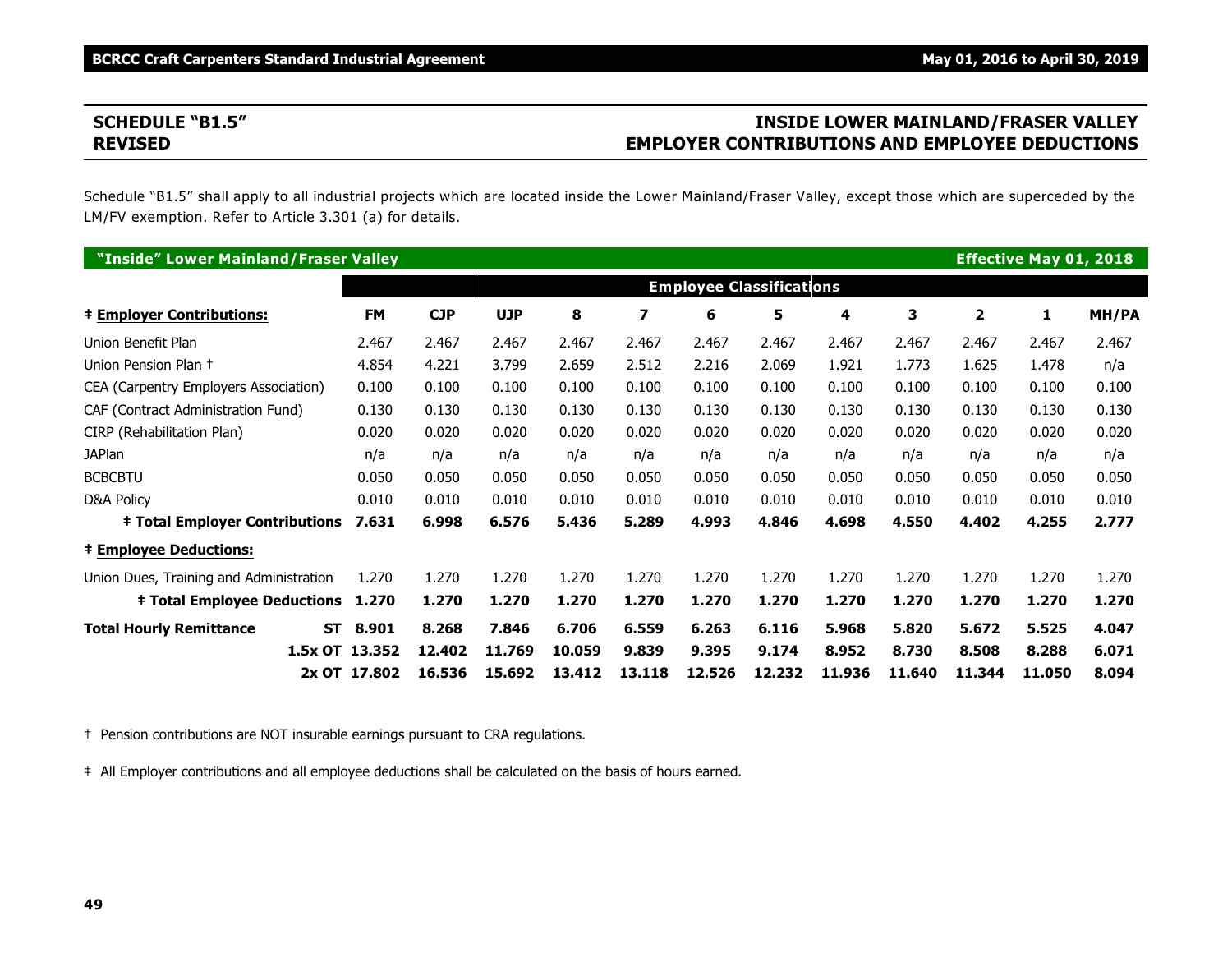## SCHEDULE "B1.5" REVISED

## INSIDE LOWER MAINLAND/FRASER VALLEY EMPLOYER CONTRIBUTIONS AND EMPLOYEE DEDUCTIONS

Schedule "B1.5" shall apply to all industrial projects which are located inside the Lower Mainland/Fraser Valley, except those which are superceded by the LM/FV exemption. Refer to Article 3.301 (a) for details.

**"Inside" Lower Mainland/Fraser Valley** — **Effective May 01, 2018**

| | | | | Employee Classifications | | | | | | | | |
|---|---|---|---|---|---|---|---|---|---|---|---|---|
| **‡ Employer Contributions:** | **FM** | **CJP** | **UJP** | **8** | **7** | **6** | **5** | **4** | **3** | **2** | **1** | **MH/PA** |
| Union Benefit Plan | 2.467 | 2.467 | 2.467 | 2.467 | 2.467 | 2.467 | 2.467 | 2.467 | 2.467 | 2.467 | 2.467 | 2.467 |
| Union Pension Plan † | 4.854 | 4.221 | 3.799 | 2.659 | 2.512 | 2.216 | 2.069 | 1.921 | 1.773 | 1.625 | 1.478 | n/a |
| CEA (Carpentry Employers Association) | 0.100 | 0.100 | 0.100 | 0.100 | 0.100 | 0.100 | 0.100 | 0.100 | 0.100 | 0.100 | 0.100 | 0.100 |
| CAF (Contract Administration Fund) | 0.130 | 0.130 | 0.130 | 0.130 | 0.130 | 0.130 | 0.130 | 0.130 | 0.130 | 0.130 | 0.130 | 0.130 |
| CIRP (Rehabilitation Plan) | 0.020 | 0.020 | 0.020 | 0.020 | 0.020 | 0.020 | 0.020 | 0.020 | 0.020 | 0.020 | 0.020 | 0.020 |
| JAPlan | n/a | n/a | n/a | n/a | n/a | n/a | n/a | n/a | n/a | n/a | n/a | n/a |
| BCBCBTU | 0.050 | 0.050 | 0.050 | 0.050 | 0.050 | 0.050 | 0.050 | 0.050 | 0.050 | 0.050 | 0.050 | 0.050 |
| D&A Policy | 0.010 | 0.010 | 0.010 | 0.010 | 0.010 | 0.010 | 0.010 | 0.010 | 0.010 | 0.010 | 0.010 | 0.010 |
| **‡ Total Employer Contributions** | **7.631** | **6.998** | **6.576** | **5.436** | **5.289** | **4.993** | **4.846** | **4.698** | **4.550** | **4.402** | **4.255** | **2.777** |
| **‡ Employee Deductions:** | | | | | | | | | | | | |
| Union Dues, Training and Administration | 1.270 | 1.270 | 1.270 | 1.270 | 1.270 | 1.270 | 1.270 | 1.270 | 1.270 | 1.270 | 1.270 | 1.270 |
| **‡ Total Employee Deductions** | **1.270** | **1.270** | **1.270** | **1.270** | **1.270** | **1.270** | **1.270** | **1.270** | **1.270** | **1.270** | **1.270** | **1.270** |
| **Total Hourly Remittance ST** | **8.901** | **8.268** | **7.846** | **6.706** | **6.559** | **6.263** | **6.116** | **5.968** | **5.820** | **5.672** | **5.525** | **4.047** |
| **1.5x OT** | **13.352** | **12.402** | **11.769** | **10.059** | **9.839** | **9.395** | **9.174** | **8.952** | **8.730** | **8.508** | **8.288** | **6.071** |
| **2x OT** | **17.802** | **16.536** | **15.692** | **13.412** | **13.118** | **12.526** | **12.232** | **11.936** | **11.640** | **11.344** | **11.050** | **8.094** |

† Pension contributions are NOT insurable earnings pursuant to CRA regulations.

‡ All Employer contributions and all employee deductions shall be calculated on the basis of hours earned.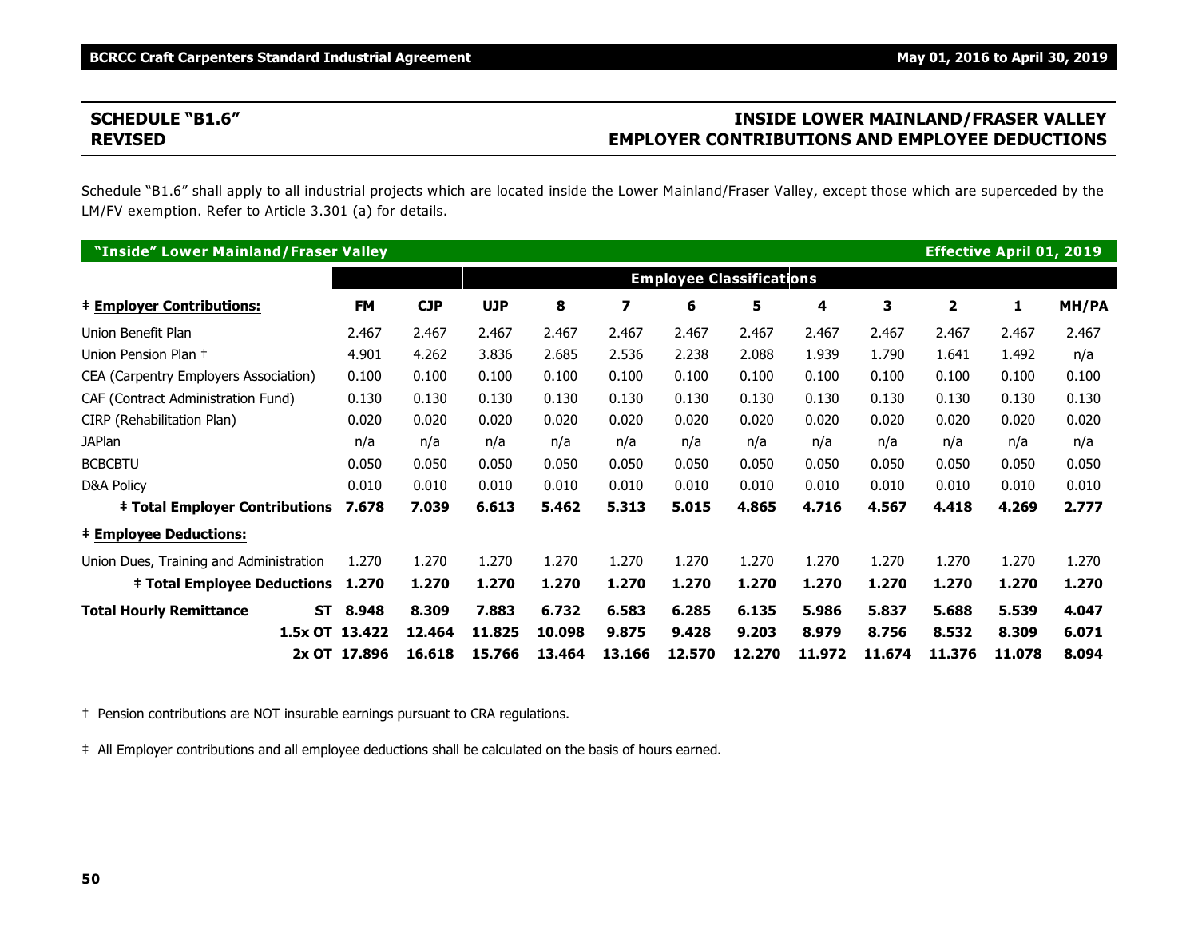## SCHEDULE "B1.6" REVISED

## INSIDE LOWER MAINLAND/FRASER VALLEY EMPLOYER CONTRIBUTIONS AND EMPLOYEE DEDUCTIONS

Schedule "B1.6" shall apply to all industrial projects which are located inside the Lower Mainland/Fraser Valley, except those which are superceded by the LM/FV exemption. Refer to Article 3.301 (a) for details.

**"Inside" Lower Mainland/Fraser Valley** — **Effective April 01, 2019**

| | | | | Employee Classifications | | | | | | | | | |
|---|---|---|---|---|---|---|---|---|---|---|---|---|---|
| **‡ Employer Contributions:** | | **FM** | **CJP** | **UJP** | **8** | **7** | **6** | **5** | **4** | **3** | **2** | **1** | **MH/PA** |
| Union Benefit Plan | | 2.467 | 2.467 | 2.467 | 2.467 | 2.467 | 2.467 | 2.467 | 2.467 | 2.467 | 2.467 | 2.467 | 2.467 |
| Union Pension Plan † | | 4.901 | 4.262 | 3.836 | 2.685 | 2.536 | 2.238 | 2.088 | 1.939 | 1.790 | 1.641 | 1.492 | n/a |
| CEA (Carpentry Employers Association) | | 0.100 | 0.100 | 0.100 | 0.100 | 0.100 | 0.100 | 0.100 | 0.100 | 0.100 | 0.100 | 0.100 | 0.100 |
| CAF (Contract Administration Fund) | | 0.130 | 0.130 | 0.130 | 0.130 | 0.130 | 0.130 | 0.130 | 0.130 | 0.130 | 0.130 | 0.130 | 0.130 |
| CIRP (Rehabilitation Plan) | | 0.020 | 0.020 | 0.020 | 0.020 | 0.020 | 0.020 | 0.020 | 0.020 | 0.020 | 0.020 | 0.020 | 0.020 |
| JAPlan | | n/a | n/a | n/a | n/a | n/a | n/a | n/a | n/a | n/a | n/a | n/a | n/a |
| BCBCBTU | | 0.050 | 0.050 | 0.050 | 0.050 | 0.050 | 0.050 | 0.050 | 0.050 | 0.050 | 0.050 | 0.050 | 0.050 |
| D&A Policy | | 0.010 | 0.010 | 0.010 | 0.010 | 0.010 | 0.010 | 0.010 | 0.010 | 0.010 | 0.010 | 0.010 | 0.010 |
| **‡ Total Employer Contributions** | | **7.678** | **7.039** | **6.613** | **5.462** | **5.313** | **5.015** | **4.865** | **4.716** | **4.567** | **4.418** | **4.269** | **2.777** |
| **‡ Employee Deductions:** | | | | | | | | | | | | | |
| Union Dues, Training and Administration | | 1.270 | 1.270 | 1.270 | 1.270 | 1.270 | 1.270 | 1.270 | 1.270 | 1.270 | 1.270 | 1.270 | 1.270 |
| **‡ Total Employee Deductions** | | **1.270** | **1.270** | **1.270** | **1.270** | **1.270** | **1.270** | **1.270** | **1.270** | **1.270** | **1.270** | **1.270** | **1.270** |
| **Total Hourly Remittance** | **ST** | **8.948** | **8.309** | **7.883** | **6.732** | **6.583** | **6.285** | **6.135** | **5.986** | **5.837** | **5.688** | **5.539** | **4.047** |
| | **1.5x OT** | **13.422** | **12.464** | **11.825** | **10.098** | **9.875** | **9.428** | **9.203** | **8.979** | **8.756** | **8.532** | **8.309** | **6.071** |
| | **2x OT** | **17.896** | **16.618** | **15.766** | **13.464** | **13.166** | **12.570** | **12.270** | **11.972** | **11.674** | **11.376** | **11.078** | **8.094** |

† Pension contributions are NOT insurable earnings pursuant to CRA regulations.

‡ All Employer contributions and all employee deductions shall be calculated on the basis of hours earned.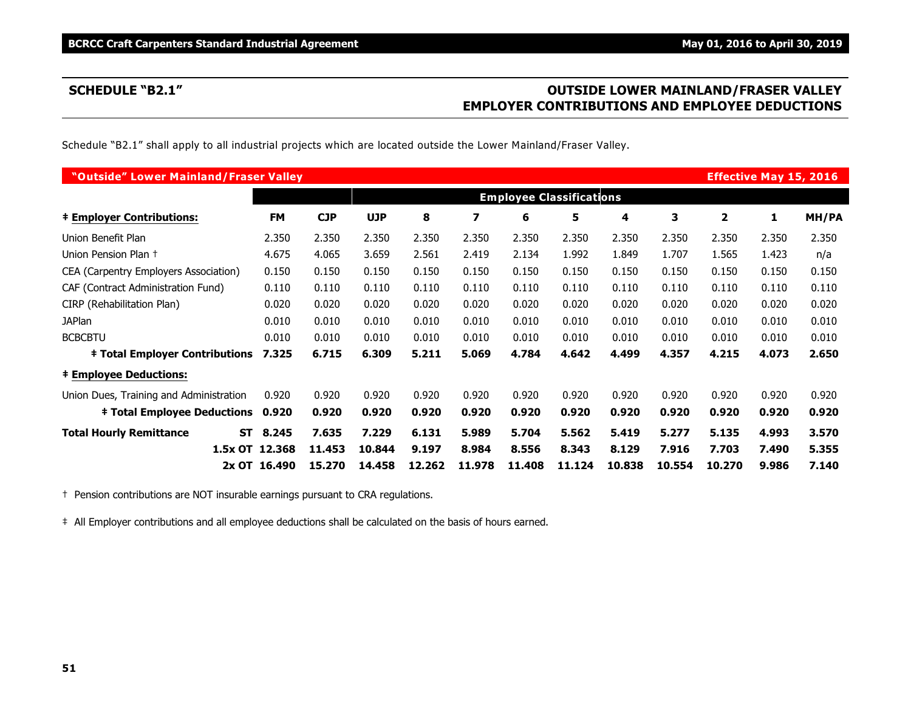## SCHEDULE "B2.1"

## OUTSIDE LOWER MAINLAND/FRASER VALLEY EMPLOYER CONTRIBUTIONS AND EMPLOYEE DEDUCTIONS

Schedule "B2.1" shall apply to all industrial projects which are located outside the Lower Mainland/Fraser Valley.

**"Outside" Lower Mainland/Fraser Valley** — **Effective May 15, 2016**

| | | | Employee Classifications | | | | | | | | | |
|---|---|---|---|---|---|---|---|---|---|---|---|---|
| **‡ Employer Contributions:** | **FM** | **CJP** | **UJP** | **8** | **7** | **6** | **5** | **4** | **3** | **2** | **1** | **MH/PA** |
| Union Benefit Plan | 2.350 | 2.350 | 2.350 | 2.350 | 2.350 | 2.350 | 2.350 | 2.350 | 2.350 | 2.350 | 2.350 | 2.350 |
| Union Pension Plan † | 4.675 | 4.065 | 3.659 | 2.561 | 2.419 | 2.134 | 1.992 | 1.849 | 1.707 | 1.565 | 1.423 | n/a |
| CEA (Carpentry Employers Association) | 0.150 | 0.150 | 0.150 | 0.150 | 0.150 | 0.150 | 0.150 | 0.150 | 0.150 | 0.150 | 0.150 | 0.150 |
| CAF (Contract Administration Fund) | 0.110 | 0.110 | 0.110 | 0.110 | 0.110 | 0.110 | 0.110 | 0.110 | 0.110 | 0.110 | 0.110 | 0.110 |
| CIRP (Rehabilitation Plan) | 0.020 | 0.020 | 0.020 | 0.020 | 0.020 | 0.020 | 0.020 | 0.020 | 0.020 | 0.020 | 0.020 | 0.020 |
| JAPlan | 0.010 | 0.010 | 0.010 | 0.010 | 0.010 | 0.010 | 0.010 | 0.010 | 0.010 | 0.010 | 0.010 | 0.010 |
| BCBCBTU | 0.010 | 0.010 | 0.010 | 0.010 | 0.010 | 0.010 | 0.010 | 0.010 | 0.010 | 0.010 | 0.010 | 0.010 |
| **‡ Total Employer Contributions** | **7.325** | **6.715** | **6.309** | **5.211** | **5.069** | **4.784** | **4.642** | **4.499** | **4.357** | **4.215** | **4.073** | **2.650** |
| **‡ Employee Deductions:** | | | | | | | | | | | | |
| Union Dues, Training and Administration | 0.920 | 0.920 | 0.920 | 0.920 | 0.920 | 0.920 | 0.920 | 0.920 | 0.920 | 0.920 | 0.920 | 0.920 |
| **‡ Total Employee Deductions** | **0.920** | **0.920** | **0.920** | **0.920** | **0.920** | **0.920** | **0.920** | **0.920** | **0.920** | **0.920** | **0.920** | **0.920** |
| **Total Hourly Remittance ST** | **8.245** | **7.635** | **7.229** | **6.131** | **5.989** | **5.704** | **5.562** | **5.419** | **5.277** | **5.135** | **4.993** | **3.570** |
| **1.5x OT** | **12.368** | **11.453** | **10.844** | **9.197** | **8.984** | **8.556** | **8.343** | **8.129** | **7.916** | **7.703** | **7.490** | **5.355** |
| **2x OT** | **16.490** | **15.270** | **14.458** | **12.262** | **11.978** | **11.408** | **11.124** | **10.838** | **10.554** | **10.270** | **9.986** | **7.140** |

† Pension contributions are NOT insurable earnings pursuant to CRA regulations.

‡ All Employer contributions and all employee deductions shall be calculated on the basis of hours earned.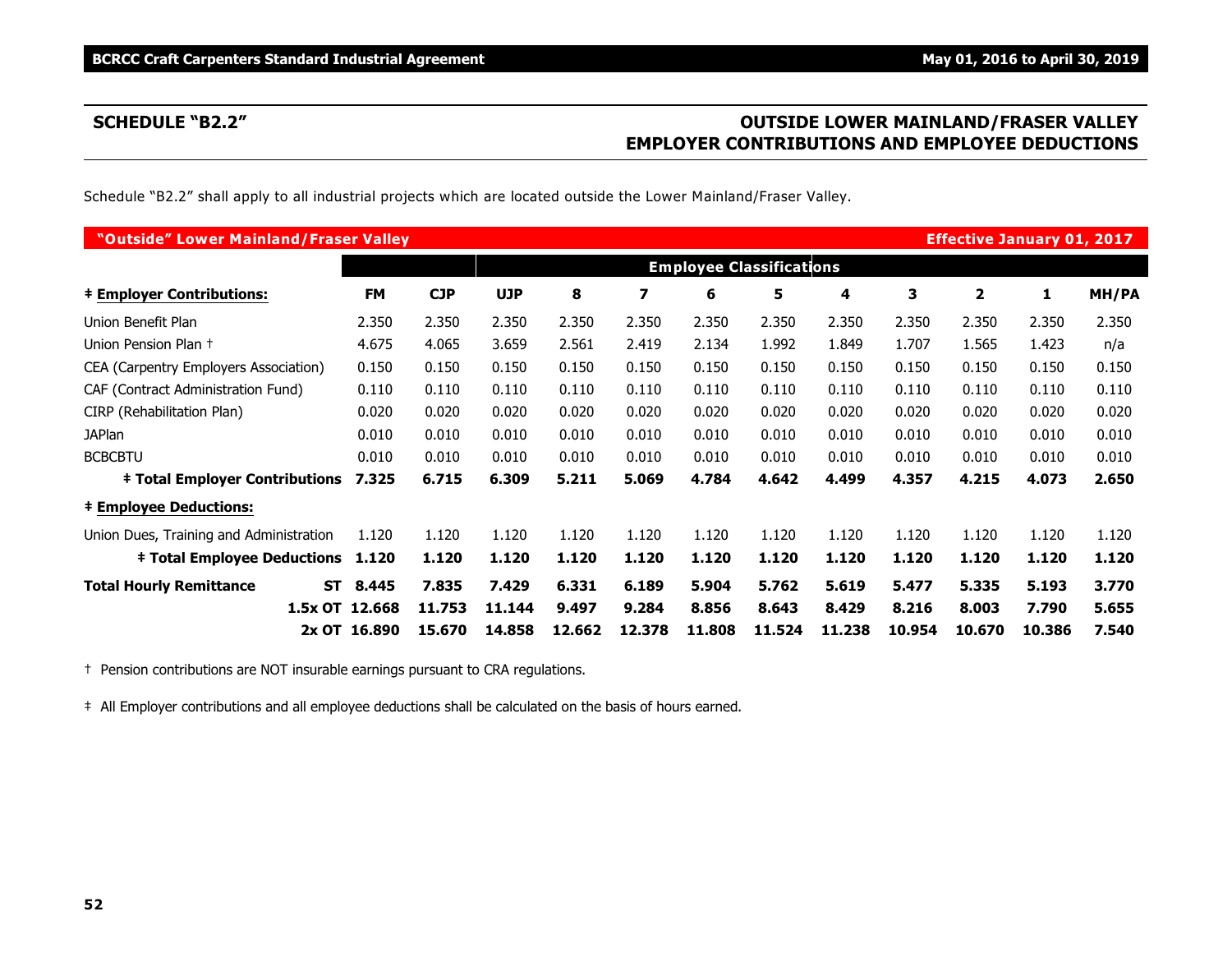## SCHEDULE "B2.2"

## OUTSIDE LOWER MAINLAND/FRASER VALLEY EMPLOYER CONTRIBUTIONS AND EMPLOYEE DEDUCTIONS

Schedule "B2.2" shall apply to all industrial projects which are located outside the Lower Mainland/Fraser Valley.

| "Outside" Lower Mainland/Fraser Valley | | | | | | | | | | | | | Effective January 01, 2017 |
|---|---|---|---|---|---|---|---|---|---|---|---|---|---|
| | | | | Employee Classifications | | | | | | | | | |
| **‡ Employer Contributions:** | | **FM** | **CJP** | **UJP** | **8** | **7** | **6** | **5** | **4** | **3** | **2** | **1** | **MH/PA** |
| Union Benefit Plan | | 2.350 | 2.350 | 2.350 | 2.350 | 2.350 | 2.350 | 2.350 | 2.350 | 2.350 | 2.350 | 2.350 | 2.350 |
| Union Pension Plan † | | 4.675 | 4.065 | 3.659 | 2.561 | 2.419 | 2.134 | 1.992 | 1.849 | 1.707 | 1.565 | 1.423 | n/a |
| CEA (Carpentry Employers Association) | | 0.150 | 0.150 | 0.150 | 0.150 | 0.150 | 0.150 | 0.150 | 0.150 | 0.150 | 0.150 | 0.150 | 0.150 |
| CAF (Contract Administration Fund) | | 0.110 | 0.110 | 0.110 | 0.110 | 0.110 | 0.110 | 0.110 | 0.110 | 0.110 | 0.110 | 0.110 | 0.110 |
| CIRP (Rehabilitation Plan) | | 0.020 | 0.020 | 0.020 | 0.020 | 0.020 | 0.020 | 0.020 | 0.020 | 0.020 | 0.020 | 0.020 | 0.020 |
| JAPlan | | 0.010 | 0.010 | 0.010 | 0.010 | 0.010 | 0.010 | 0.010 | 0.010 | 0.010 | 0.010 | 0.010 | 0.010 |
| BCBCBTU | | 0.010 | 0.010 | 0.010 | 0.010 | 0.010 | 0.010 | 0.010 | 0.010 | 0.010 | 0.010 | 0.010 | 0.010 |
| **‡ Total Employer Contributions** | | **7.325** | **6.715** | **6.309** | **5.211** | **5.069** | **4.784** | **4.642** | **4.499** | **4.357** | **4.215** | **4.073** | **2.650** |
| **‡ Employee Deductions:** | | | | | | | | | | | | | |
| Union Dues, Training and Administration | | 1.120 | 1.120 | 1.120 | 1.120 | 1.120 | 1.120 | 1.120 | 1.120 | 1.120 | 1.120 | 1.120 | 1.120 |
| **‡ Total Employee Deductions** | | **1.120** | **1.120** | **1.120** | **1.120** | **1.120** | **1.120** | **1.120** | **1.120** | **1.120** | **1.120** | **1.120** | **1.120** |
| **Total Hourly Remittance** | **ST** | **8.445** | **7.835** | **7.429** | **6.331** | **6.189** | **5.904** | **5.762** | **5.619** | **5.477** | **5.335** | **5.193** | **3.770** |
| | **1.5x OT** | **12.668** | **11.753** | **11.144** | **9.497** | **9.284** | **8.856** | **8.643** | **8.429** | **8.216** | **8.003** | **7.790** | **5.655** |
| | **2x OT** | **16.890** | **15.670** | **14.858** | **12.662** | **12.378** | **11.808** | **11.524** | **11.238** | **10.954** | **10.670** | **10.386** | **7.540** |

† Pension contributions are NOT insurable earnings pursuant to CRA regulations.

‡ All Employer contributions and all employee deductions shall be calculated on the basis of hours earned.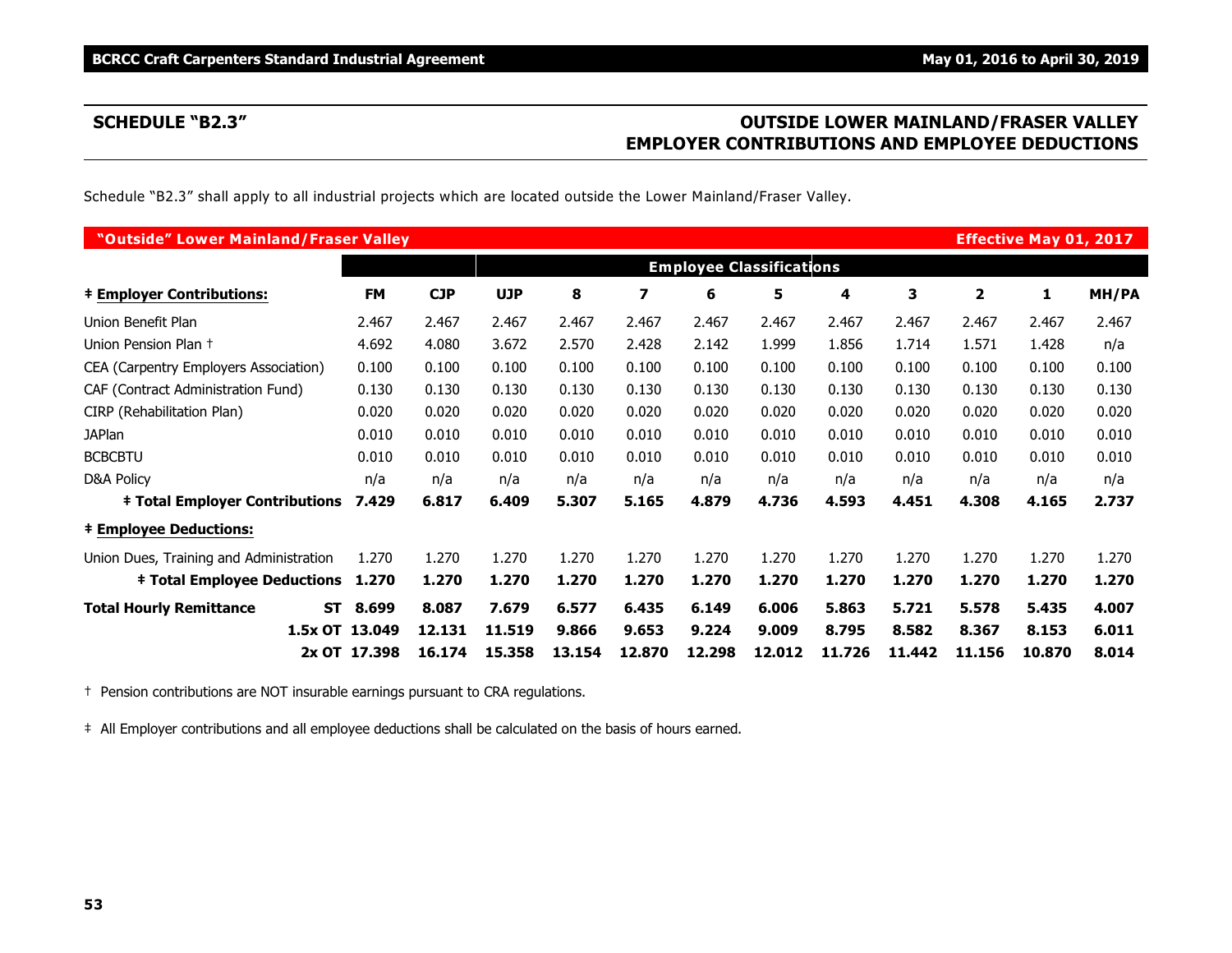## SCHEDULE "B2.3"

## OUTSIDE LOWER MAINLAND/FRASER VALLEY EMPLOYER CONTRIBUTIONS AND EMPLOYEE DEDUCTIONS

Schedule "B2.3" shall apply to all industrial projects which are located outside the Lower Mainland/Fraser Valley.

| "Outside" Lower Mainland/Fraser Valley | | | | | | | | | | | | Effective May 01, 2017 |
|---|---|---|---|---|---|---|---|---|---|---|---|---|
| | | | Employee Classifications | | | | | | | | | |
| **‡ Employer Contributions:** | **FM** | **CJP** | **UJP** | **8** | **7** | **6** | **5** | **4** | **3** | **2** | **1** | **MH/PA** |
| Union Benefit Plan | 2.467 | 2.467 | 2.467 | 2.467 | 2.467 | 2.467 | 2.467 | 2.467 | 2.467 | 2.467 | 2.467 | 2.467 |
| Union Pension Plan † | 4.692 | 4.080 | 3.672 | 2.570 | 2.428 | 2.142 | 1.999 | 1.856 | 1.714 | 1.571 | 1.428 | n/a |
| CEA (Carpentry Employers Association) | 0.100 | 0.100 | 0.100 | 0.100 | 0.100 | 0.100 | 0.100 | 0.100 | 0.100 | 0.100 | 0.100 | 0.100 |
| CAF (Contract Administration Fund) | 0.130 | 0.130 | 0.130 | 0.130 | 0.130 | 0.130 | 0.130 | 0.130 | 0.130 | 0.130 | 0.130 | 0.130 |
| CIRP (Rehabilitation Plan) | 0.020 | 0.020 | 0.020 | 0.020 | 0.020 | 0.020 | 0.020 | 0.020 | 0.020 | 0.020 | 0.020 | 0.020 |
| JAPlan | 0.010 | 0.010 | 0.010 | 0.010 | 0.010 | 0.010 | 0.010 | 0.010 | 0.010 | 0.010 | 0.010 | 0.010 |
| BCBCBTU | 0.010 | 0.010 | 0.010 | 0.010 | 0.010 | 0.010 | 0.010 | 0.010 | 0.010 | 0.010 | 0.010 | 0.010 |
| D&A Policy | n/a | n/a | n/a | n/a | n/a | n/a | n/a | n/a | n/a | n/a | n/a | n/a |
| **‡ Total Employer Contributions** | **7.429** | **6.817** | **6.409** | **5.307** | **5.165** | **4.879** | **4.736** | **4.593** | **4.451** | **4.308** | **4.165** | **2.737** |
| **‡ Employee Deductions:** | | | | | | | | | | | | |
| Union Dues, Training and Administration | 1.270 | 1.270 | 1.270 | 1.270 | 1.270 | 1.270 | 1.270 | 1.270 | 1.270 | 1.270 | 1.270 | 1.270 |
| **‡ Total Employee Deductions** | **1.270** | **1.270** | **1.270** | **1.270** | **1.270** | **1.270** | **1.270** | **1.270** | **1.270** | **1.270** | **1.270** | **1.270** |
| **Total Hourly Remittance ST** | **8.699** | **8.087** | **7.679** | **6.577** | **6.435** | **6.149** | **6.006** | **5.863** | **5.721** | **5.578** | **5.435** | **4.007** |
| **1.5x OT** | **13.049** | **12.131** | **11.519** | **9.866** | **9.653** | **9.224** | **9.009** | **8.795** | **8.582** | **8.367** | **8.153** | **6.011** |
| **2x OT** | **17.398** | **16.174** | **15.358** | **13.154** | **12.870** | **12.298** | **12.012** | **11.726** | **11.442** | **11.156** | **10.870** | **8.014** |

† Pension contributions are NOT insurable earnings pursuant to CRA regulations.

‡ All Employer contributions and all employee deductions shall be calculated on the basis of hours earned.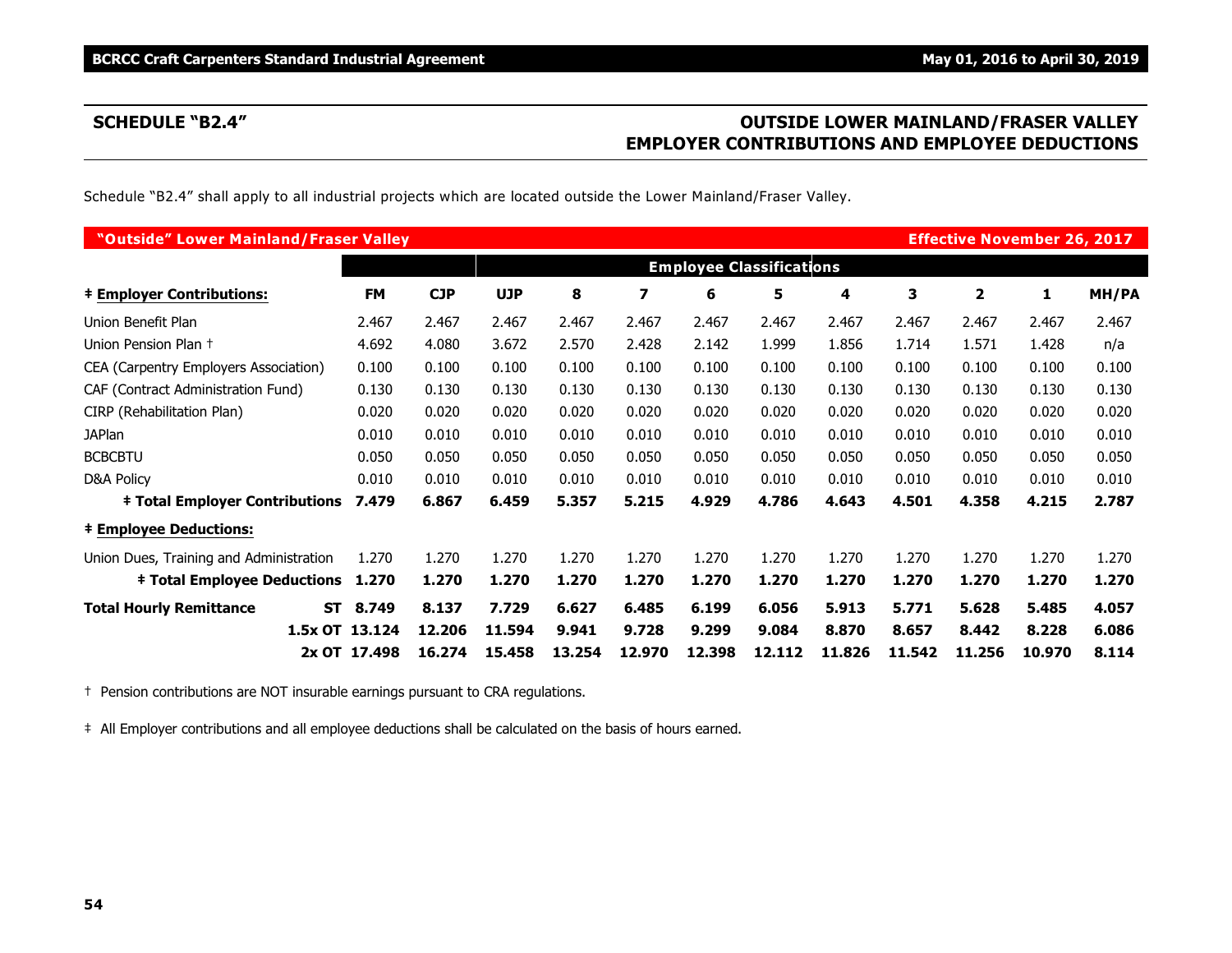## SCHEDULE "B2.4"

## OUTSIDE LOWER MAINLAND/FRASER VALLEY EMPLOYER CONTRIBUTIONS AND EMPLOYEE DEDUCTIONS

Schedule "B2.4" shall apply to all industrial projects which are located outside the Lower Mainland/Fraser Valley.

| "Outside" Lower Mainland/Fraser Valley | | | | | | | | | | | | Effective November 26, 2017 |
|---|---|---|---|---|---|---|---|---|---|---|---|---|
| | | | Employee Classifications | | | | | | | | | |
| **‡ Employer Contributions:** | **FM** | **CJP** | **UJP** | **8** | **7** | **6** | **5** | **4** | **3** | **2** | **1** | **MH/PA** |
| Union Benefit Plan | 2.467 | 2.467 | 2.467 | 2.467 | 2.467 | 2.467 | 2.467 | 2.467 | 2.467 | 2.467 | 2.467 | 2.467 |
| Union Pension Plan † | 4.692 | 4.080 | 3.672 | 2.570 | 2.428 | 2.142 | 1.999 | 1.856 | 1.714 | 1.571 | 1.428 | n/a |
| CEA (Carpentry Employers Association) | 0.100 | 0.100 | 0.100 | 0.100 | 0.100 | 0.100 | 0.100 | 0.100 | 0.100 | 0.100 | 0.100 | 0.100 |
| CAF (Contract Administration Fund) | 0.130 | 0.130 | 0.130 | 0.130 | 0.130 | 0.130 | 0.130 | 0.130 | 0.130 | 0.130 | 0.130 | 0.130 |
| CIRP (Rehabilitation Plan) | 0.020 | 0.020 | 0.020 | 0.020 | 0.020 | 0.020 | 0.020 | 0.020 | 0.020 | 0.020 | 0.020 | 0.020 |
| JAPlan | 0.010 | 0.010 | 0.010 | 0.010 | 0.010 | 0.010 | 0.010 | 0.010 | 0.010 | 0.010 | 0.010 | 0.010 |
| BCBCBTU | 0.050 | 0.050 | 0.050 | 0.050 | 0.050 | 0.050 | 0.050 | 0.050 | 0.050 | 0.050 | 0.050 | 0.050 |
| D&A Policy | 0.010 | 0.010 | 0.010 | 0.010 | 0.010 | 0.010 | 0.010 | 0.010 | 0.010 | 0.010 | 0.010 | 0.010 |
| **‡ Total Employer Contributions** | **7.479** | **6.867** | **6.459** | **5.357** | **5.215** | **4.929** | **4.786** | **4.643** | **4.501** | **4.358** | **4.215** | **2.787** |
| **‡ Employee Deductions:** | | | | | | | | | | | | |
| Union Dues, Training and Administration | 1.270 | 1.270 | 1.270 | 1.270 | 1.270 | 1.270 | 1.270 | 1.270 | 1.270 | 1.270 | 1.270 | 1.270 |
| **‡ Total Employee Deductions** | **1.270** | **1.270** | **1.270** | **1.270** | **1.270** | **1.270** | **1.270** | **1.270** | **1.270** | **1.270** | **1.270** | **1.270** |
| **Total Hourly Remittance ST** | **8.749** | **8.137** | **7.729** | **6.627** | **6.485** | **6.199** | **6.056** | **5.913** | **5.771** | **5.628** | **5.485** | **4.057** |
| **1.5x OT** | **13.124** | **12.206** | **11.594** | **9.941** | **9.728** | **9.299** | **9.084** | **8.870** | **8.657** | **8.442** | **8.228** | **6.086** |
| **2x OT** | **17.498** | **16.274** | **15.458** | **13.254** | **12.970** | **12.398** | **12.112** | **11.826** | **11.542** | **11.256** | **10.970** | **8.114** |

† Pension contributions are NOT insurable earnings pursuant to CRA regulations.

‡ All Employer contributions and all employee deductions shall be calculated on the basis of hours earned.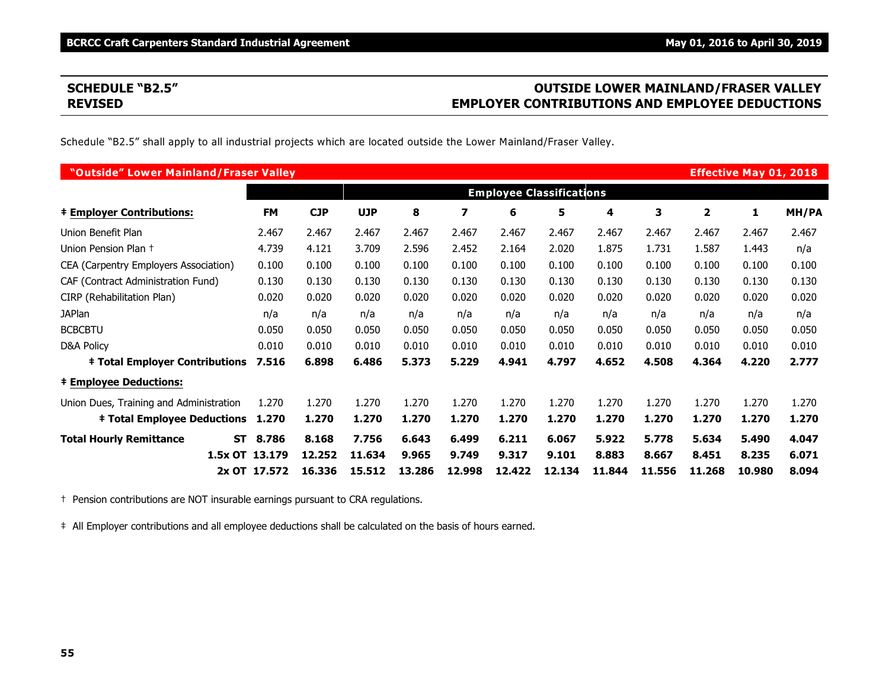## SCHEDULE "B2.5" REVISED

## OUTSIDE LOWER MAINLAND/FRASER VALLEY EMPLOYER CONTRIBUTIONS AND EMPLOYEE DEDUCTIONS

Schedule "B2.5" shall apply to all industrial projects which are located outside the Lower Mainland/Fraser Valley.

| **"Outside" Lower Mainland/Fraser Valley** | | | | | | | | | | | | **Effective May 01, 2018** |
|---|---|---|---|---|---|---|---|---|---|---|---|---|
| | | | **Employee Classifications** | | | | | | | | | |
| **‡ Employer Contributions:** | **FM** | **CJP** | **UJP** | **8** | **7** | **6** | **5** | **4** | **3** | **2** | **1** | **MH/PA** |
| Union Benefit Plan | 2.467 | 2.467 | 2.467 | 2.467 | 2.467 | 2.467 | 2.467 | 2.467 | 2.467 | 2.467 | 2.467 | 2.467 |
| Union Pension Plan † | 4.739 | 4.121 | 3.709 | 2.596 | 2.452 | 2.164 | 2.020 | 1.875 | 1.731 | 1.587 | 1.443 | n/a |
| CEA (Carpentry Employers Association) | 0.100 | 0.100 | 0.100 | 0.100 | 0.100 | 0.100 | 0.100 | 0.100 | 0.100 | 0.100 | 0.100 | 0.100 |
| CAF (Contract Administration Fund) | 0.130 | 0.130 | 0.130 | 0.130 | 0.130 | 0.130 | 0.130 | 0.130 | 0.130 | 0.130 | 0.130 | 0.130 |
| CIRP (Rehabilitation Plan) | 0.020 | 0.020 | 0.020 | 0.020 | 0.020 | 0.020 | 0.020 | 0.020 | 0.020 | 0.020 | 0.020 | 0.020 |
| JAPlan | n/a | n/a | n/a | n/a | n/a | n/a | n/a | n/a | n/a | n/a | n/a | n/a |
| BCBCBTU | 0.050 | 0.050 | 0.050 | 0.050 | 0.050 | 0.050 | 0.050 | 0.050 | 0.050 | 0.050 | 0.050 | 0.050 |
| D&A Policy | 0.010 | 0.010 | 0.010 | 0.010 | 0.010 | 0.010 | 0.010 | 0.010 | 0.010 | 0.010 | 0.010 | 0.010 |
| **‡ Total Employer Contributions** | **7.516** | **6.898** | **6.486** | **5.373** | **5.229** | **4.941** | **4.797** | **4.652** | **4.508** | **4.364** | **4.220** | **2.777** |
| **‡ Employee Deductions:** | | | | | | | | | | | | |
| Union Dues, Training and Administration | 1.270 | 1.270 | 1.270 | 1.270 | 1.270 | 1.270 | 1.270 | 1.270 | 1.270 | 1.270 | 1.270 | 1.270 |
| **‡ Total Employee Deductions** | **1.270** | **1.270** | **1.270** | **1.270** | **1.270** | **1.270** | **1.270** | **1.270** | **1.270** | **1.270** | **1.270** | **1.270** |
| **Total Hourly Remittance ST** | **8.786** | **8.168** | **7.756** | **6.643** | **6.499** | **6.211** | **6.067** | **5.922** | **5.778** | **5.634** | **5.490** | **4.047** |
| **1.5x OT** | **13.179** | **12.252** | **11.634** | **9.965** | **9.749** | **9.317** | **9.101** | **8.883** | **8.667** | **8.451** | **8.235** | **6.071** |
| **2x OT** | **17.572** | **16.336** | **15.512** | **13.286** | **12.998** | **12.422** | **12.134** | **11.844** | **11.556** | **11.268** | **10.980** | **8.094** |

† Pension contributions are NOT insurable earnings pursuant to CRA regulations.

‡ All Employer contributions and all employee deductions shall be calculated on the basis of hours earned.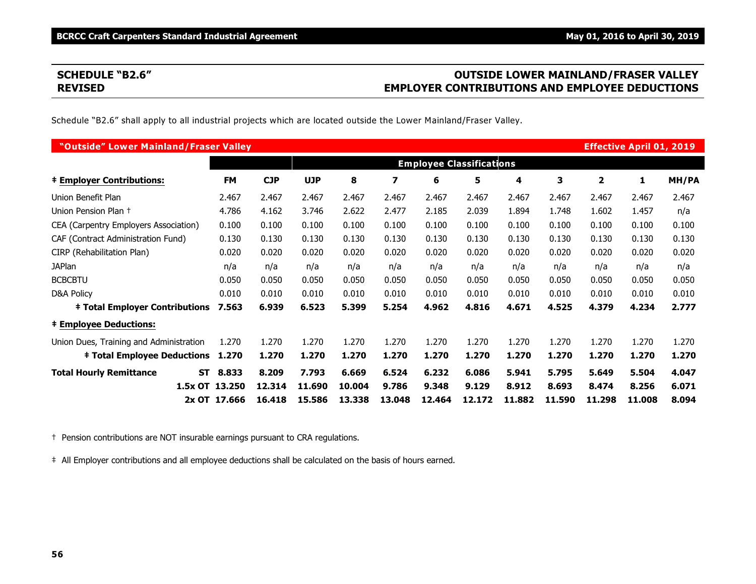## SCHEDULE "B2.6" REVISED

## OUTSIDE LOWER MAINLAND/FRASER VALLEY EMPLOYER CONTRIBUTIONS AND EMPLOYEE DEDUCTIONS

Schedule "B2.6" shall apply to all industrial projects which are located outside the Lower Mainland/Fraser Valley.

**"Outside" Lower Mainland/Fraser Valley** — **Effective April 01, 2019**

| | | | Employee Classifications | | | | | | | | | |
|---|---|---|---|---|---|---|---|---|---|---|---|---|
| **‡ Employer Contributions:** | **FM** | **CJP** | **UJP** | **8** | **7** | **6** | **5** | **4** | **3** | **2** | **1** | **MH/PA** |
| Union Benefit Plan | 2.467 | 2.467 | 2.467 | 2.467 | 2.467 | 2.467 | 2.467 | 2.467 | 2.467 | 2.467 | 2.467 | 2.467 |
| Union Pension Plan † | 4.786 | 4.162 | 3.746 | 2.622 | 2.477 | 2.185 | 2.039 | 1.894 | 1.748 | 1.602 | 1.457 | n/a |
| CEA (Carpentry Employers Association) | 0.100 | 0.100 | 0.100 | 0.100 | 0.100 | 0.100 | 0.100 | 0.100 | 0.100 | 0.100 | 0.100 | 0.100 |
| CAF (Contract Administration Fund) | 0.130 | 0.130 | 0.130 | 0.130 | 0.130 | 0.130 | 0.130 | 0.130 | 0.130 | 0.130 | 0.130 | 0.130 |
| CIRP (Rehabilitation Plan) | 0.020 | 0.020 | 0.020 | 0.020 | 0.020 | 0.020 | 0.020 | 0.020 | 0.020 | 0.020 | 0.020 | 0.020 |
| JAPlan | n/a | n/a | n/a | n/a | n/a | n/a | n/a | n/a | n/a | n/a | n/a | n/a |
| BCBCBTU | 0.050 | 0.050 | 0.050 | 0.050 | 0.050 | 0.050 | 0.050 | 0.050 | 0.050 | 0.050 | 0.050 | 0.050 |
| D&A Policy | 0.010 | 0.010 | 0.010 | 0.010 | 0.010 | 0.010 | 0.010 | 0.010 | 0.010 | 0.010 | 0.010 | 0.010 |
| **‡ Total Employer Contributions** | **7.563** | **6.939** | **6.523** | **5.399** | **5.254** | **4.962** | **4.816** | **4.671** | **4.525** | **4.379** | **4.234** | **2.777** |
| **‡ Employee Deductions:** | | | | | | | | | | | | |
| Union Dues, Training and Administration | 1.270 | 1.270 | 1.270 | 1.270 | 1.270 | 1.270 | 1.270 | 1.270 | 1.270 | 1.270 | 1.270 | 1.270 |
| **‡ Total Employee Deductions** | **1.270** | **1.270** | **1.270** | **1.270** | **1.270** | **1.270** | **1.270** | **1.270** | **1.270** | **1.270** | **1.270** | **1.270** |
| **Total Hourly Remittance ST** | **8.833** | **8.209** | **7.793** | **6.669** | **6.524** | **6.232** | **6.086** | **5.941** | **5.795** | **5.649** | **5.504** | **4.047** |
| **1.5x OT** | **13.250** | **12.314** | **11.690** | **10.004** | **9.786** | **9.348** | **9.129** | **8.912** | **8.693** | **8.474** | **8.256** | **6.071** |
| **2x OT** | **17.666** | **16.418** | **15.586** | **13.338** | **13.048** | **12.464** | **12.172** | **11.882** | **11.590** | **11.298** | **11.008** | **8.094** |

† Pension contributions are NOT insurable earnings pursuant to CRA regulations.

‡ All Employer contributions and all employee deductions shall be calculated on the basis of hours earned.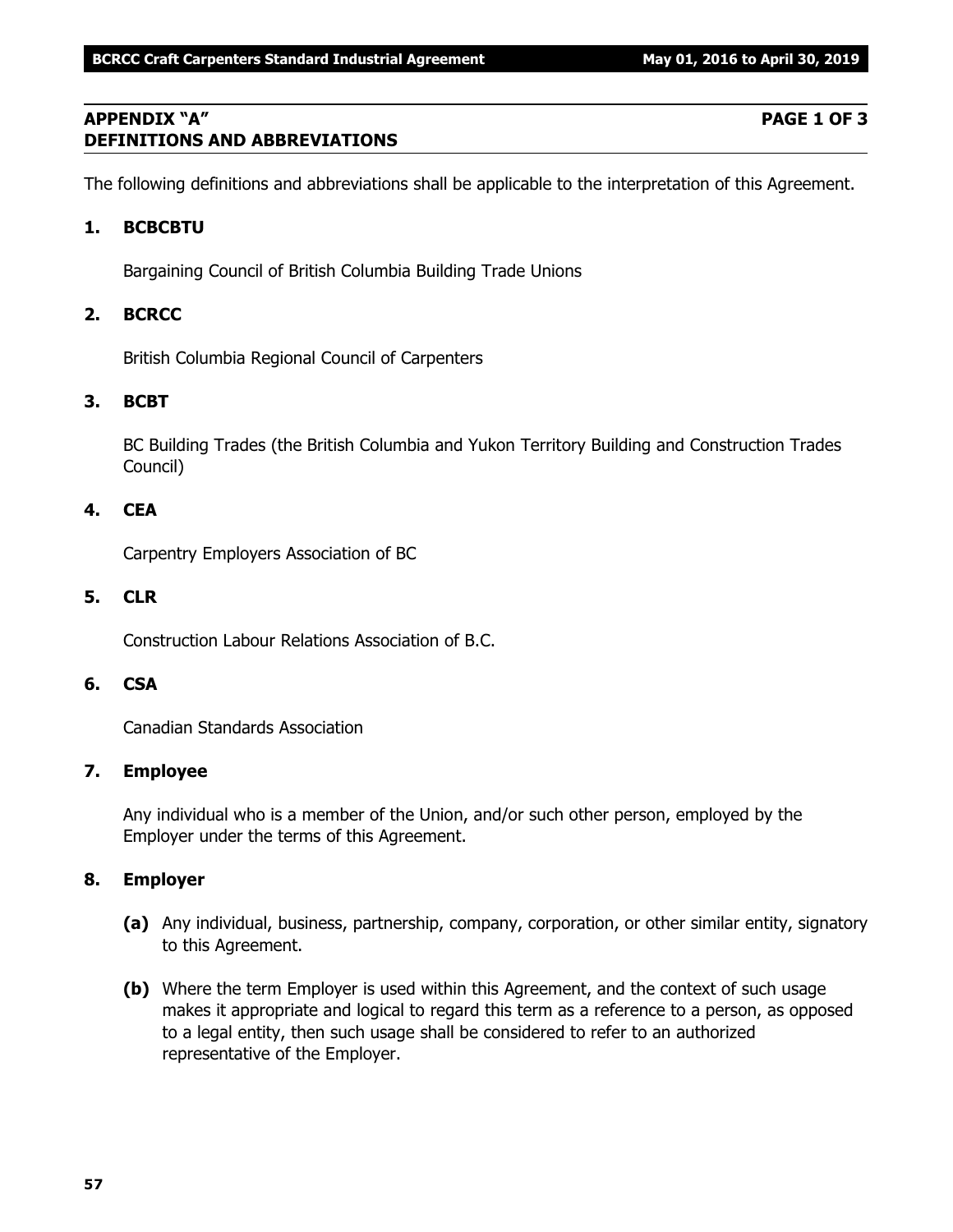## APPENDIX "A" PAGE 1 OF 3
## DEFINITIONS AND ABBREVIATIONS

The following definitions and abbreviations shall be applicable to the interpretation of this Agreement.

**1. BCBCBTU**

Bargaining Council of British Columbia Building Trade Unions

**2. BCRCC**

British Columbia Regional Council of Carpenters

**3. BCBT**

BC Building Trades (the British Columbia and Yukon Territory Building and Construction Trades Council)

**4. CEA**

Carpentry Employers Association of BC

**5. CLR**

Construction Labour Relations Association of B.C.

**6. CSA**

Canadian Standards Association

**7. Employee**

Any individual who is a member of the Union, and/or such other person, employed by the Employer under the terms of this Agreement.

**8. Employer**

**(a)** Any individual, business, partnership, company, corporation, or other similar entity, signatory to this Agreement.

**(b)** Where the term Employer is used within this Agreement, and the context of such usage makes it appropriate and logical to regard this term as a reference to a person, as opposed to a legal entity, then such usage shall be considered to refer to an authorized representative of the Employer.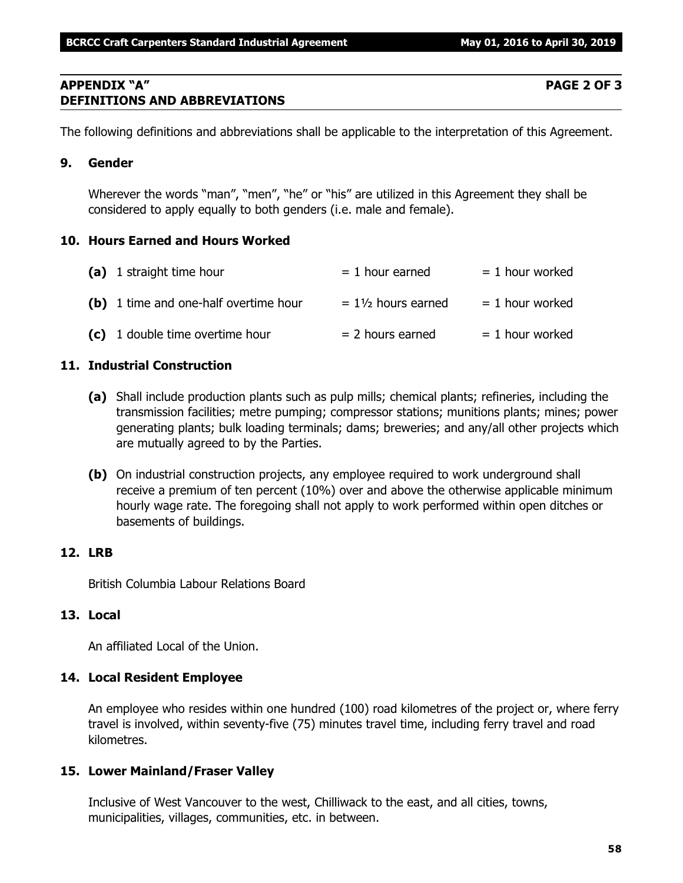## APPENDIX "A" PAGE 2 OF 3
## DEFINITIONS AND ABBREVIATIONS

The following definitions and abbreviations shall be applicable to the interpretation of this Agreement.

### 9. Gender

Wherever the words "man", "men", "he" or "his" are utilized in this Agreement they shall be considered to apply equally to both genders (i.e. male and female).

### 10. Hours Earned and Hours Worked

| | | |
|---|---|---|
| **(a)** 1 straight time hour | = 1 hour earned | = 1 hour worked |
| **(b)** 1 time and one-half overtime hour | = 1½ hours earned | = 1 hour worked |
| **(c)** 1 double time overtime hour | = 2 hours earned | = 1 hour worked |

### 11. Industrial Construction

**(a)** Shall include production plants such as pulp mills; chemical plants; refineries, including the transmission facilities; metre pumping; compressor stations; munitions plants; mines; power generating plants; bulk loading terminals; dams; breweries; and any/all other projects which are mutually agreed to by the Parties.

**(b)** On industrial construction projects, any employee required to work underground shall receive a premium of ten percent (10%) over and above the otherwise applicable minimum hourly wage rate. The foregoing shall not apply to work performed within open ditches or basements of buildings.

### 12. LRB

British Columbia Labour Relations Board

### 13. Local

An affiliated Local of the Union.

### 14. Local Resident Employee

An employee who resides within one hundred (100) road kilometres of the project or, where ferry travel is involved, within seventy-five (75) minutes travel time, including ferry travel and road kilometres.

### 15. Lower Mainland/Fraser Valley

Inclusive of West Vancouver to the west, Chilliwack to the east, and all cities, towns, municipalities, villages, communities, etc. in between.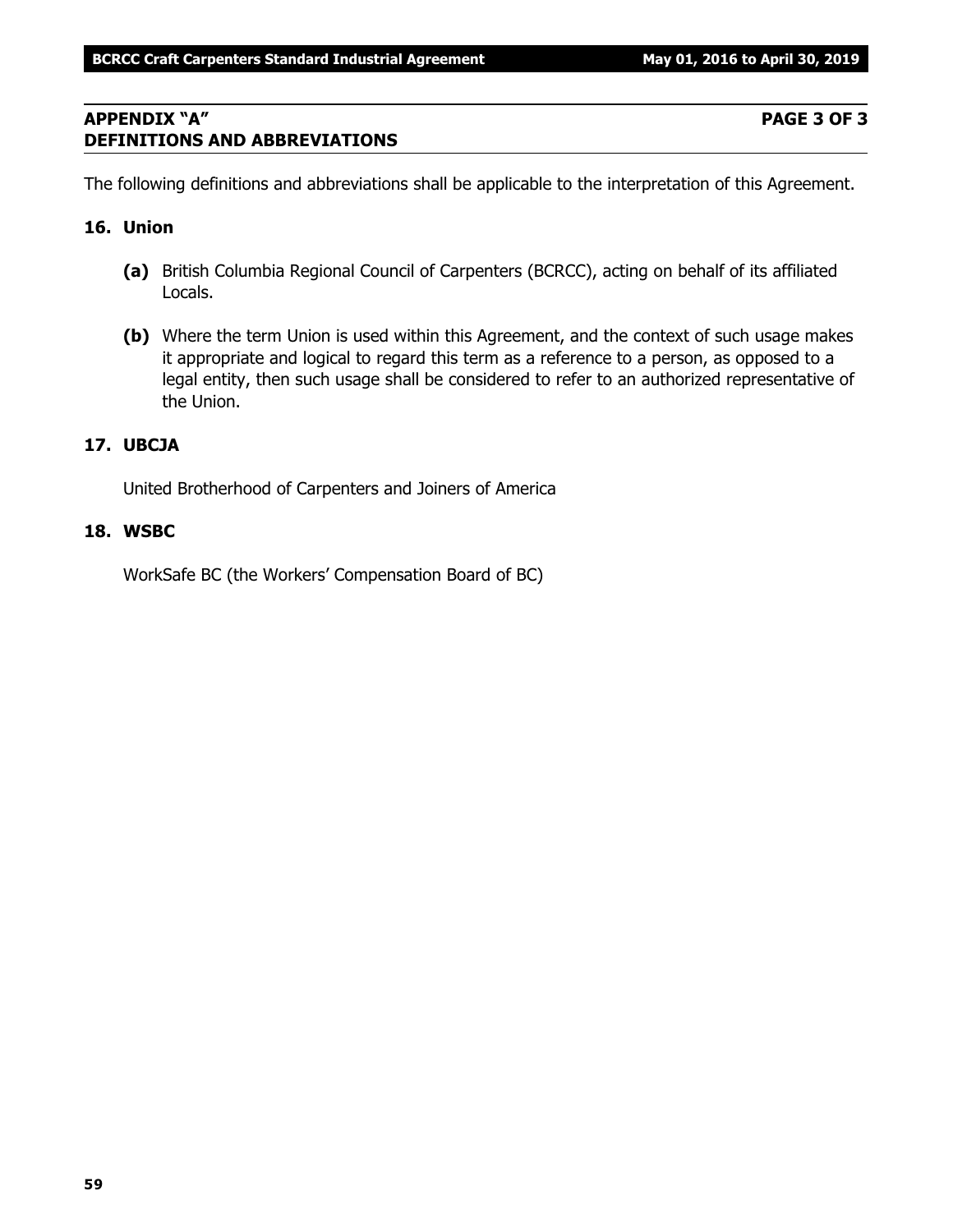## APPENDIX "A" DEFINITIONS AND ABBREVIATIONS

The following definitions and abbreviations shall be applicable to the interpretation of this Agreement.

### 16. Union

**(a)** British Columbia Regional Council of Carpenters (BCRCC), acting on behalf of its affiliated Locals.

**(b)** Where the term Union is used within this Agreement, and the context of such usage makes it appropriate and logical to regard this term as a reference to a person, as opposed to a legal entity, then such usage shall be considered to refer to an authorized representative of the Union.

### 17. UBCJA

United Brotherhood of Carpenters and Joiners of America

### 18. WSBC

WorkSafe BC (the Workers' Compensation Board of BC)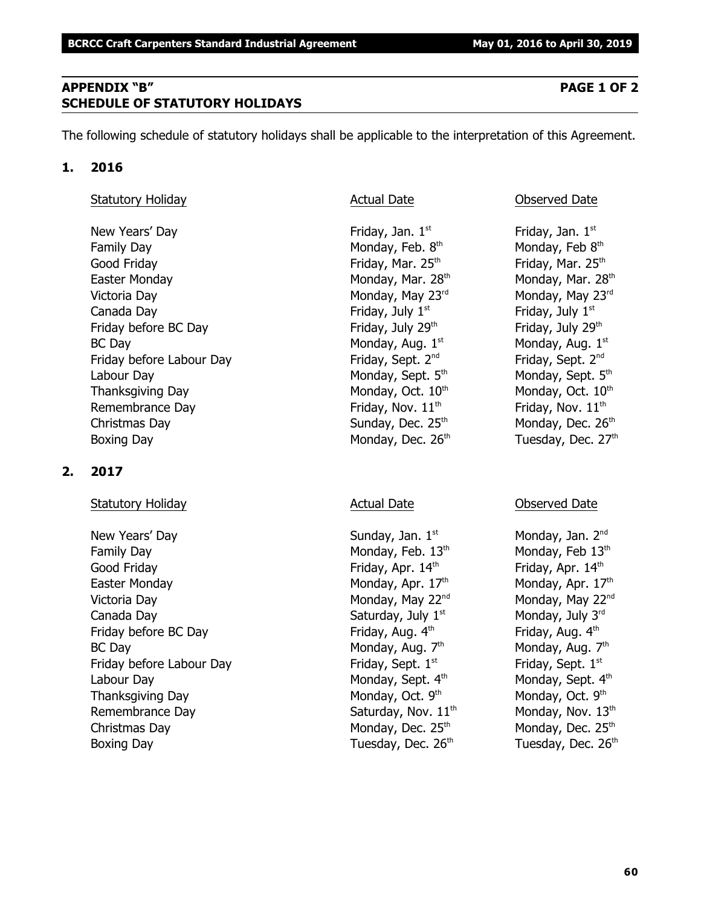## APPENDIX "B" PAGE 1 OF 2
## SCHEDULE OF STATUTORY HOLIDAYS

The following schedule of statutory holidays shall be applicable to the interpretation of this Agreement.

### 1. 2016

| Statutory Holiday | Actual Date | Observed Date |
|---|---|---|
| New Years' Day | Friday, Jan. 1st | Friday, Jan. 1st |
| Family Day | Monday, Feb. 8th | Monday, Feb 8th |
| Good Friday | Friday, Mar. 25th | Friday, Mar. 25th |
| Easter Monday | Monday, Mar. 28th | Monday, Mar. 28th |
| Victoria Day | Monday, May 23rd | Monday, May 23rd |
| Canada Day | Friday, July 1st | Friday, July 1st |
| Friday before BC Day | Friday, July 29th | Friday, July 29th |
| BC Day | Monday, Aug. 1st | Monday, Aug. 1st |
| Friday before Labour Day | Friday, Sept. 2nd | Friday, Sept. 2nd |
| Labour Day | Monday, Sept. 5th | Monday, Sept. 5th |
| Thanksgiving Day | Monday, Oct. 10th | Monday, Oct. 10th |
| Remembrance Day | Friday, Nov. 11th | Friday, Nov. 11th |
| Christmas Day | Sunday, Dec. 25th | Monday, Dec. 26th |
| Boxing Day | Monday, Dec. 26th | Tuesday, Dec. 27th |

### 2. 2017

| Statutory Holiday | Actual Date | Observed Date |
|---|---|---|
| New Years' Day | Sunday, Jan. 1st | Monday, Jan. 2nd |
| Family Day | Monday, Feb. 13th | Monday, Feb 13th |
| Good Friday | Friday, Apr. 14th | Friday, Apr. 14th |
| Easter Monday | Monday, Apr. 17th | Monday, Apr. 17th |
| Victoria Day | Monday, May 22nd | Monday, May 22nd |
| Canada Day | Saturday, July 1st | Monday, July 3rd |
| Friday before BC Day | Friday, Aug. 4th | Friday, Aug. 4th |
| BC Day | Monday, Aug. 7th | Monday, Aug. 7th |
| Friday before Labour Day | Friday, Sept. 1st | Friday, Sept. 1st |
| Labour Day | Monday, Sept. 4th | Monday, Sept. 4th |
| Thanksgiving Day | Monday, Oct. 9th | Monday, Oct. 9th |
| Remembrance Day | Saturday, Nov. 11th | Monday, Nov. 13th |
| Christmas Day | Monday, Dec. 25th | Monday, Dec. 25th |
| Boxing Day | Tuesday, Dec. 26th | Tuesday, Dec. 26th |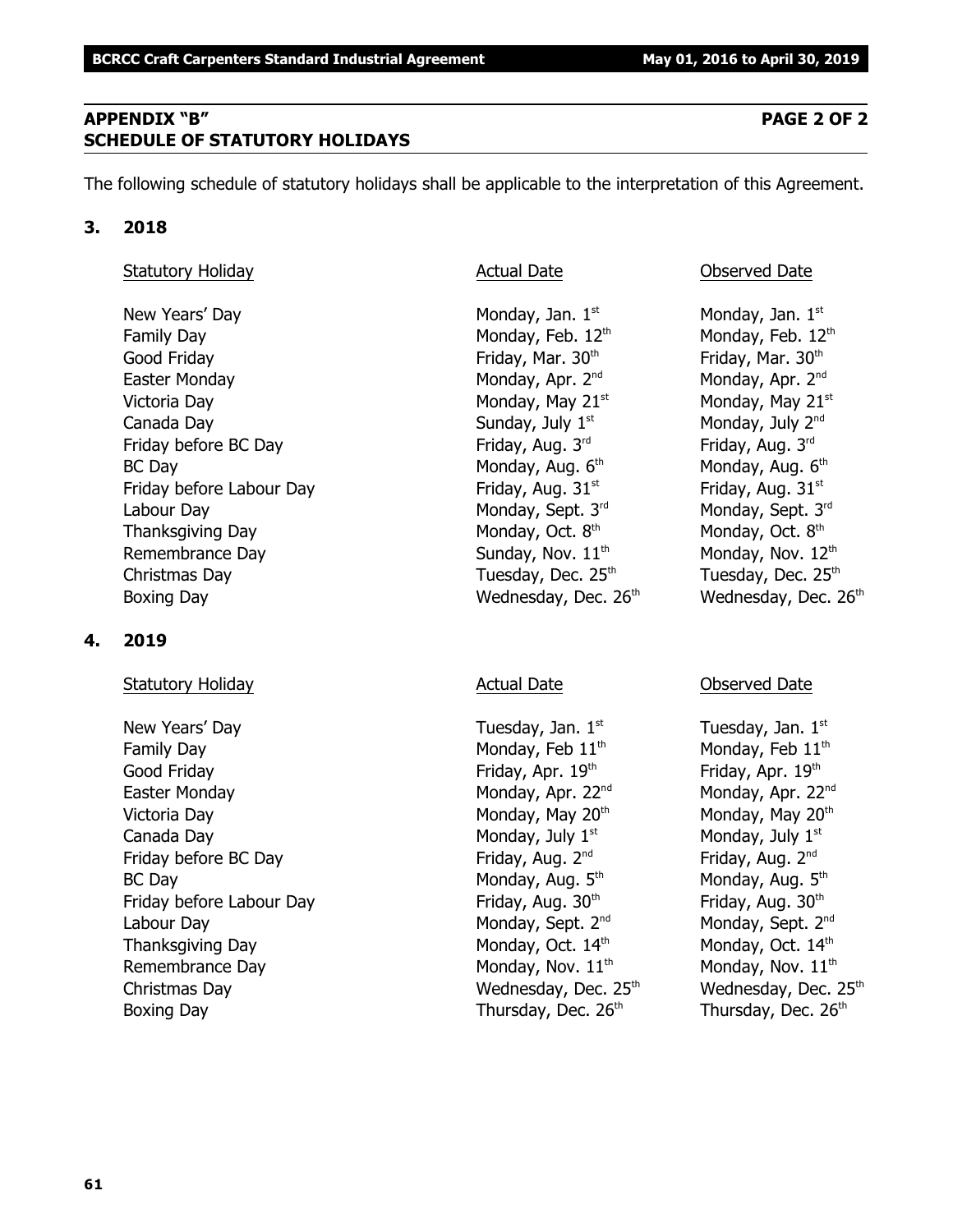## APPENDIX "B" PAGE 2 OF 2
## SCHEDULE OF STATUTORY HOLIDAYS

The following schedule of statutory holidays shall be applicable to the interpretation of this Agreement.

### 3. 2018

| Statutory Holiday | Actual Date | Observed Date |
|---|---|---|
| New Years' Day | Monday, Jan. 1st | Monday, Jan. 1st |
| Family Day | Monday, Feb. 12th | Monday, Feb. 12th |
| Good Friday | Friday, Mar. 30th | Friday, Mar. 30th |
| Easter Monday | Monday, Apr. 2nd | Monday, Apr. 2nd |
| Victoria Day | Monday, May 21st | Monday, May 21st |
| Canada Day | Sunday, July 1st | Monday, July 2nd |
| Friday before BC Day | Friday, Aug. 3rd | Friday, Aug. 3rd |
| BC Day | Monday, Aug. 6th | Monday, Aug. 6th |
| Friday before Labour Day | Friday, Aug. 31st | Friday, Aug. 31st |
| Labour Day | Monday, Sept. 3rd | Monday, Sept. 3rd |
| Thanksgiving Day | Monday, Oct. 8th | Monday, Oct. 8th |
| Remembrance Day | Sunday, Nov. 11th | Monday, Nov. 12th |
| Christmas Day | Tuesday, Dec. 25th | Tuesday, Dec. 25th |
| Boxing Day | Wednesday, Dec. 26th | Wednesday, Dec. 26th |

### 4. 2019

| Statutory Holiday | Actual Date | Observed Date |
|---|---|---|
| New Years' Day | Tuesday, Jan. 1st | Tuesday, Jan. 1st |
| Family Day | Monday, Feb 11th | Monday, Feb 11th |
| Good Friday | Friday, Apr. 19th | Friday, Apr. 19th |
| Easter Monday | Monday, Apr. 22nd | Monday, Apr. 22nd |
| Victoria Day | Monday, May 20th | Monday, May 20th |
| Canada Day | Monday, July 1st | Monday, July 1st |
| Friday before BC Day | Friday, Aug. 2nd | Friday, Aug. 2nd |
| BC Day | Monday, Aug. 5th | Monday, Aug. 5th |
| Friday before Labour Day | Friday, Aug. 30th | Friday, Aug. 30th |
| Labour Day | Monday, Sept. 2nd | Monday, Sept. 2nd |
| Thanksgiving Day | Monday, Oct. 14th | Monday, Oct. 14th |
| Remembrance Day | Monday, Nov. 11th | Monday, Nov. 11th |
| Christmas Day | Wednesday, Dec. 25th | Wednesday, Dec. 25th |
| Boxing Day | Thursday, Dec. 26th | Thursday, Dec. 26th |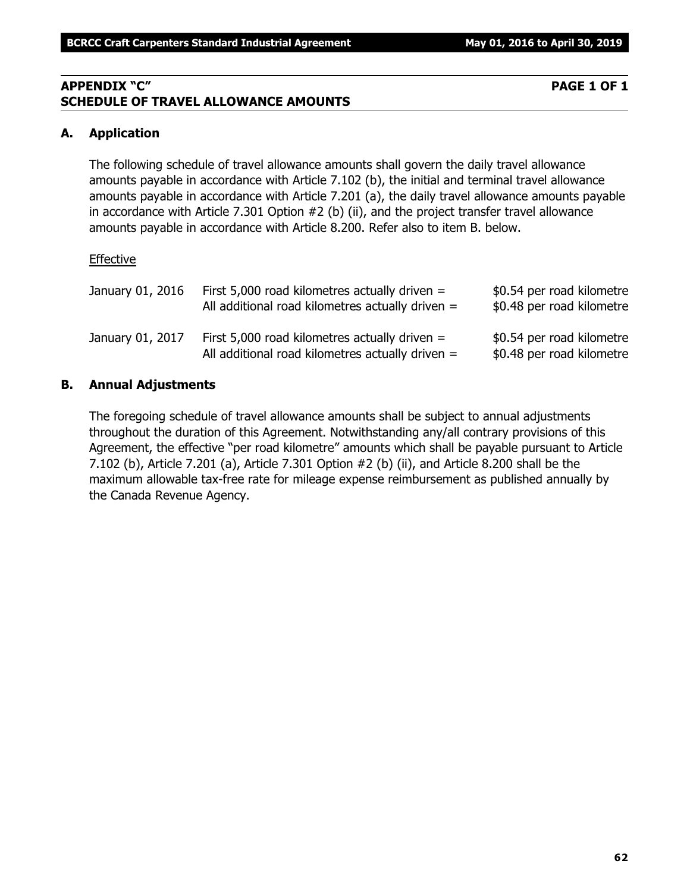## APPENDIX "C" PAGE 1 OF 1
## SCHEDULE OF TRAVEL ALLOWANCE AMOUNTS

### A. Application

The following schedule of travel allowance amounts shall govern the daily travel allowance amounts payable in accordance with Article 7.102 (b), the initial and terminal travel allowance amounts payable in accordance with Article 7.201 (a), the daily travel allowance amounts payable in accordance with Article 7.301 Option #2 (b) (ii), and the project transfer travel allowance amounts payable in accordance with Article 8.200. Refer also to item B. below.

Effective

| | | |
|---|---|---|
| January 01, 2016 | First 5,000 road kilometres actually driven = | $0.54 per road kilometre |
| | All additional road kilometres actually driven = | $0.48 per road kilometre |
| January 01, 2017 | First 5,000 road kilometres actually driven = | $0.54 per road kilometre |
| | All additional road kilometres actually driven = | $0.48 per road kilometre |

### B. Annual Adjustments

The foregoing schedule of travel allowance amounts shall be subject to annual adjustments throughout the duration of this Agreement. Notwithstanding any/all contrary provisions of this Agreement, the effective "per road kilometre" amounts which shall be payable pursuant to Article 7.102 (b), Article 7.201 (a), Article 7.301 Option #2 (b) (ii), and Article 8.200 shall be the maximum allowable tax-free rate for mileage expense reimbursement as published annually by the Canada Revenue Agency.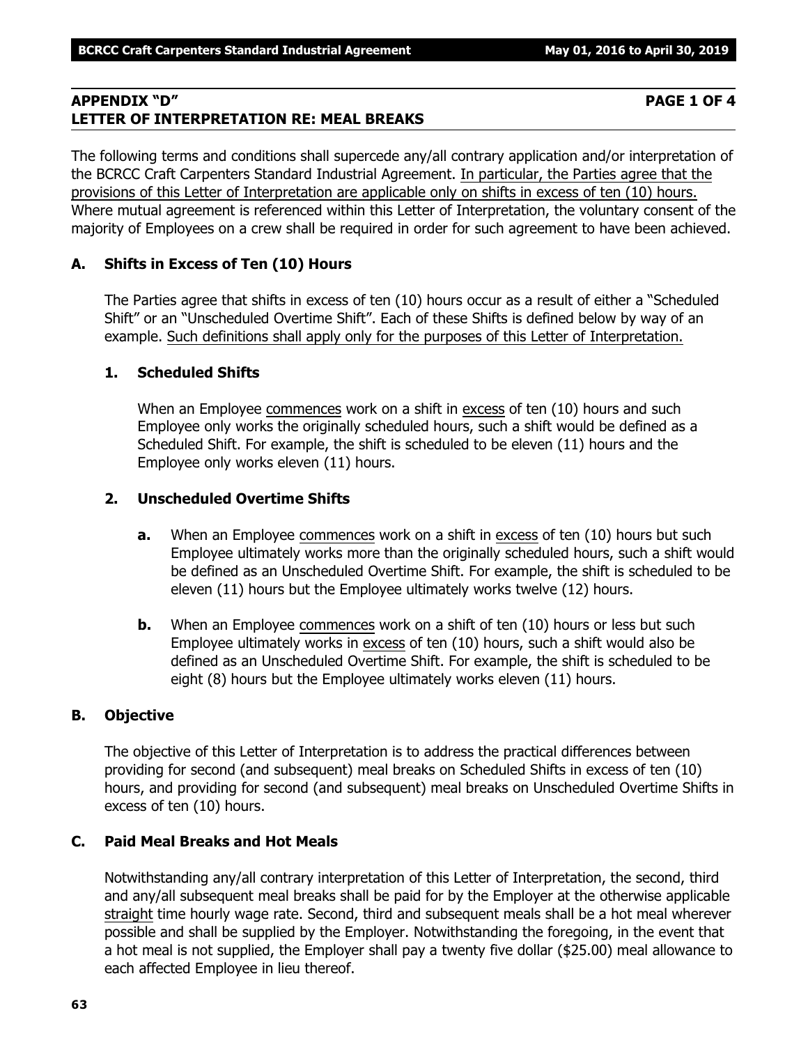## APPENDIX "D" PAGE 1 OF 4
## LETTER OF INTERPRETATION RE: MEAL BREAKS

The following terms and conditions shall supercede any/all contrary application and/or interpretation of the BCRCC Craft Carpenters Standard Industrial Agreement. In particular, the Parties agree that the provisions of this Letter of Interpretation are applicable only on shifts in excess of ten (10) hours. Where mutual agreement is referenced within this Letter of Interpretation, the voluntary consent of the majority of Employees on a crew shall be required in order for such agreement to have been achieved.

### A. Shifts in Excess of Ten (10) Hours

The Parties agree that shifts in excess of ten (10) hours occur as a result of either a "Scheduled Shift" or an "Unscheduled Overtime Shift". Each of these Shifts is defined below by way of an example. Such definitions shall apply only for the purposes of this Letter of Interpretation.

#### 1. Scheduled Shifts

When an Employee commences work on a shift in excess of ten (10) hours and such Employee only works the originally scheduled hours, such a shift would be defined as a Scheduled Shift. For example, the shift is scheduled to be eleven (11) hours and the Employee only works eleven (11) hours.

#### 2. Unscheduled Overtime Shifts

**a.** When an Employee commences work on a shift in excess of ten (10) hours but such Employee ultimately works more than the originally scheduled hours, such a shift would be defined as an Unscheduled Overtime Shift. For example, the shift is scheduled to be eleven (11) hours but the Employee ultimately works twelve (12) hours.

**b.** When an Employee commences work on a shift of ten (10) hours or less but such Employee ultimately works in excess of ten (10) hours, such a shift would also be defined as an Unscheduled Overtime Shift. For example, the shift is scheduled to be eight (8) hours but the Employee ultimately works eleven (11) hours.

### B. Objective

The objective of this Letter of Interpretation is to address the practical differences between providing for second (and subsequent) meal breaks on Scheduled Shifts in excess of ten (10) hours, and providing for second (and subsequent) meal breaks on Unscheduled Overtime Shifts in excess of ten (10) hours.

### C. Paid Meal Breaks and Hot Meals

Notwithstanding any/all contrary interpretation of this Letter of Interpretation, the second, third and any/all subsequent meal breaks shall be paid for by the Employer at the otherwise applicable straight time hourly wage rate. Second, third and subsequent meals shall be a hot meal wherever possible and shall be supplied by the Employer. Notwithstanding the foregoing, in the event that a hot meal is not supplied, the Employer shall pay a twenty five dollar ($25.00) meal allowance to each affected Employee in lieu thereof.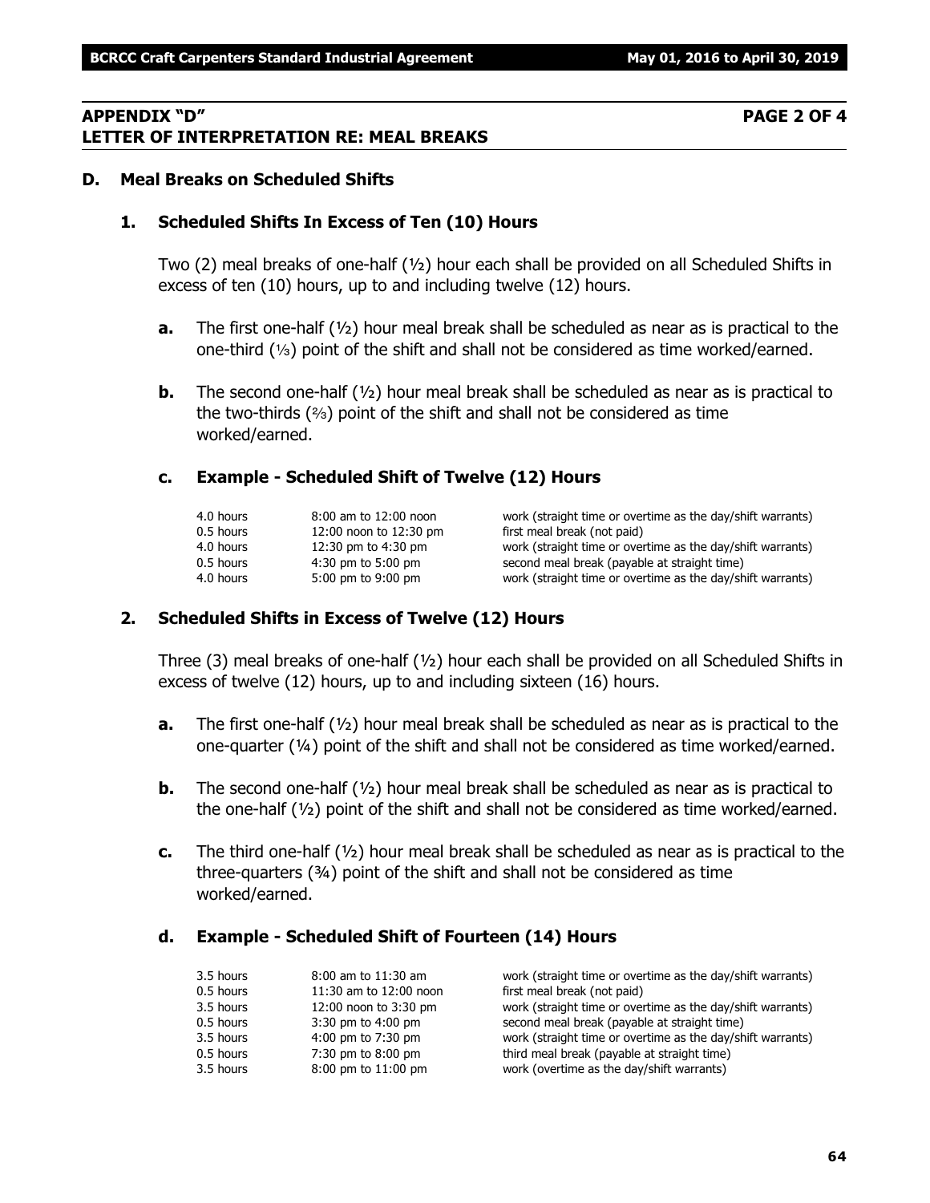## APPENDIX "D" PAGE 2 OF 4
## LETTER OF INTERPRETATION RE: MEAL BREAKS

### D. Meal Breaks on Scheduled Shifts

#### 1. Scheduled Shifts In Excess of Ten (10) Hours

Two (2) meal breaks of one-half (½) hour each shall be provided on all Scheduled Shifts in excess of ten (10) hours, up to and including twelve (12) hours.

**a.** The first one-half (½) hour meal break shall be scheduled as near as is practical to the one-third (⅓) point of the shift and shall not be considered as time worked/earned.

**b.** The second one-half (½) hour meal break shall be scheduled as near as is practical to the two-thirds (⅔) point of the shift and shall not be considered as time worked/earned.

**c. Example - Scheduled Shift of Twelve (12) Hours**

| | | |
|---|---|---|
| 4.0 hours | 8:00 am to 12:00 noon | work (straight time or overtime as the day/shift warrants) |
| 0.5 hours | 12:00 noon to 12:30 pm | first meal break (not paid) |
| 4.0 hours | 12:30 pm to 4:30 pm | work (straight time or overtime as the day/shift warrants) |
| 0.5 hours | 4:30 pm to 5:00 pm | second meal break (payable at straight time) |
| 4.0 hours | 5:00 pm to 9:00 pm | work (straight time or overtime as the day/shift warrants) |

#### 2. Scheduled Shifts in Excess of Twelve (12) Hours

Three (3) meal breaks of one-half (½) hour each shall be provided on all Scheduled Shifts in excess of twelve (12) hours, up to and including sixteen (16) hours.

**a.** The first one-half (½) hour meal break shall be scheduled as near as is practical to the one-quarter (¼) point of the shift and shall not be considered as time worked/earned.

**b.** The second one-half (½) hour meal break shall be scheduled as near as is practical to the one-half (½) point of the shift and shall not be considered as time worked/earned.

**c.** The third one-half (½) hour meal break shall be scheduled as near as is practical to the three-quarters (¾) point of the shift and shall not be considered as time worked/earned.

**d. Example - Scheduled Shift of Fourteen (14) Hours**

| | | |
|---|---|---|
| 3.5 hours | 8:00 am to 11:30 am | work (straight time or overtime as the day/shift warrants) |
| 0.5 hours | 11:30 am to 12:00 noon | first meal break (not paid) |
| 3.5 hours | 12:00 noon to 3:30 pm | work (straight time or overtime as the day/shift warrants) |
| 0.5 hours | 3:30 pm to 4:00 pm | second meal break (payable at straight time) |
| 3.5 hours | 4:00 pm to 7:30 pm | work (straight time or overtime as the day/shift warrants) |
| 0.5 hours | 7:30 pm to 8:00 pm | third meal break (payable at straight time) |
| 3.5 hours | 8:00 pm to 11:00 pm | work (overtime as the day/shift warrants) |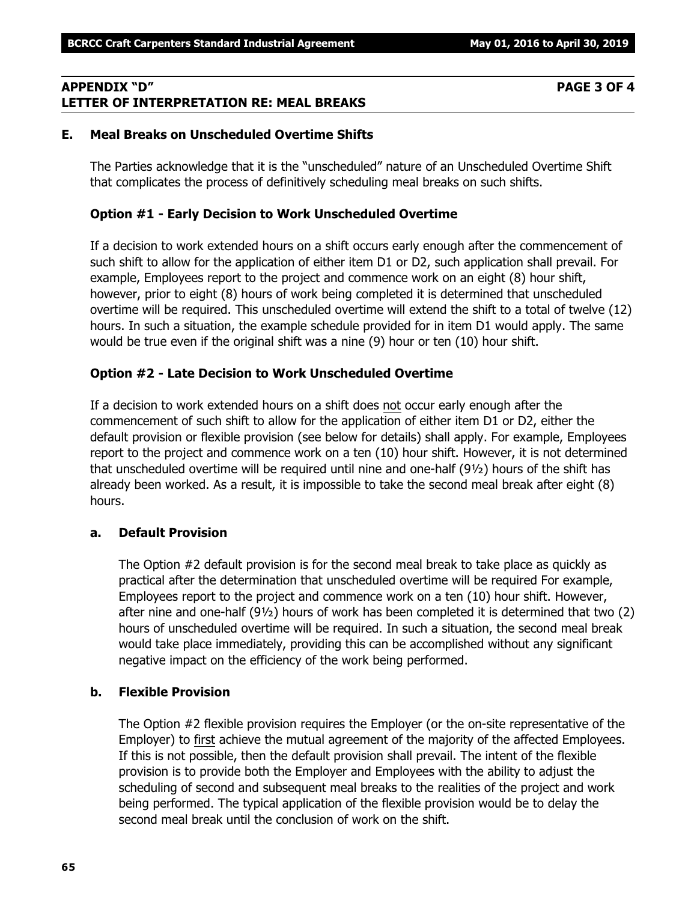## APPENDIX "D" PAGE 3 OF 4
## LETTER OF INTERPRETATION RE: MEAL BREAKS

### E. Meal Breaks on Unscheduled Overtime Shifts

The Parties acknowledge that it is the "unscheduled" nature of an Unscheduled Overtime Shift that complicates the process of definitively scheduling meal breaks on such shifts.

#### Option #1 - Early Decision to Work Unscheduled Overtime

If a decision to work extended hours on a shift occurs early enough after the commencement of such shift to allow for the application of either item D1 or D2, such application shall prevail. For example, Employees report to the project and commence work on an eight (8) hour shift, however, prior to eight (8) hours of work being completed it is determined that unscheduled overtime will be required. This unscheduled overtime will extend the shift to a total of twelve (12) hours. In such a situation, the example schedule provided for in item D1 would apply. The same would be true even if the original shift was a nine (9) hour or ten (10) hour shift.

#### Option #2 - Late Decision to Work Unscheduled Overtime

If a decision to work extended hours on a shift does not occur early enough after the commencement of such shift to allow for the application of either item D1 or D2, either the default provision or flexible provision (see below for details) shall apply. For example, Employees report to the project and commence work on a ten (10) hour shift. However, it is not determined that unscheduled overtime will be required until nine and one-half (9½) hours of the shift has already been worked. As a result, it is impossible to take the second meal break after eight (8) hours.

#### a. Default Provision

The Option #2 default provision is for the second meal break to take place as quickly as practical after the determination that unscheduled overtime will be required For example, Employees report to the project and commence work on a ten (10) hour shift. However, after nine and one-half (9½) hours of work has been completed it is determined that two (2) hours of unscheduled overtime will be required. In such a situation, the second meal break would take place immediately, providing this can be accomplished without any significant negative impact on the efficiency of the work being performed.

#### b. Flexible Provision

The Option #2 flexible provision requires the Employer (or the on-site representative of the Employer) to first achieve the mutual agreement of the majority of the affected Employees. If this is not possible, then the default provision shall prevail. The intent of the flexible provision is to provide both the Employer and Employees with the ability to adjust the scheduling of second and subsequent meal breaks to the realities of the project and work being performed. The typical application of the flexible provision would be to delay the second meal break until the conclusion of work on the shift.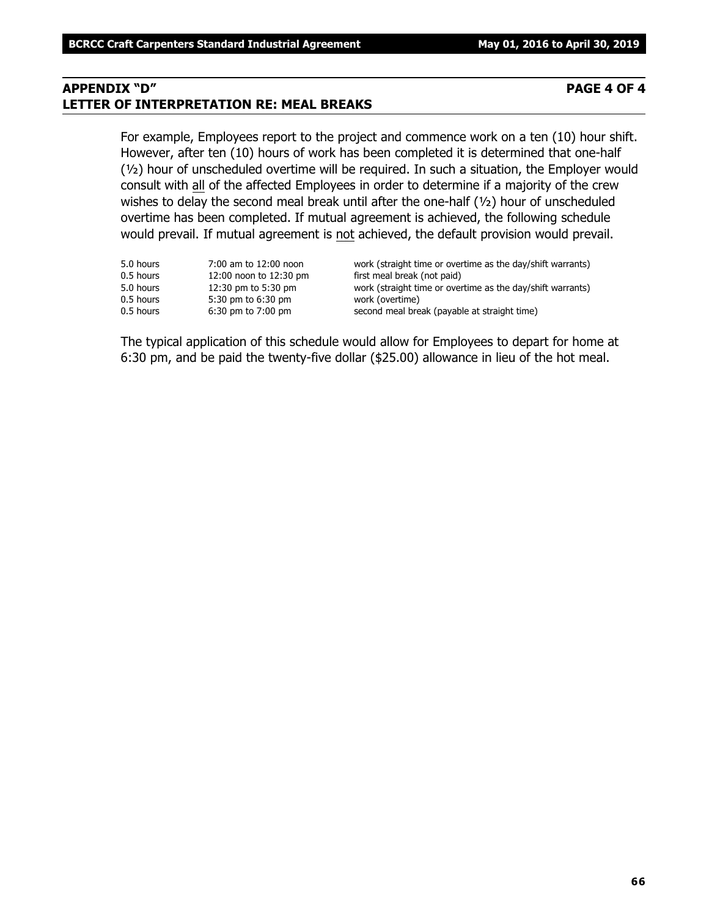## APPENDIX "D" PAGE 4 OF 4
## LETTER OF INTERPRETATION RE: MEAL BREAKS

For example, Employees report to the project and commence work on a ten (10) hour shift. However, after ten (10) hours of work has been completed it is determined that one-half (½) hour of unscheduled overtime will be required. In such a situation, the Employer would consult with all of the affected Employees in order to determine if a majority of the crew wishes to delay the second meal break until after the one-half (½) hour of unscheduled overtime has been completed. If mutual agreement is achieved, the following schedule would prevail. If mutual agreement is not achieved, the default provision would prevail.

| | | |
|---|---|---|
| 5.0 hours | 7:00 am to 12:00 noon | work (straight time or overtime as the day/shift warrants) |
| 0.5 hours | 12:00 noon to 12:30 pm | first meal break (not paid) |
| 5.0 hours | 12:30 pm to 5:30 pm | work (straight time or overtime as the day/shift warrants) |
| 0.5 hours | 5:30 pm to 6:30 pm | work (overtime) |
| 0.5 hours | 6:30 pm to 7:00 pm | second meal break (payable at straight time) |

The typical application of this schedule would allow for Employees to depart for home at 6:30 pm, and be paid the twenty-five dollar ($25.00) allowance in lieu of the hot meal.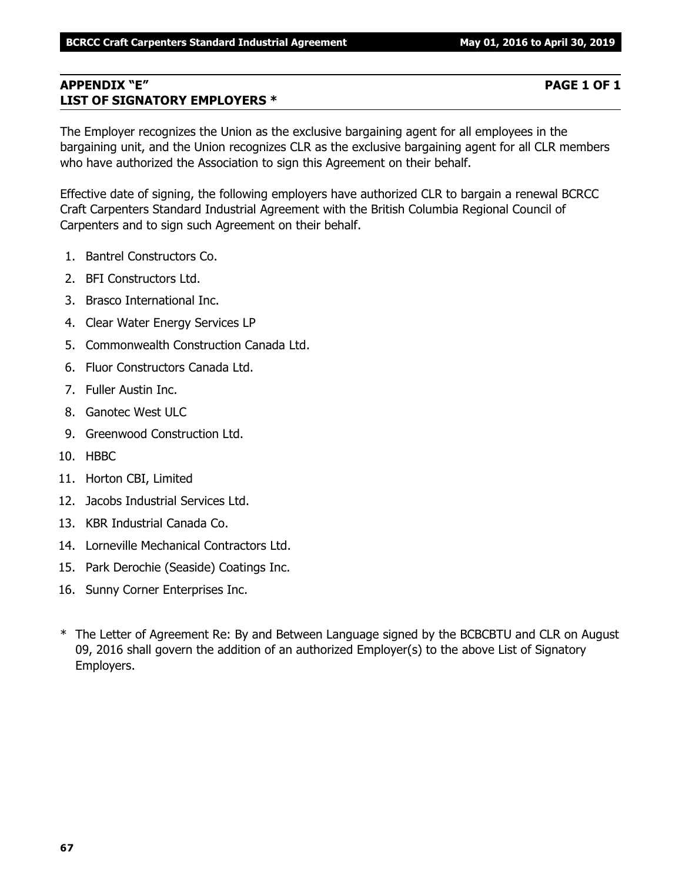## APPENDIX "E" PAGE 1 OF 1
## LIST OF SIGNATORY EMPLOYERS *

The Employer recognizes the Union as the exclusive bargaining agent for all employees in the bargaining unit, and the Union recognizes CLR as the exclusive bargaining agent for all CLR members who have authorized the Association to sign this Agreement on their behalf.

Effective date of signing, the following employers have authorized CLR to bargain a renewal BCRCC Craft Carpenters Standard Industrial Agreement with the British Columbia Regional Council of Carpenters and to sign such Agreement on their behalf.

1. Bantrel Constructors Co.
2. BFI Constructors Ltd.
3. Brasco International Inc.
4. Clear Water Energy Services LP
5. Commonwealth Construction Canada Ltd.
6. Fluor Constructors Canada Ltd.
7. Fuller Austin Inc.
8. Ganotec West ULC
9. Greenwood Construction Ltd.
10. HBBC
11. Horton CBI, Limited
12. Jacobs Industrial Services Ltd.
13. KBR Industrial Canada Co.
14. Lorneville Mechanical Contractors Ltd.
15. Park Derochie (Seaside) Coatings Inc.
16. Sunny Corner Enterprises Inc.

\* The Letter of Agreement Re: By and Between Language signed by the BCBCBTU and CLR on August 09, 2016 shall govern the addition of an authorized Employer(s) to the above List of Signatory Employers.